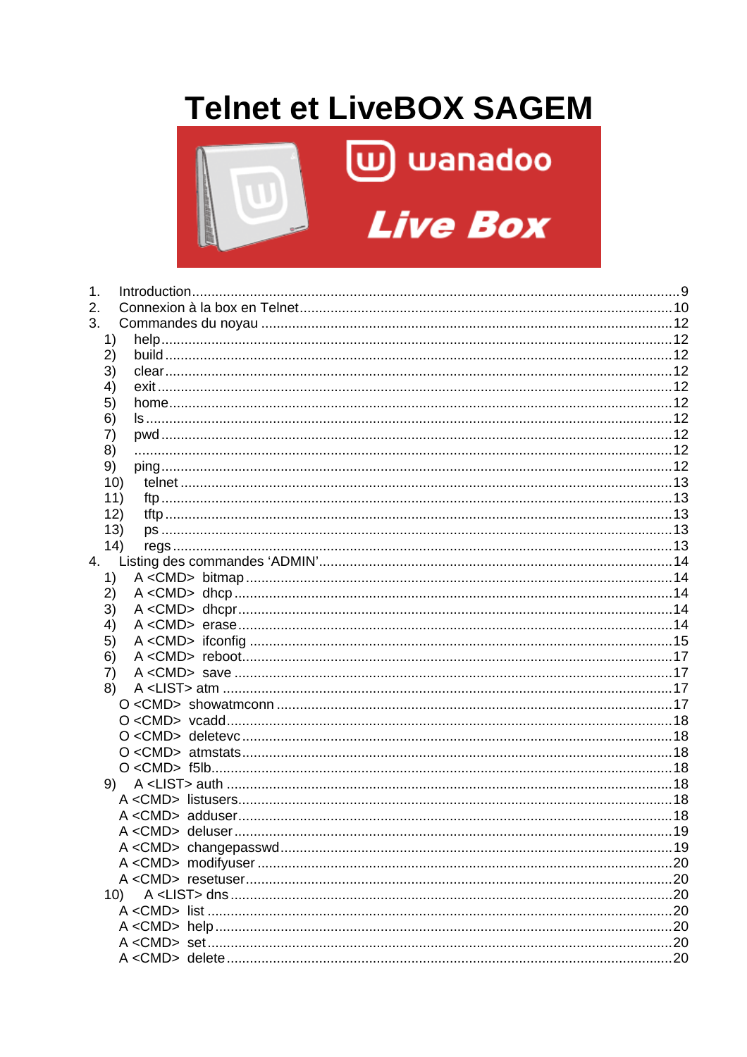# Telnet et LiveBOX SAGEM

1. Introduction ....................................................................................................................9
2. Connexion à la box en Telnet..................................................................................10
3. Commandes du noyau ..............................................................................................12
   1) help...........................................................................................................................12
   2) build .........................................................................................................................12
   3) clear..........................................................................................................................12
   4) exit ...........................................................................................................................12
   5) home.........................................................................................................................12
   6) ls ..............................................................................................................................12
   7) pwd ..........................................................................................................................12
   8) ...............................................................................................................................12
   9) ping...........................................................................................................................12
   10) telnet .....................................................................................................................13
   11) ftp ..........................................................................................................................13
   12) tftp .........................................................................................................................13
   13) ps ..........................................................................................................................13
   14) regs .......................................................................................................................13
4. Listing des commandes 'ADMIN'..............................................................................14
   1) A <CMD> bitmap .....................................................................................................14
   2) A <CMD> dhcp ........................................................................................................14
   3) A <CMD> dhcpr.......................................................................................................14
   4) A <CMD> erase .......................................................................................................14
   5) A <CMD> ifconfig ....................................................................................................15
   6) A <CMD> reboot......................................................................................................17
   7) A <CMD> save ........................................................................................................17
   8) A <LIST> atm ..........................................................................................................17
      O <CMD> showatmconn .........................................................................................17
      O <CMD> vcadd.......................................................................................................18
      O <CMD> deletevc...................................................................................................18
      O <CMD> atmstats...................................................................................................18
      O <CMD> f5lb..........................................................................................................18
   9) A <LIST> auth ..........................................................................................................18
      A <CMD> listusers...................................................................................................18
      A <CMD> adduser...................................................................................................18
      A <CMD> deluser ....................................................................................................19
      A <CMD> changepasswd.........................................................................................19
      A <CMD> modifyuser ..............................................................................................20
      A <CMD> resetuser.................................................................................................20
   10) A <LIST> dns .......................................................................................................20
      A <CMD> list ..........................................................................................................20
      A <CMD> help ........................................................................................................20
      A <CMD> set...........................................................................................................20
      A <CMD> delete ......................................................................................................20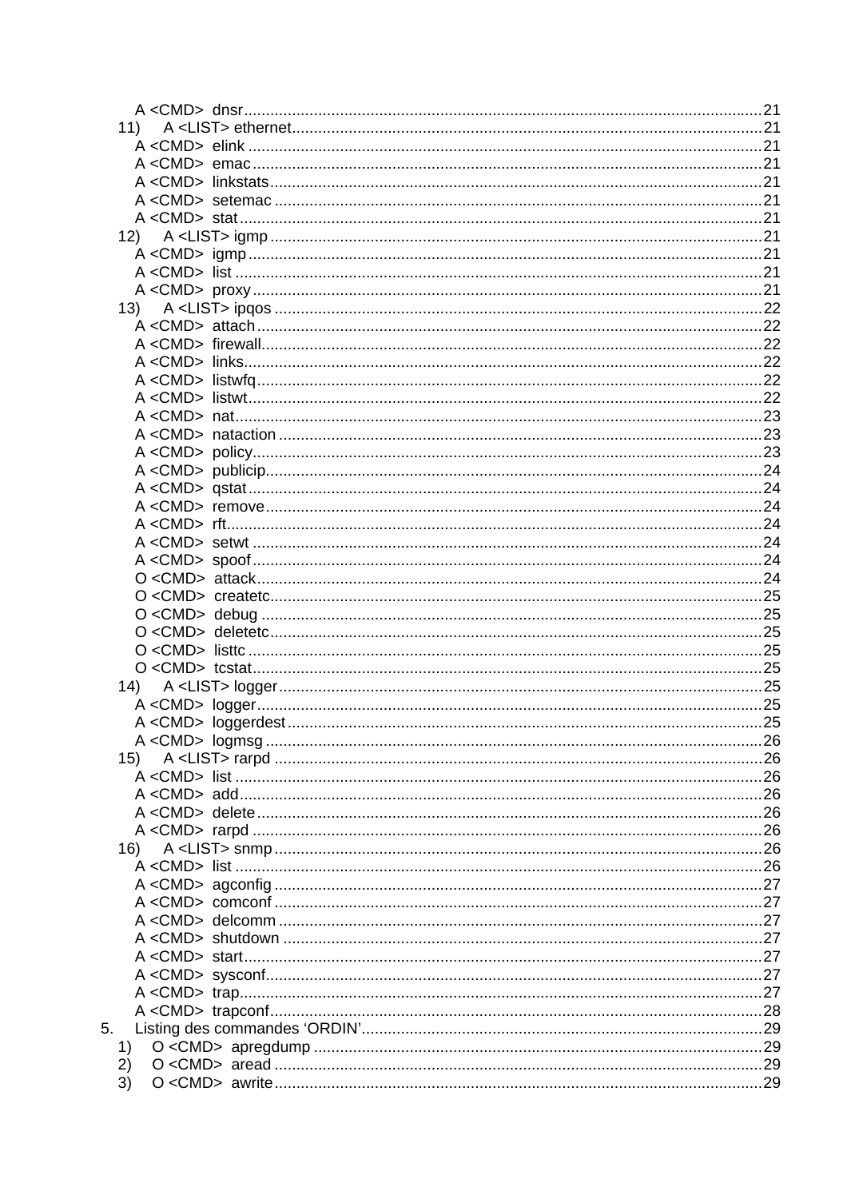A <CMD> dnsr ........................................................................................................21
11) A <LIST> ethernet.............................................................................................21
A <CMD> elink ......................................................................................................21
A <CMD> emac ......................................................................................................21
A <CMD> linkstats..................................................................................................21
A <CMD> setemac ..................................................................................................21
A <CMD> stat..........................................................................................................21
12) A <LIST> igmp .....................................................................................................21
A <CMD> igmp ......................................................................................................21
A <CMD> list ..........................................................................................................21
A <CMD> proxy ......................................................................................................21
13) A <LIST> ipqos .....................................................................................................22
A <CMD> attach .....................................................................................................22
A <CMD> firewall....................................................................................................22
A <CMD> links........................................................................................................22
A <CMD> listwfq.....................................................................................................22
A <CMD> listwt.......................................................................................................22
A <CMD> nat...........................................................................................................23
A <CMD> nataction ................................................................................................23
A <CMD> policy......................................................................................................23
A <CMD> publicip...................................................................................................24
A <CMD> qstat........................................................................................................24
A <CMD> remove ...................................................................................................24
A <CMD> rft.............................................................................................................24
A <CMD> setwt ......................................................................................................24
A <CMD> spoof ......................................................................................................24
O <CMD> attack.....................................................................................................24
O <CMD> createtc..................................................................................................25
O <CMD> debug ....................................................................................................25
O <CMD> deletetc..................................................................................................25
O <CMD> listtc .......................................................................................................25
O <CMD> tcstat......................................................................................................25
14) A <LIST> logger....................................................................................................25
A <CMD> logger.....................................................................................................25
A <CMD> loggerdest...............................................................................................25
A <CMD> logmsg ...................................................................................................26
15) A <LIST> rarpd .....................................................................................................26
A <CMD> list ..........................................................................................................26
A <CMD> add.........................................................................................................26
A <CMD> delete .....................................................................................................26
A <CMD> rarpd ......................................................................................................26
16) A <LIST> snmp .....................................................................................................26
A <CMD> list ..........................................................................................................26
A <CMD> agconfig .................................................................................................27
A <CMD> comconf .................................................................................................27
A <CMD> delcomm ................................................................................................27
A <CMD> shutdown ...............................................................................................27
A <CMD> start........................................................................................................27
A <CMD> sysconf...................................................................................................27
A <CMD> trap.........................................................................................................27
A <CMD> trapconf..................................................................................................28
5. Listing des commandes ‘ORDIN’.............................................................................29
1) O <CMD> apregdump ..........................................................................................29
2) O <CMD> aread ...................................................................................................29
3) O <CMD> awrite...................................................................................................29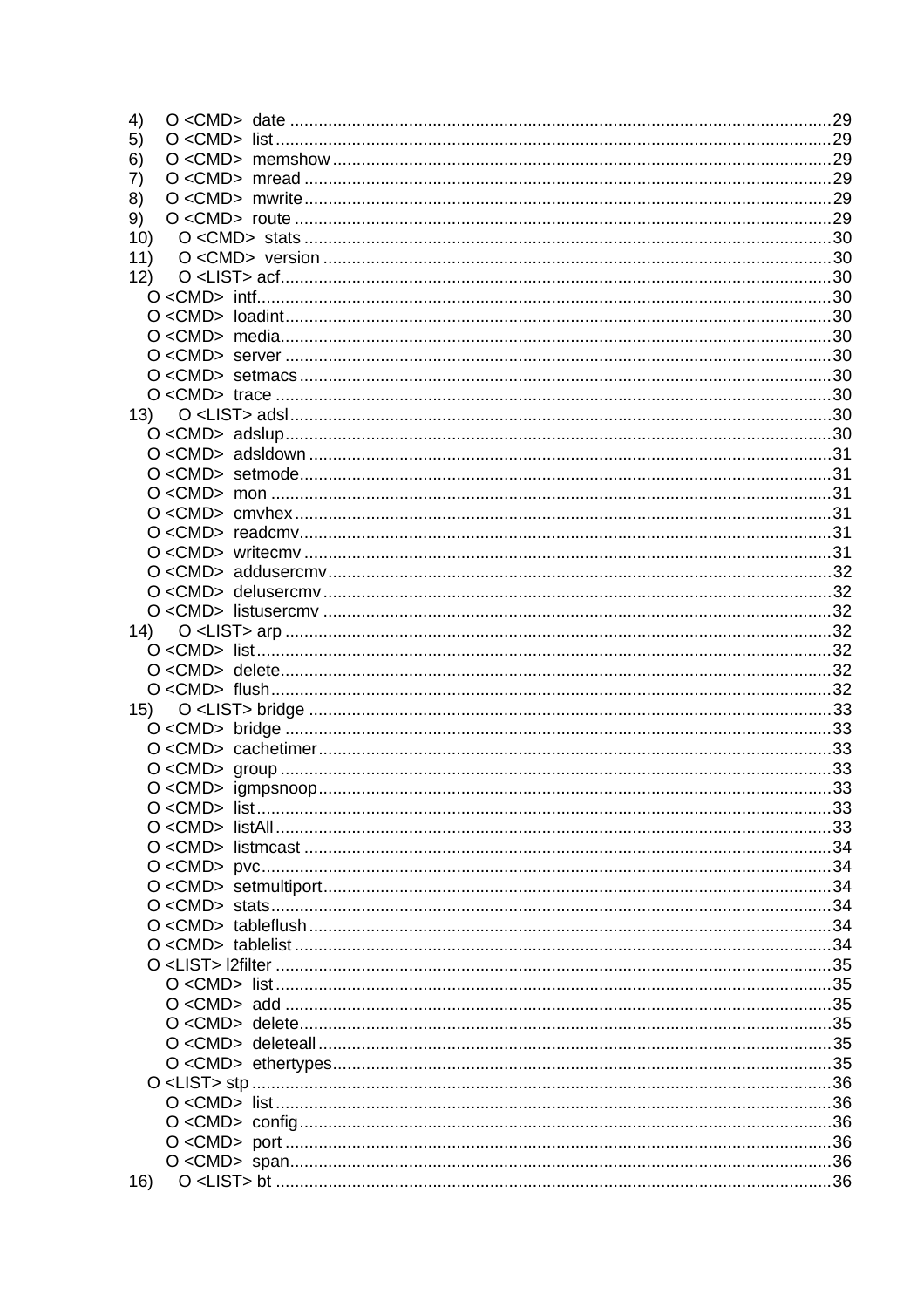4) O <CMD> date ....................................................................................................29
5) O <CMD> list .......................................................................................................29
6) O <CMD> memshow ...........................................................................................29
7) O <CMD> mread .................................................................................................29
8) O <CMD> mwrite .................................................................................................29
9) O <CMD> route ...................................................................................................29
10) O <CMD> stats ..................................................................................................30
11) O <CMD> version .............................................................................................30
12) O <LIST> acf......................................................................................................30
 O <CMD> intf.........................................................................................................30
 O <CMD> loadint...................................................................................................30
 O <CMD> media....................................................................................................30
 O <CMD> server ...................................................................................................30
 O <CMD> setmacs ................................................................................................30
 O <CMD> trace .....................................................................................................30
13) O <LIST> adsl ....................................................................................................30
 O <CMD> adslup ...................................................................................................30
 O <CMD> adsldown ..............................................................................................31
 O <CMD> setmode ................................................................................................31
 O <CMD> mon .......................................................................................................31
 O <CMD> cmvhex ..................................................................................................31
 O <CMD> readcmv .................................................................................................31
 O <CMD> writecmv ................................................................................................31
 O <CMD> addusercmv ...........................................................................................32
 O <CMD> delusercmv ............................................................................................32
 O <CMD> listusercmv ............................................................................................32
14) O <LIST> arp .....................................................................................................32
 O <CMD> list .........................................................................................................32
 O <CMD> delete .....................................................................................................32
 O <CMD> flush .......................................................................................................32
15) O <LIST> bridge ................................................................................................33
 O <CMD> bridge ....................................................................................................33
 O <CMD> cachetimer .............................................................................................33
 O <CMD> group .....................................................................................................33
 O <CMD> igmpsnoop .............................................................................................33
 O <CMD> list ..........................................................................................................33
 O <CMD> listAll ......................................................................................................33
 O <CMD> listmcast ................................................................................................34
 O <CMD> pvc .........................................................................................................34
 O <CMD> setmultiport ............................................................................................34
 O <CMD> stats .......................................................................................................34
 O <CMD> tableflush ...............................................................................................34
 O <CMD> tablelist ..................................................................................................34
 O <LIST> l2filter .....................................................................................................35
  O <CMD> list ......................................................................................................35
  O <CMD> add .....................................................................................................35
  O <CMD> delete ..................................................................................................35
  O <CMD> deleteall ..............................................................................................35
  O <CMD> ethertypes ...........................................................................................35
 O <LIST> stp ..........................................................................................................36
  O <CMD> list ......................................................................................................36
  O <CMD> config ..................................................................................................36
  O <CMD> port .....................................................................................................36
  O <CMD> span ....................................................................................................36
16) O <LIST> bt .......................................................................................................36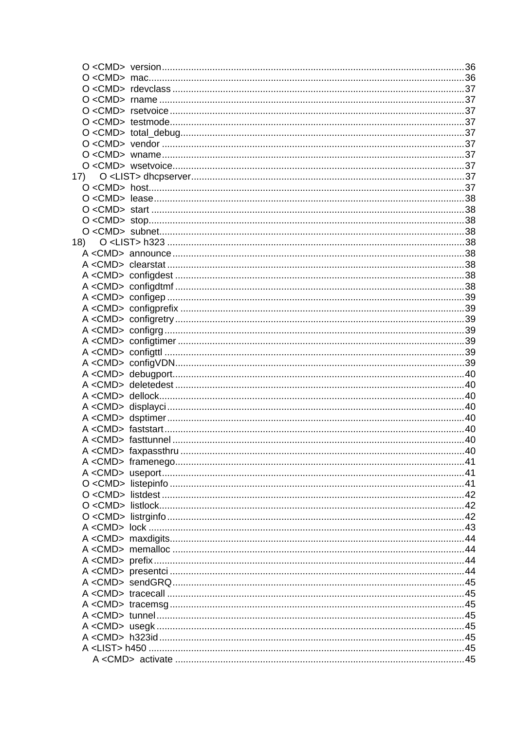O <CMD>  version....................................................................................................36
O <CMD>  mac..........................................................................................................36
O <CMD>  rdevclass ..................................................................................................37
O <CMD>  rname .......................................................................................................37
O <CMD>  rsetvoice ...................................................................................................37
O <CMD>  testmode...................................................................................................37
O <CMD>  total_debug................................................................................................37
O <CMD>  vendor ......................................................................................................37
O <CMD>  wname.......................................................................................................37
O <CMD>  wsetvoice...................................................................................................37

17)   O <LIST> dhcpserver..............................................................................................37

O <CMD>  host...........................................................................................................37
O <CMD>  lease.........................................................................................................38
O <CMD>  start ..........................................................................................................38
O <CMD>  stop............................................................................................................38
O <CMD>  subnet........................................................................................................38

18)   O <LIST> h323 .........................................................................................................38

A <CMD>  announce ....................................................................................................38
A <CMD>  clearstat ......................................................................................................38
A <CMD>  configdest ....................................................................................................38
A <CMD>  configdtmf ....................................................................................................38
A <CMD>  configep ........................................................................................................39
A <CMD>  configprefix ..................................................................................................39
A <CMD>  configretry ....................................................................................................39
A <CMD>  configrg .........................................................................................................39
A <CMD>  configtimer ...................................................................................................39
A <CMD>  configttl .........................................................................................................39
A <CMD>  configVDN.....................................................................................................39
A <CMD>  debugport......................................................................................................40
A <CMD>  deletedest .....................................................................................................40
A <CMD>  dellock...........................................................................................................40
A <CMD>  displayci ........................................................................................................40
A <CMD>  dsptimer ........................................................................................................40
A <CMD>  faststart .........................................................................................................40
A <CMD>  fasttunnel .......................................................................................................40
A <CMD>  faxpassthru ....................................................................................................40
A <CMD>  framenego......................................................................................................41
A <CMD>  useport...........................................................................................................41
O <CMD>  listepinfo .......................................................................................................41
O <CMD>  listdest ...........................................................................................................42
O <CMD>  listlock............................................................................................................42
O <CMD>  listrginfo .........................................................................................................42
A <CMD>  lock ................................................................................................................43
A <CMD>  maxdigits........................................................................................................44
A <CMD>  memalloc ........................................................................................................44
A <CMD>  prefix...............................................................................................................44
A <CMD>  presentci .........................................................................................................44
A <CMD>  sendGRQ........................................................................................................45
A <CMD>  tracecall ..........................................................................................................45
A <CMD>  tracemsg .........................................................................................................45
A <CMD>  tunnel...............................................................................................................45
A <CMD>  usegk ...............................................................................................................45
A <CMD>  h323id..............................................................................................................45
A <LIST> h450 ..................................................................................................................45
A <CMD>  activate ....................................................................................................45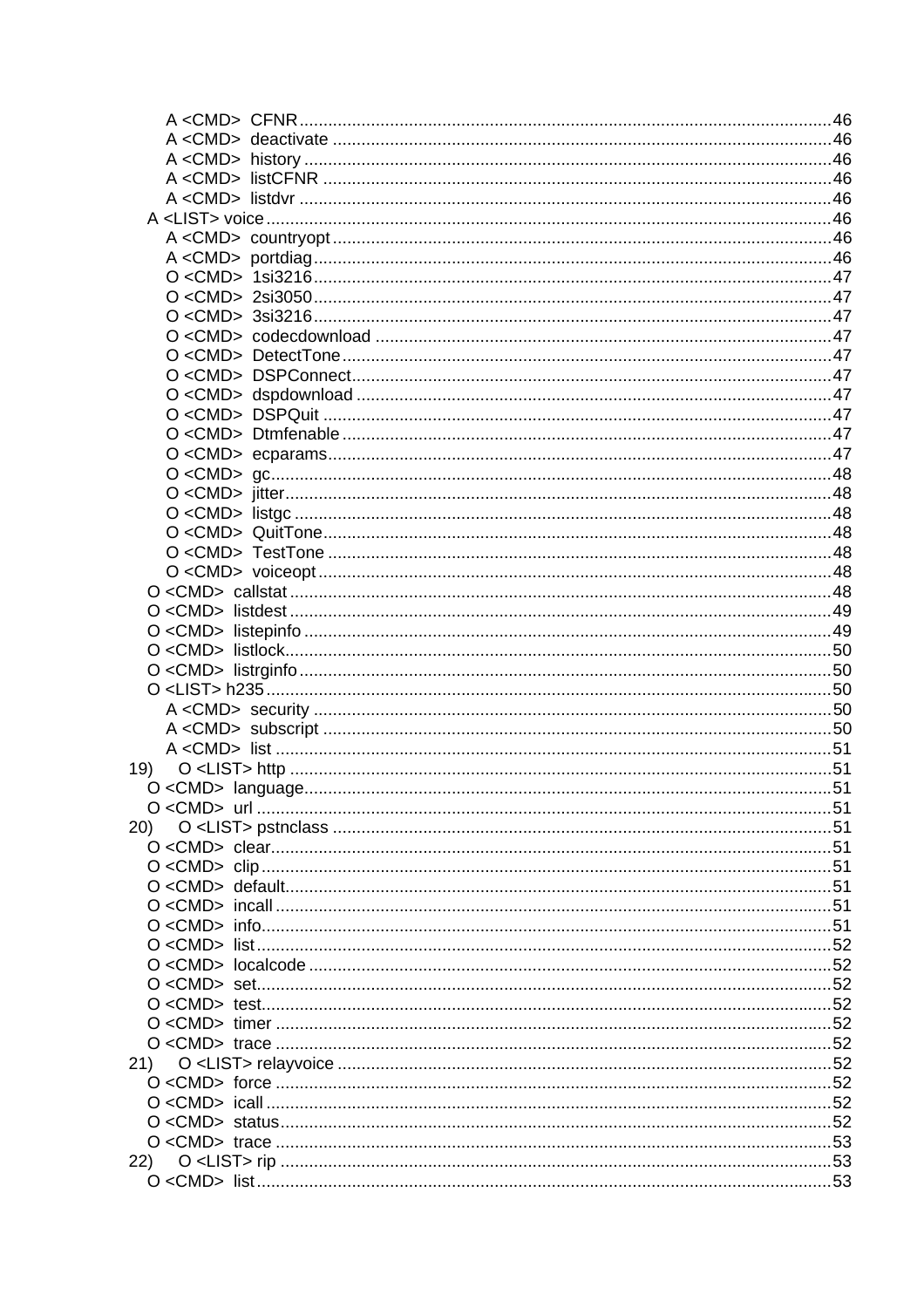A <CMD> CFNR .......................................................................................................46
A <CMD> deactivate ..............................................................................................46
A <CMD> history ....................................................................................................46
A <CMD> listCFNR .................................................................................................46
A <CMD> listdvr .....................................................................................................46
A <LIST> voice ...........................................................................................................46
A <CMD> countryopt ..............................................................................................46
A <CMD> portdiag ..................................................................................................46
O <CMD> 1si3216 ..................................................................................................47
O <CMD> 2si3050 ..................................................................................................47
O <CMD> 3si3216 ..................................................................................................47
O <CMD> codecdownload ......................................................................................47
O <CMD> DetectTone .............................................................................................47
O <CMD> DSPConnect ...........................................................................................47
O <CMD> dspdownload ..........................................................................................47
O <CMD> DSPQuit .................................................................................................47
O <CMD> Dtmfenable ............................................................................................47
O <CMD> ecparams ...............................................................................................47
O <CMD> gc ...........................................................................................................48
O <CMD> jitter .......................................................................................................48
O <CMD> listgc ......................................................................................................48
O <CMD> QuitTone .................................................................................................48
O <CMD> TestTone ................................................................................................48
O <CMD> voiceopt .................................................................................................48
O <CMD> callstat .......................................................................................................48
O <CMD> listdest .......................................................................................................49
O <CMD> listepinfo ....................................................................................................49
O <CMD> listlock ........................................................................................................50
O <CMD> listrginfo .....................................................................................................50
O <LIST> h235 ............................................................................................................50
A <CMD> security ..................................................................................................50
A <CMD> subscript .................................................................................................50
A <CMD> list ..........................................................................................................51

19) O <LIST> http .......................................................................................................51
O <CMD> language ....................................................................................................51
O <CMD> url ..............................................................................................................51

20) O <LIST> pstnclass ...............................................................................................51
O <CMD> clear ...........................................................................................................51
O <CMD> clip .............................................................................................................51
O <CMD> default ........................................................................................................51
O <CMD> incall ..........................................................................................................51
O <CMD> info .............................................................................................................51
O <CMD> list ..............................................................................................................52
O <CMD> localcode ...................................................................................................52
O <CMD> set ..............................................................................................................52
O <CMD> test .............................................................................................................52
O <CMD> timer ..........................................................................................................52
O <CMD> trace ..........................................................................................................52

21) O <LIST> relayvoice .............................................................................................52
O <CMD> force ..........................................................................................................52
O <CMD> icall ............................................................................................................52
O <CMD> status .........................................................................................................52
O <CMD> trace ..........................................................................................................53

22) O <LIST> rip .........................................................................................................53
O <CMD> list ..............................................................................................................53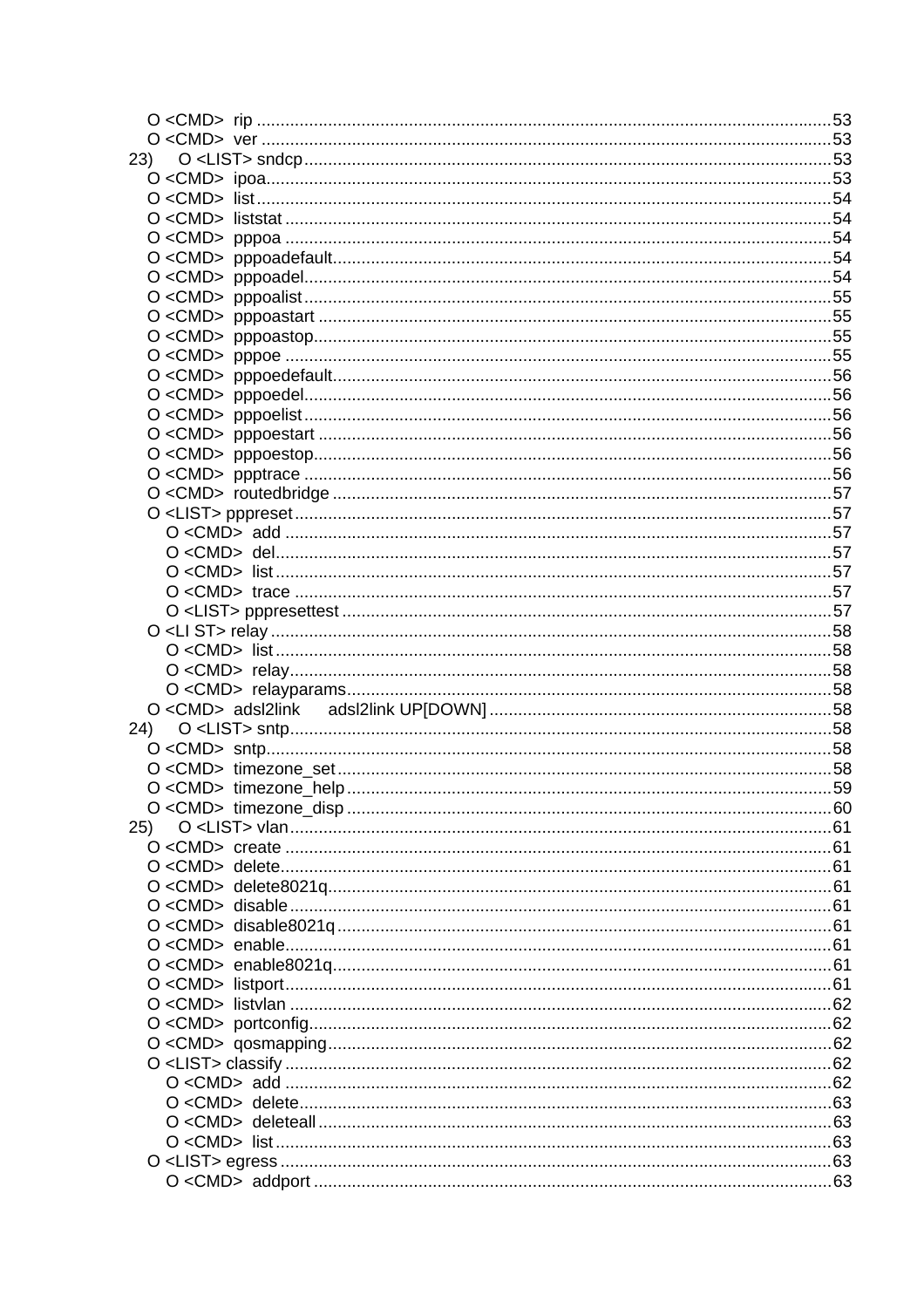- O <CMD> rip ........................................................................................................................53
- O <CMD> ver ......................................................................................................................53

23) O <LIST> sndcp ..........................................................................................................53

- O <CMD> ipoa......................................................................................................................53
- O <CMD> list ........................................................................................................................54
- O <CMD> liststat ..................................................................................................................54
- O <CMD> pppoa ..................................................................................................................54
- O <CMD> pppoadefault.......................................................................................................54
- O <CMD> pppoadel.............................................................................................................54
- O <CMD> pppoalist .............................................................................................................55
- O <CMD> pppoastart ..........................................................................................................55
- O <CMD> pppoastop...........................................................................................................55
- O <CMD> pppoe .................................................................................................................55
- O <CMD> pppoedefault.......................................................................................................56
- O <CMD> pppoedel.............................................................................................................56
- O <CMD> pppoelist .............................................................................................................56
- O <CMD> pppoestart ..........................................................................................................56
- O <CMD> pppoestop...........................................................................................................56
- O <CMD> ppptrace .............................................................................................................56
- O <CMD> routedbridge ........................................................................................................57
- O <LIST> pppreset ...............................................................................................................57
  - O <CMD> add .................................................................................................................57
  - O <CMD> del...................................................................................................................57
  - O <CMD> list ...................................................................................................................57
  - O <CMD> trace ...............................................................................................................57
  - O <LIST> pppresettest .....................................................................................................57
- O <LI ST> relay ....................................................................................................................58
  - O <CMD> list ...................................................................................................................58
  - O <CMD> relay................................................................................................................58
  - O <CMD> relayparams.....................................................................................................58
- O <CMD> adsl2link adsl2link UP[DOWN] .......................................................................58

24) O <LIST> sntp.................................................................................................................58

- O <CMD> sntp......................................................................................................................58
- O <CMD> timezone_set ......................................................................................................58
- O <CMD> timezone_help.....................................................................................................59
- O <CMD> timezone_disp ....................................................................................................60

25) O <LIST> vlan.................................................................................................................61

- O <CMD> create ..................................................................................................................61
- O <CMD> delete...................................................................................................................61
- O <CMD> delete8021q.........................................................................................................61
- O <CMD> disable .................................................................................................................61
- O <CMD> disable8021q .......................................................................................................61
- O <CMD> enable..................................................................................................................61
- O <CMD> enable8021q........................................................................................................61
- O <CMD> listport..................................................................................................................61
- O <CMD> listvlan .................................................................................................................62
- O <CMD> portconfig............................................................................................................62
- O <CMD> qosmapping.........................................................................................................62
- O <LIST> classify .................................................................................................................62
  - O <CMD> add .................................................................................................................62
  - O <CMD> delete..............................................................................................................63
  - O <CMD> deleteall ..........................................................................................................63
  - O <CMD> list ...................................................................................................................63
- O <LIST> egress ..................................................................................................................63
  - O <CMD> addport ...........................................................................................................63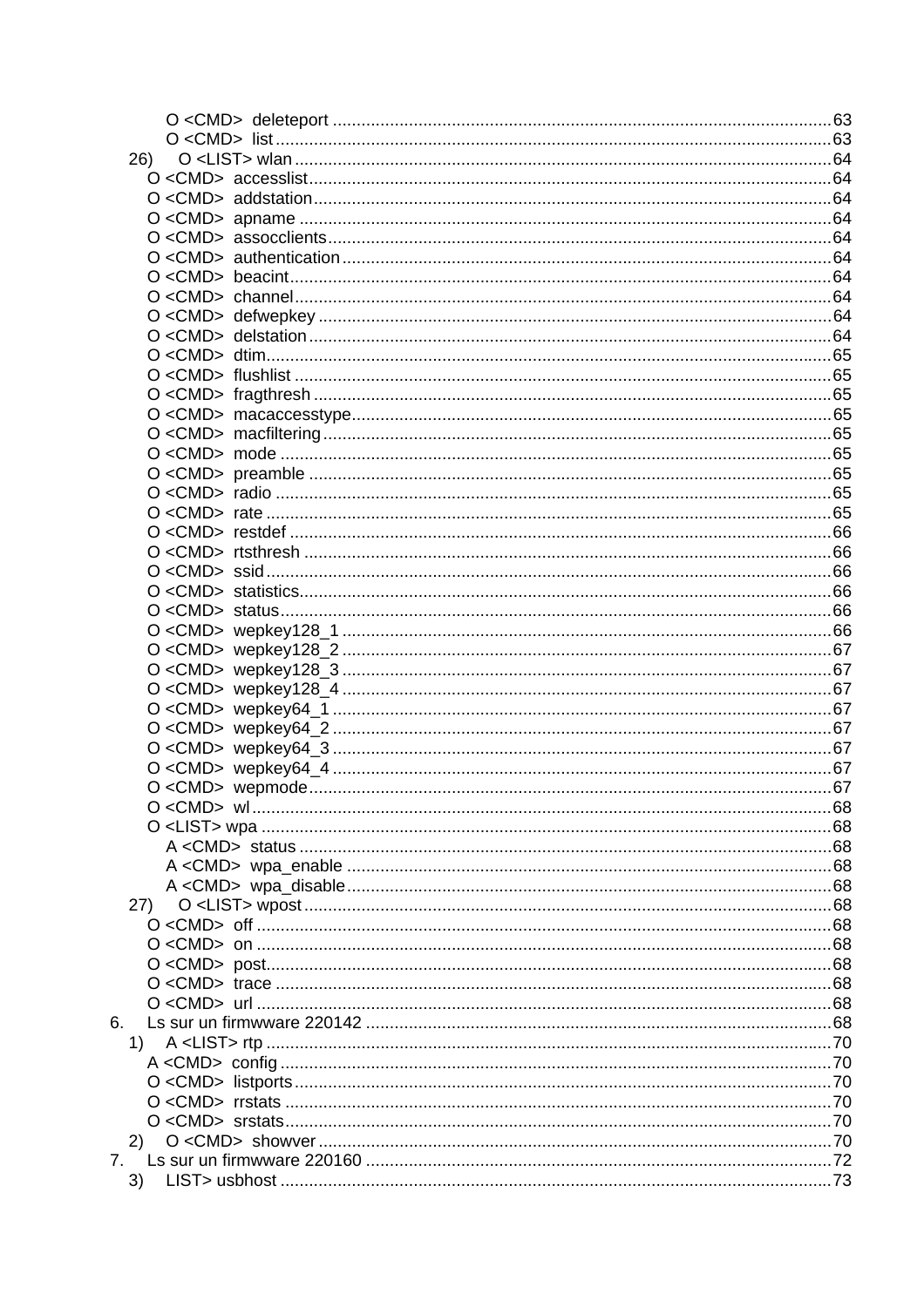- O <CMD> deleteport ........................................................................................................63
- O <CMD> list ....................................................................................................................63

26) O <LIST> wlan ................................................................................................................64

- O <CMD> accesslist.............................................................................................................64
- O <CMD> addstation............................................................................................................64
- O <CMD> apname ...............................................................................................................64
- O <CMD> assocclients.........................................................................................................64
- O <CMD> authentication......................................................................................................64
- O <CMD> beacint.................................................................................................................64
- O <CMD> channel................................................................................................................64
- O <CMD> defwepkey ...........................................................................................................64
- O <CMD> delstation.............................................................................................................64
- O <CMD> dtim......................................................................................................................65
- O <CMD> flushlist ................................................................................................................65
- O <CMD> fragthresh ............................................................................................................65
- O <CMD> macaccesstype....................................................................................................65
- O <CMD> macfiltering..........................................................................................................65
- O <CMD> mode ...................................................................................................................65
- O <CMD> preamble .............................................................................................................65
- O <CMD> radio ....................................................................................................................65
- O <CMD> rate ......................................................................................................................65
- O <CMD> restdef .................................................................................................................66
- O <CMD> rtsthresh ..............................................................................................................66
- O <CMD> ssid ......................................................................................................................66
- O <CMD> statistics...............................................................................................................66
- O <CMD> status...................................................................................................................66
- O <CMD> wepkey128_1 ......................................................................................................66
- O <CMD> wepkey128_2 ......................................................................................................67
- O <CMD> wepkey128_3 ......................................................................................................67
- O <CMD> wepkey128_4 ......................................................................................................67
- O <CMD> wepkey64_1 ........................................................................................................67
- O <CMD> wepkey64_2 ........................................................................................................67
- O <CMD> wepkey64_3 ........................................................................................................67
- O <CMD> wepkey64_4 ........................................................................................................67
- O <CMD> wepmode.............................................................................................................67
- O <CMD> wl.........................................................................................................................68
- O <LIST> wpa .......................................................................................................................68
  - A <CMD> status ...............................................................................................................68
  - A <CMD> wpa_enable .....................................................................................................68
  - A <CMD> wpa_disable.....................................................................................................68

27) O <LIST> wpost..............................................................................................................68

- O <CMD> off ........................................................................................................................68
- O <CMD> on ........................................................................................................................68
- O <CMD> post......................................................................................................................68
- O <CMD> trace ....................................................................................................................68
- O <CMD> url ........................................................................................................................68

6. Ls sur un firmwware 220142 .................................................................................................68

1) A <LIST> rtp ......................................................................................................................70

- A <CMD> config ...................................................................................................................70
- O <CMD> listports................................................................................................................70
- O <CMD> rrstats ..................................................................................................................70
- O <CMD> srstats..................................................................................................................70

2) O <CMD> showver ...........................................................................................................70

7. Ls sur un firmwware 220160 .................................................................................................72

3) LIST> usbhost ..................................................................................................................73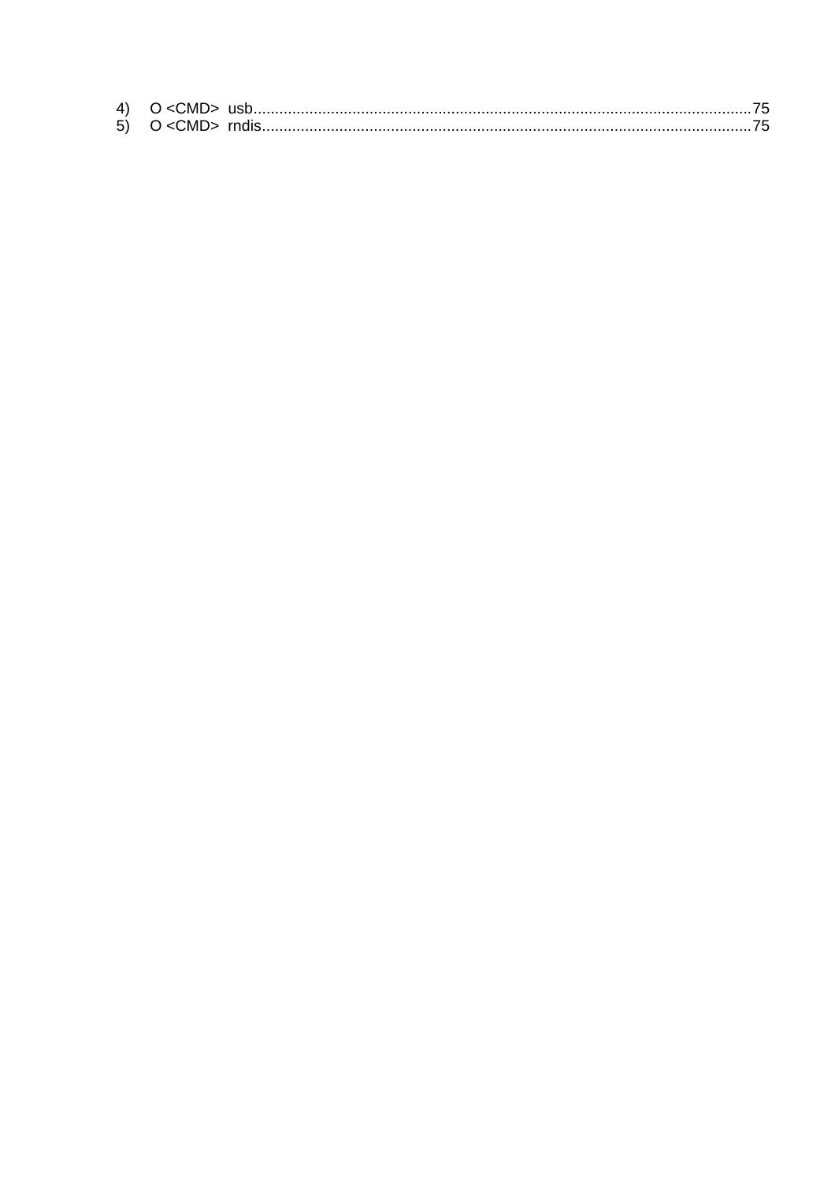4) O <CMD> usb....................................................................................................................75
5) O <CMD> rndis.................................................................................................................75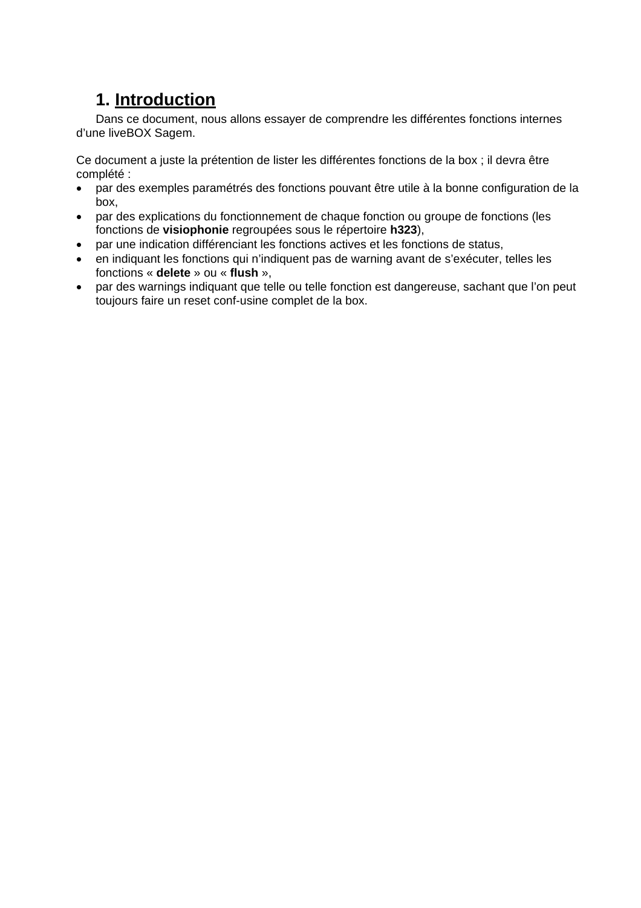# 1. Introduction

Dans ce document, nous allons essayer de comprendre les différentes fonctions internes d'une liveBOX Sagem.

Ce document a juste la prétention de lister les différentes fonctions de la box ; il devra être complété :

- par des exemples paramétrés des fonctions pouvant être utile à la bonne configuration de la box,
- par des explications du fonctionnement de chaque fonction ou groupe de fonctions (les fonctions de **visiophonie** regroupées sous le répertoire **h323**),
- par une indication différenciant les fonctions actives et les fonctions de status,
- en indiquant les fonctions qui n'indiquent pas de warning avant de s'exécuter, telles les fonctions « **delete** » ou « **flush** »,
- par des warnings indiquant que telle ou telle fonction est dangereuse, sachant que l'on peut toujours faire un reset conf-usine complet de la box.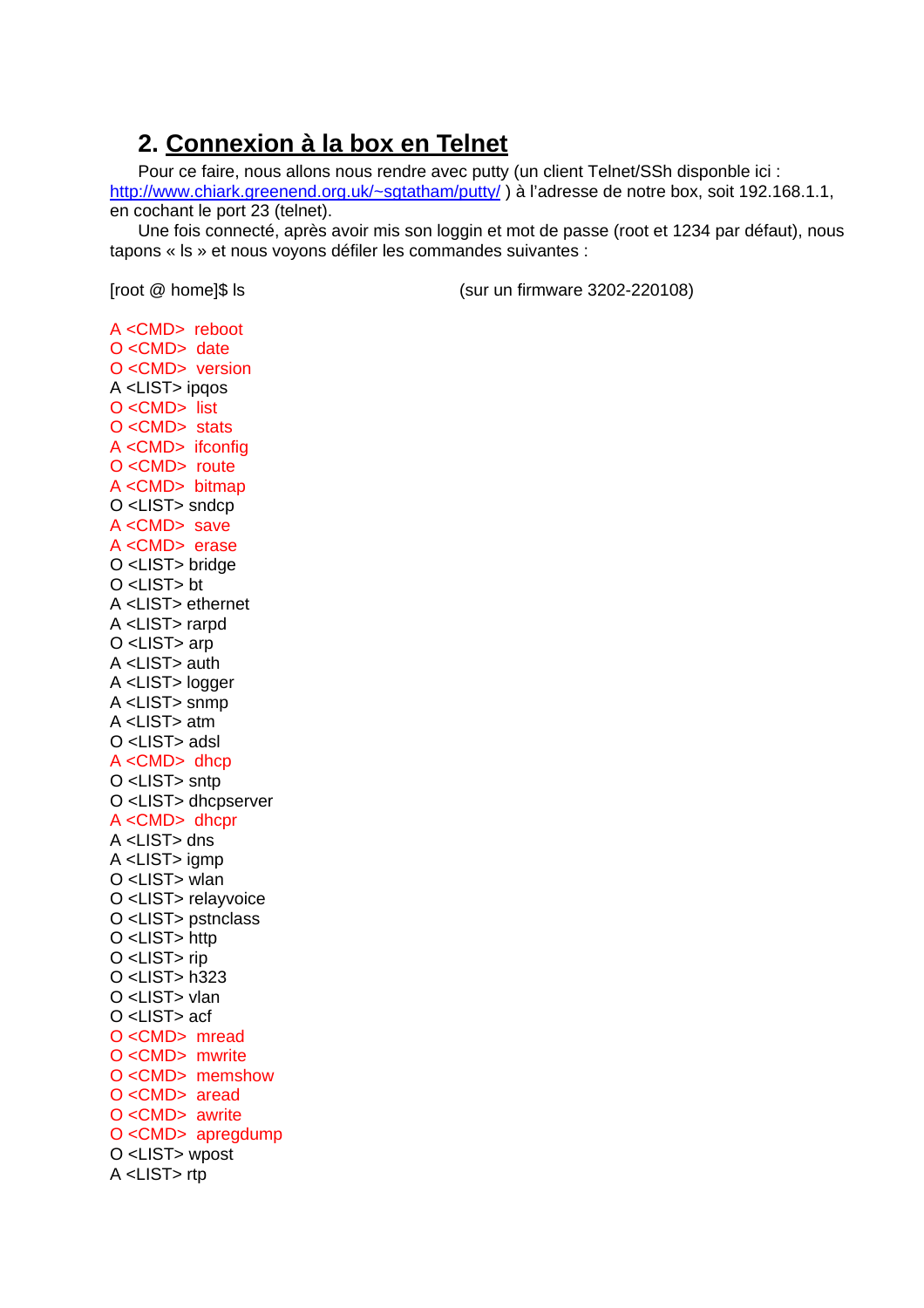## 2. Connexion à la box en Telnet

Pour ce faire, nous allons nous rendre avec putty (un client Telnet/SSh disponble ici : http://www.chiark.greenend.org.uk/~sgtatham/putty/ ) à l'adresse de notre box, soit 192.168.1.1, en cochant le port 23 (telnet).

Une fois connecté, après avoir mis son loggin et mot de passe (root et 1234 par défaut), nous tapons « ls » et nous voyons défiler les commandes suivantes :

[root @ home]$ ls (sur un firmware 3202-220108)

```
A <CMD>  reboot
O <CMD>  date
O <CMD>  version
A <LIST> ipqos
O <CMD>  list
O <CMD>  stats
A <CMD>  ifconfig
O <CMD>  route
A <CMD>  bitmap
O <LIST> sndcp
A <CMD>  save
A <CMD>  erase
O <LIST> bridge
O <LIST> bt
A <LIST> ethernet
A <LIST> rarpd
O <LIST> arp
A <LIST> auth
A <LIST> logger
A <LIST> snmp
A <LIST> atm
O <LIST> adsl
A <CMD>  dhcp
O <LIST> sntp
O <LIST> dhcpserver
A <CMD>  dhcpr
A <LIST> dns
A <LIST> igmp
O <LIST> wlan
O <LIST> relayvoice
O <LIST> pstnclass
O <LIST> http
O <LIST> rip
O <LIST> h323
O <LIST> vlan
O <LIST> acf
O <CMD>  mread
O <CMD>  mwrite
O <CMD>  memshow
O <CMD>  aread
O <CMD>  awrite
O <CMD>  apregdump
O <LIST> wpost
A <LIST> rtp
```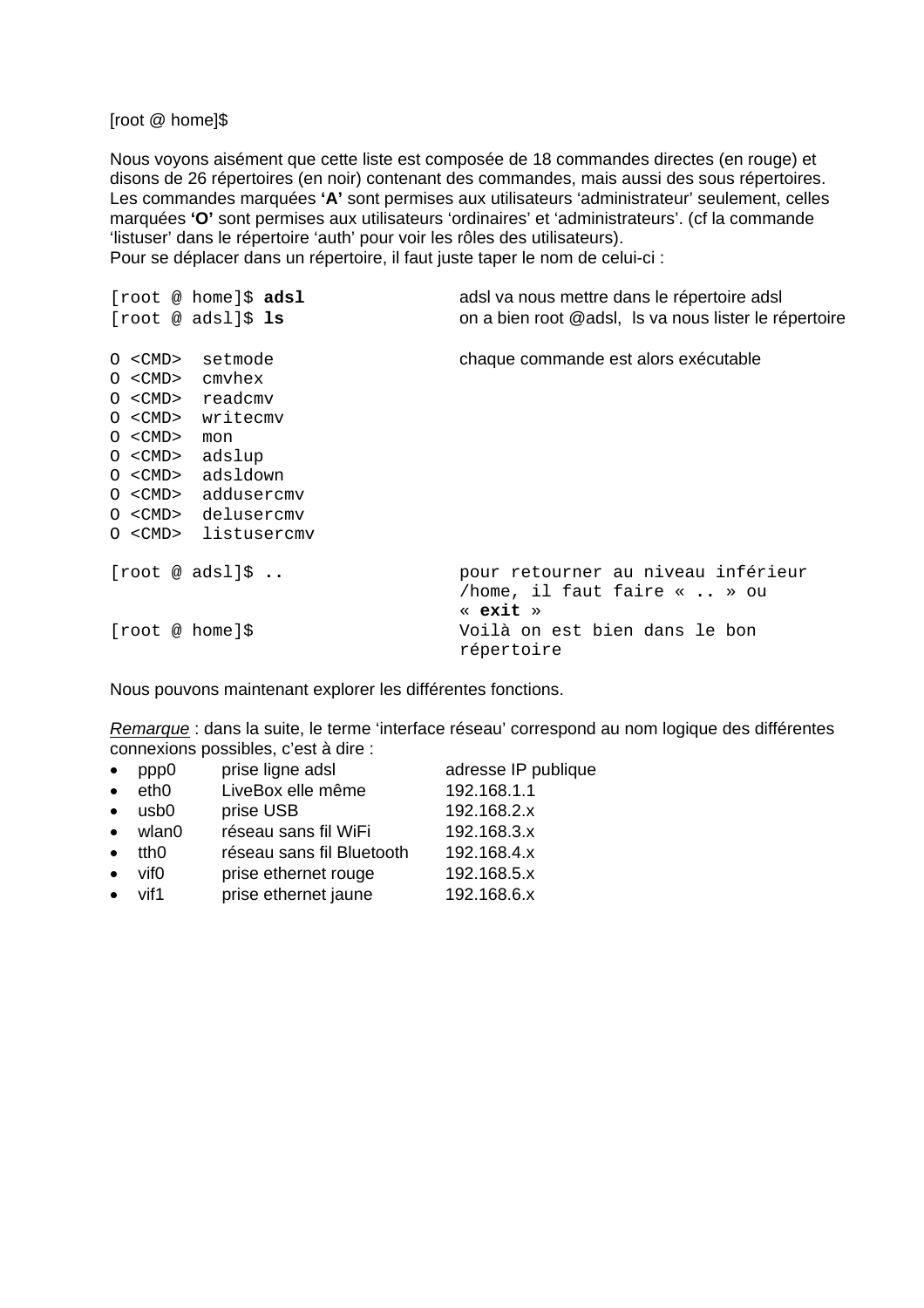[root @ home]$

Nous voyons aisément que cette liste est composée de 18 commandes directes (en rouge) et disons de 26 répertoires (en noir) contenant des commandes, mais aussi des sous répertoires. Les commandes marquées **'A'** sont permises aux utilisateurs 'administrateur' seulement, celles marquées **'O'** sont permises aux utilisateurs 'ordinaires' et 'administrateurs'. (cf la commande 'listuser' dans le répertoire 'auth' pour voir les rôles des utilisateurs).
Pour se déplacer dans un répertoire, il faut juste taper le nom de celui-ci :

```
[root @ home]$ adsl              adsl va nous mettre dans le répertoire adsl
[root @ adsl]$ ls                on a bien root @adsl, ls va nous lister le répertoire

O <CMD>  setmode                 chaque commande est alors exécutable
O <CMD>  cmvhex
O <CMD>  readcmv
O <CMD>  writecmv
O <CMD>  mon
O <CMD>  adslup
O <CMD>  adsldown
O <CMD>  addusercmv
O <CMD>  delusercmv
O <CMD>  listusercmv

[root @ adsl]$ ..                pour retourner au niveau inférieur
                                 /home, il faut faire « .. » ou
                                 « exit »
[root @ home]$                   Voilà on est bien dans le bon
                                 répertoire
```

Nous pouvons maintenant explorer les différentes fonctions.

*Remarque* : dans la suite, le terme 'interface réseau' correspond au nom logique des différentes connexions possibles, c'est à dire :

- ppp0 prise ligne adsl adresse IP publique
- eth0 LiveBox elle même 192.168.1.1
- usb0 prise USB 192.168.2.x
- wlan0 réseau sans fil WiFi 192.168.3.x
- tth0 réseau sans fil Bluetooth 192.168.4.x
- vif0 prise ethernet rouge 192.168.5.x
- vif1 prise ethernet jaune 192.168.6.x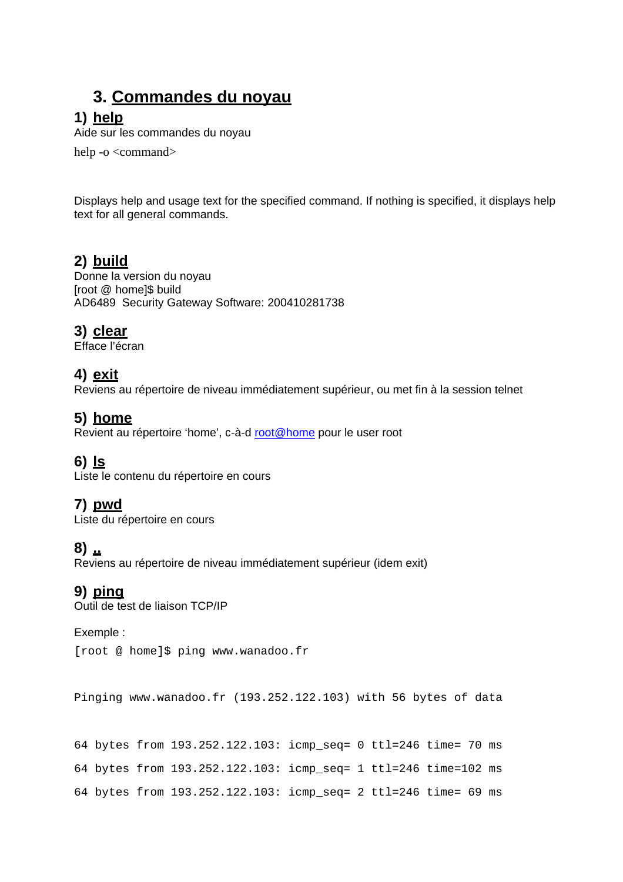## 3. Commandes du noyau

### 1) help

Aide sur les commandes du noyau

help -o <command>

Displays help and usage text for the specified command. If nothing is specified, it displays help text for all general commands.

### 2) build

Donne la version du noyau

[root @ home]$ build

AD6489  Security Gateway Software: 200410281738

### 3) clear

Efface l'écran

### 4) exit

Reviens au répertoire de niveau immédiatement supérieur, ou met fin à la session telnet

### 5) home

Revient au répertoire 'home', c-à-d root@home pour le user root

### 6) ls

Liste le contenu du répertoire en cours

### 7) pwd

Liste du répertoire en cours

### 8) ..

Reviens au répertoire de niveau immédiatement supérieur (idem exit)

### 9) ping

Outil de test de liaison TCP/IP

Exemple :

```
[root @ home]$ ping www.wanadoo.fr


Pinging www.wanadoo.fr (193.252.122.103) with 56 bytes of data


64 bytes from 193.252.122.103: icmp_seq= 0 ttl=246 time= 70 ms

64 bytes from 193.252.122.103: icmp_seq= 1 ttl=246 time=102 ms

64 bytes from 193.252.122.103: icmp_seq= 2 ttl=246 time= 69 ms
```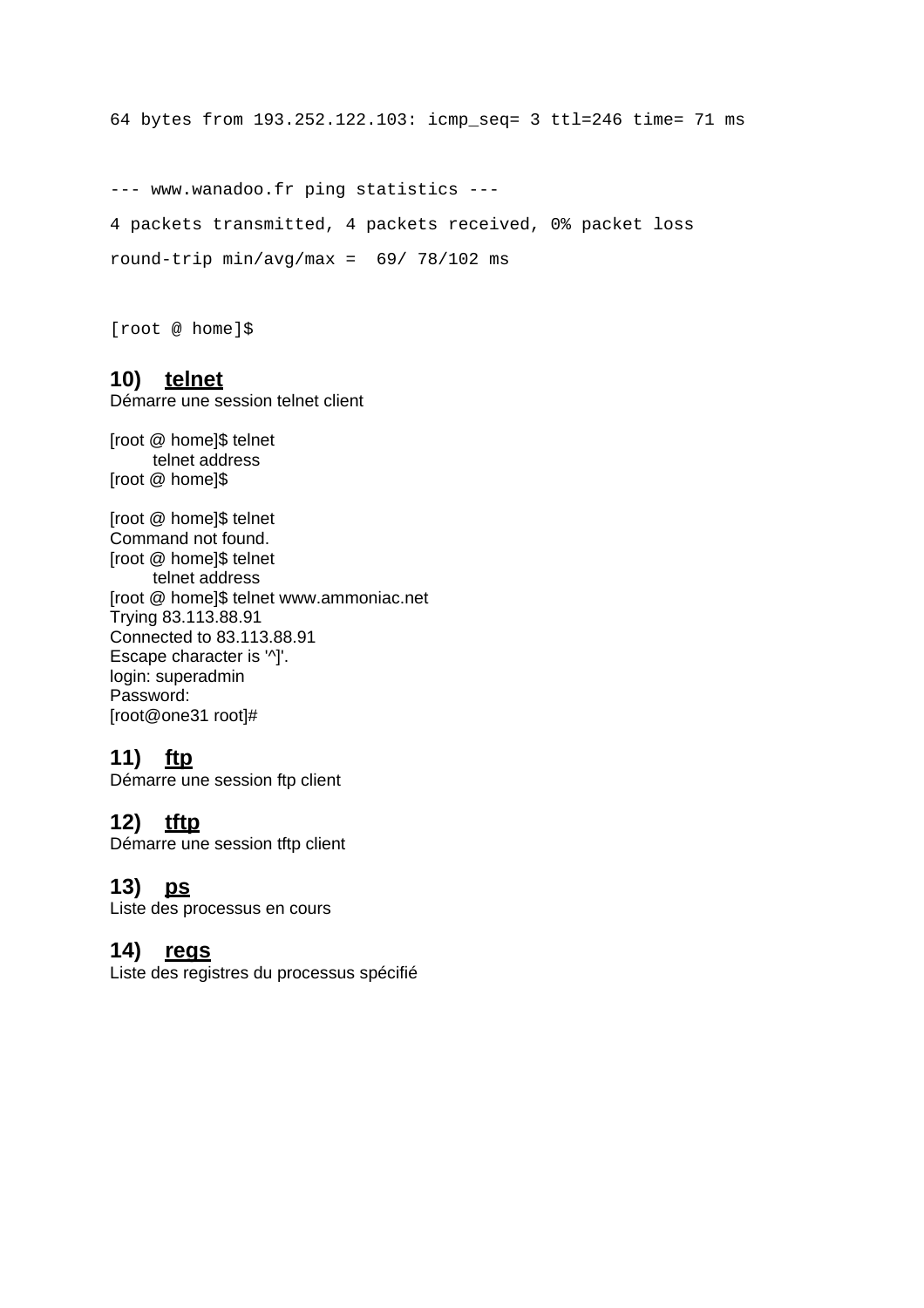```
64 bytes from 193.252.122.103: icmp_seq= 3 ttl=246 time= 71 ms


--- www.wanadoo.fr ping statistics ---
4 packets transmitted, 4 packets received, 0% packet loss
round-trip min/avg/max =  69/ 78/102 ms


[root @ home]$
```

### 10) telnet

Démarre une session telnet client

```
[root @ home]$ telnet
        telnet address
[root @ home]$
```

```
[root @ home]$ telnet
Command not found.
[root @ home]$ telnet
        telnet address
[root @ home]$ telnet www.ammoniac.net
Trying 83.113.88.91
Connected to 83.113.88.91
Escape character is '^]'.
login: superadmin
Password:
[root@one31 root]#
```

### 11) ftp

Démarre une session ftp client

### 12) tftp

Démarre une session tftp client

### 13) ps

Liste des processus en cours

### 14) regs

Liste des registres du processus spécifié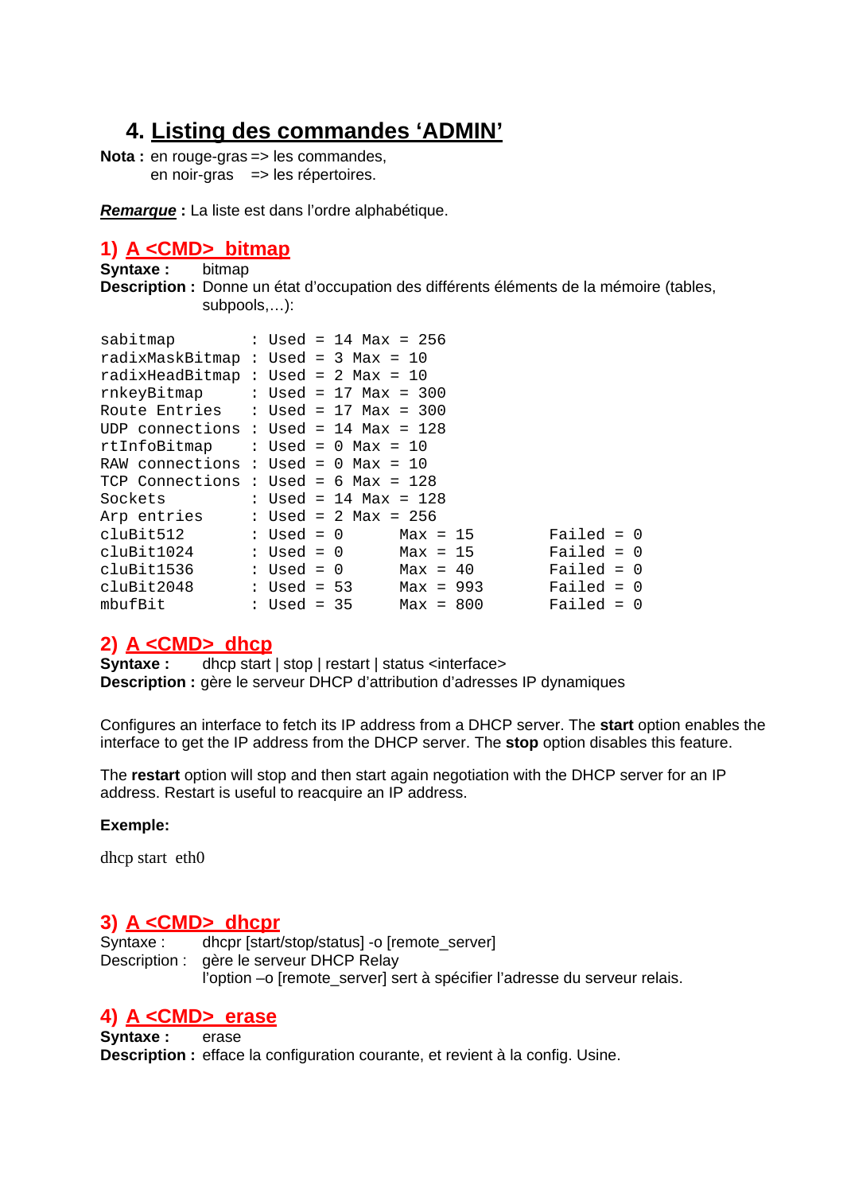# 4. Listing des commandes 'ADMIN'

**Nota :** en rouge-gras => les commandes,
en noir-gras => les répertoires.

***Remarque*** **:** La liste est dans l'ordre alphabétique.

## 1) A <CMD> bitmap

**Syntaxe :** bitmap

**Description :** Donne un état d'occupation des différents éléments de la mémoire (tables, subpools,…):

```
sabitmap        : Used = 14 Max = 256
radixMaskBitmap : Used = 3 Max = 10
radixHeadBitmap : Used = 2 Max = 10
rnkeyBitmap     : Used = 17 Max = 300
Route Entries   : Used = 17 Max = 300
UDP connections : Used = 14 Max = 128
rtInfoBitmap    : Used = 0 Max = 10
RAW connections : Used = 0 Max = 10
TCP Connections : Used = 6 Max = 128
Sockets         : Used = 14 Max = 128
Arp entries     : Used = 2 Max = 256
cluBit512       : Used = 0      Max = 15       Failed = 0
cluBit1024      : Used = 0      Max = 15       Failed = 0
cluBit1536      : Used = 0      Max = 40       Failed = 0
cluBit2048      : Used = 53     Max = 993      Failed = 0
mbufBit         : Used = 35     Max = 800      Failed = 0
```

## 2) A <CMD> dhcp

**Syntaxe :** dhcp start | stop | restart | status <interface>

**Description :** gère le serveur DHCP d'attribution d'adresses IP dynamiques

Configures an interface to fetch its IP address from a DHCP server. The **start** option enables the interface to get the IP address from the DHCP server. The **stop** option disables this feature.

The **restart** option will stop and then start again negotiation with the DHCP server for an IP address. Restart is useful to reacquire an IP address.

**Exemple:**

dhcp start eth0

## 3) A <CMD> dhcpr

Syntaxe : dhcpr [start/stop/status] -o [remote_server]

Description : gère le serveur DHCP Relay
l'option –o [remote_server] sert à spécifier l'adresse du serveur relais.

## 4) A <CMD> erase

**Syntaxe :** erase

**Description :** efface la configuration courante, et revient à la config. Usine.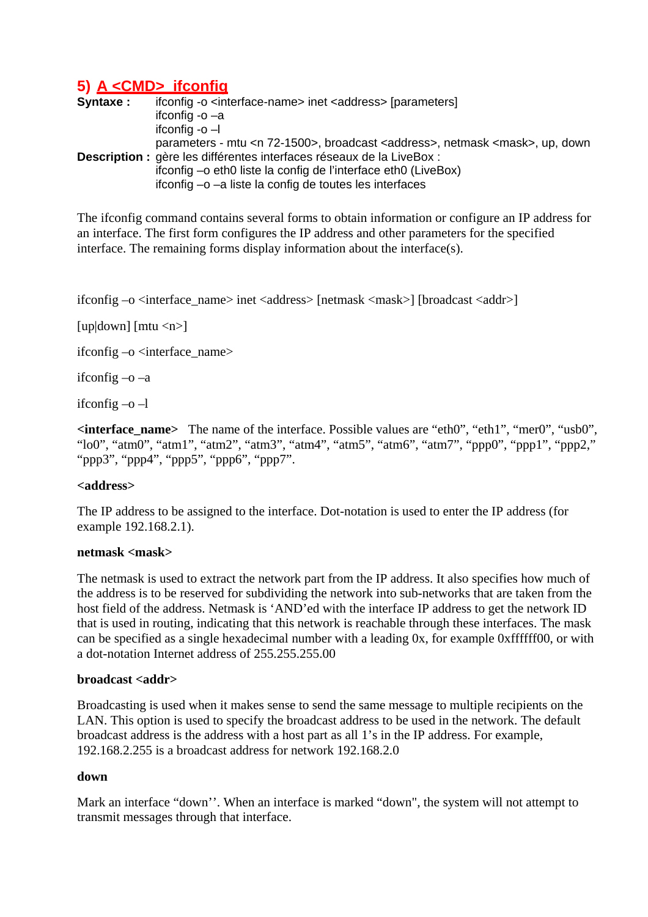## 5) A <CMD> ifconfig

**Syntaxe :** ifconfig -o <interface-name> inet <address> [parameters]
ifconfig -o –a
ifconfig -o –l
parameters - mtu <n 72-1500>, broadcast <address>, netmask <mask>, up, down

**Description :** gère les différentes interfaces réseaux de la LiveBox :
ifconfig –o eth0 liste la config de l'interface eth0 (LiveBox)
ifconfig –o –a liste la config de toutes les interfaces

The ifconfig command contains several forms to obtain information or configure an IP address for an interface. The first form configures the IP address and other parameters for the specified interface. The remaining forms display information about the interface(s).

ifconfig –o <interface_name> inet <address> [netmask <mask>] [broadcast <addr>]

[up|down] [mtu <n>]

ifconfig –o <interface_name>

ifconfig –o –a

ifconfig –o –l

**<interface_name>** The name of the interface. Possible values are "eth0", "eth1", "mer0", "usb0", "lo0", "atm0", "atm1", "atm2", "atm3", "atm4", "atm5", "atm6", "atm7", "ppp0", "ppp1", "ppp2," "ppp3", "ppp4", "ppp5", "ppp6", "ppp7".

**<address>**

The IP address to be assigned to the interface. Dot-notation is used to enter the IP address (for example 192.168.2.1).

**netmask <mask>**

The netmask is used to extract the network part from the IP address. It also specifies how much of the address is to be reserved for subdividing the network into sub-networks that are taken from the host field of the address. Netmask is 'AND'ed with the interface IP address to get the network ID that is used in routing, indicating that this network is reachable through these interfaces. The mask can be specified as a single hexadecimal number with a leading 0x, for example 0xffffff00, or with a dot-notation Internet address of 255.255.255.00

**broadcast <addr>**

Broadcasting is used when it makes sense to send the same message to multiple recipients on the LAN. This option is used to specify the broadcast address to be used in the network. The default broadcast address is the address with a host part as all 1's in the IP address. For example, 192.168.2.255 is a broadcast address for network 192.168.2.0

**down**

Mark an interface "down''. When an interface is marked "down", the system will not attempt to transmit messages through that interface.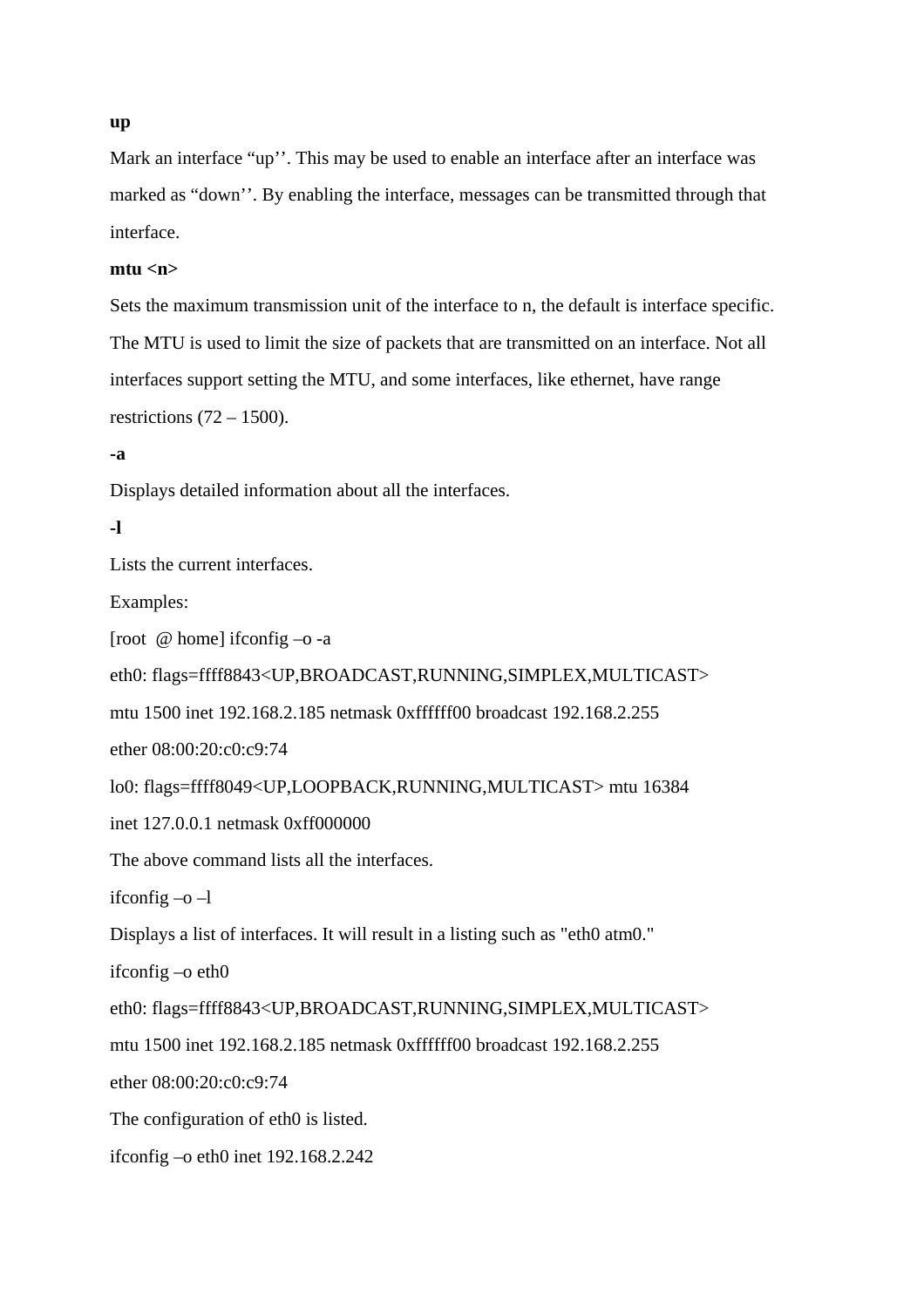**up**

Mark an interface “up’’. This may be used to enable an interface after an interface was marked as “down’’. By enabling the interface, messages can be transmitted through that interface.

**mtu <n>**

Sets the maximum transmission unit of the interface to n, the default is interface specific. The MTU is used to limit the size of packets that are transmitted on an interface. Not all interfaces support setting the MTU, and some interfaces, like ethernet, have range restrictions (72 – 1500).

**-a**

Displays detailed information about all the interfaces.

**-l**

Lists the current interfaces.

Examples:

[root  @ home] ifconfig –o -a

eth0: flags=ffff8843<UP,BROADCAST,RUNNING,SIMPLEX,MULTICAST>

mtu 1500 inet 192.168.2.185 netmask 0xffffff00 broadcast 192.168.2.255

ether 08:00:20:c0:c9:74

lo0: flags=ffff8049<UP,LOOPBACK,RUNNING,MULTICAST> mtu 16384

inet 127.0.0.1 netmask 0xff000000

The above command lists all the interfaces.

ifconfig –o –l

Displays a list of interfaces. It will result in a listing such as "eth0 atm0."

ifconfig –o eth0

eth0: flags=ffff8843<UP,BROADCAST,RUNNING,SIMPLEX,MULTICAST>

mtu 1500 inet 192.168.2.185 netmask 0xffffff00 broadcast 192.168.2.255

ether 08:00:20:c0:c9:74

The configuration of eth0 is listed.

ifconfig –o eth0 inet 192.168.2.242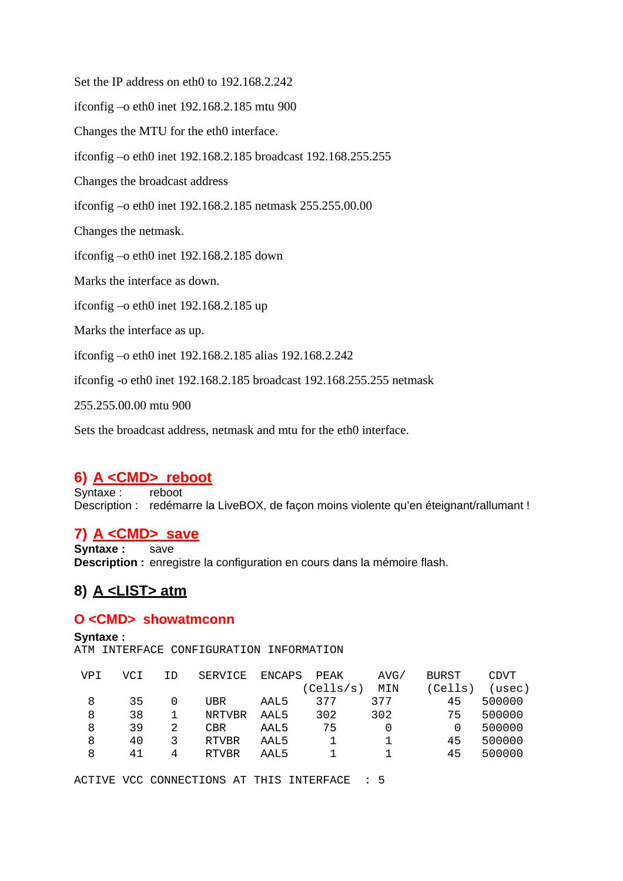Set the IP address on eth0 to 192.168.2.242

ifconfig –o eth0 inet 192.168.2.185 mtu 900

Changes the MTU for the eth0 interface.

ifconfig –o eth0 inet 192.168.2.185 broadcast 192.168.255.255

Changes the broadcast address

ifconfig –o eth0 inet 192.168.2.185 netmask 255.255.00.00

Changes the netmask.

ifconfig –o eth0 inet 192.168.2.185 down

Marks the interface as down.

ifconfig –o eth0 inet 192.168.2.185 up

Marks the interface as up.

ifconfig –o eth0 inet 192.168.2.185 alias 192.168.2.242

ifconfig -o eth0 inet 192.168.2.185 broadcast 192.168.255.255 netmask

255.255.00.00 mtu 900

Sets the broadcast address, netmask and mtu for the eth0 interface.

## 6) A <CMD> reboot

Syntaxe : reboot
Description : redémarre la LiveBOX, de façon moins violente qu'en éteignant/rallumant !

## 7) A <CMD> save

**Syntaxe :** save
**Description :** enregistre la configuration en cours dans la mémoire flash.

## 8) A <LIST> atm

### O <CMD> showatmconn

**Syntaxe :**

```
ATM INTERFACE CONFIGURATION INFORMATION

 VPI   VCI   ID    SERVICE  ENCAPS  PEAK      AVG/    BURST    CDVT
                                  (Cells/s)  MIN    (Cells)  (usec)
  8     35    0     UBR      AAL5    377      377       45    500000
  8     38    1     NRTVBR   AAL5    302      302       75    500000
  8     39    2     CBR      AAL5     75        0        0    500000
  8     40    3     RTVBR    AAL5      1        1       45    500000
  8     41    4     RTVBR    AAL5      1        1       45    500000

ACTIVE VCC CONNECTIONS AT THIS INTERFACE  : 5
```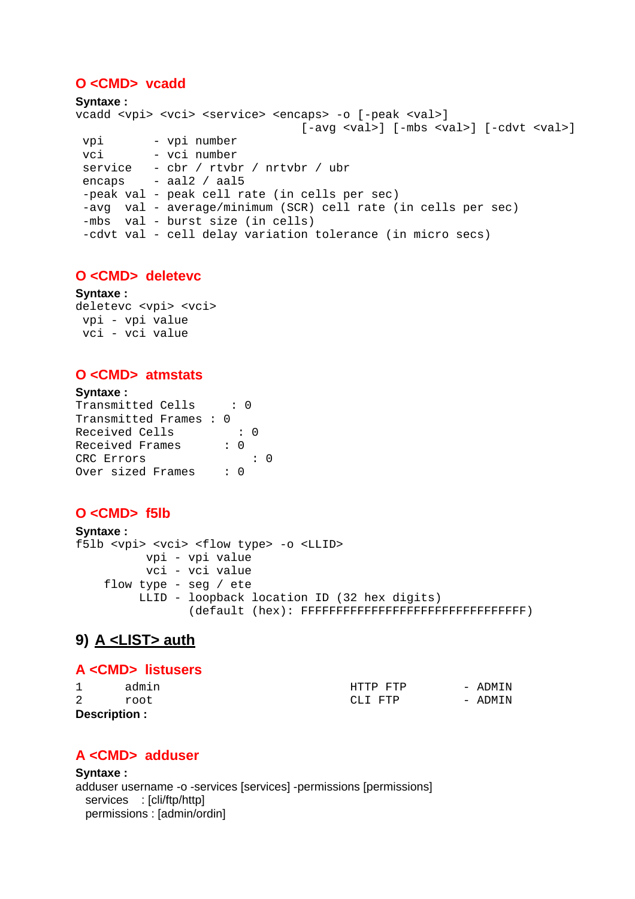### O <CMD> vcadd

**Syntaxe :**

```
vcadd <vpi> <vci> <service> <encaps> -o [-peak <val>]
                                [-avg <val>] [-mbs <val>] [-cdvt <val>]
 vpi       - vpi number
 vci       - vci number
 service   - cbr / rtvbr / nrtvbr / ubr
 encaps    - aal2 / aal5
 -peak val - peak cell rate (in cells per sec)
 -avg  val - average/minimum (SCR) cell rate (in cells per sec)
 -mbs  val - burst size (in cells)
 -cdvt val - cell delay variation tolerance (in micro secs)
```

### O <CMD> deletevc

**Syntaxe :**

```
deletevc <vpi> <vci>
 vpi - vpi value
 vci - vci value
```

### O <CMD> atmstats

**Syntaxe :**

```
Transmitted Cells     : 0
Transmitted Frames : 0
Received Cells         : 0
Received Frames      : 0
CRC Errors               : 0
Over sized Frames    : 0
```

### O <CMD> f5lb

**Syntaxe :**

```
f5lb <vpi> <vci> <flow type> -o <LLID>
          vpi - vpi value
          vci - vci value
    flow type - seg / ete
         LLID - loopback location ID (32 hex digits)
                (default (hex): FFFFFFFFFFFFFFFFFFFFFFFFFFFFFFFF)
```

## 9) A <LIST> auth

### A <CMD> listusers

```
1      admin                               HTTP FTP        - ADMIN
2      root                                CLI FTP         - ADMIN
```

**Description :**

### A <CMD> adduser

**Syntaxe :**

adduser username -o -services [services] -permissions [permissions]
  services    : [cli/ftp/http]
  permissions : [admin/ordin]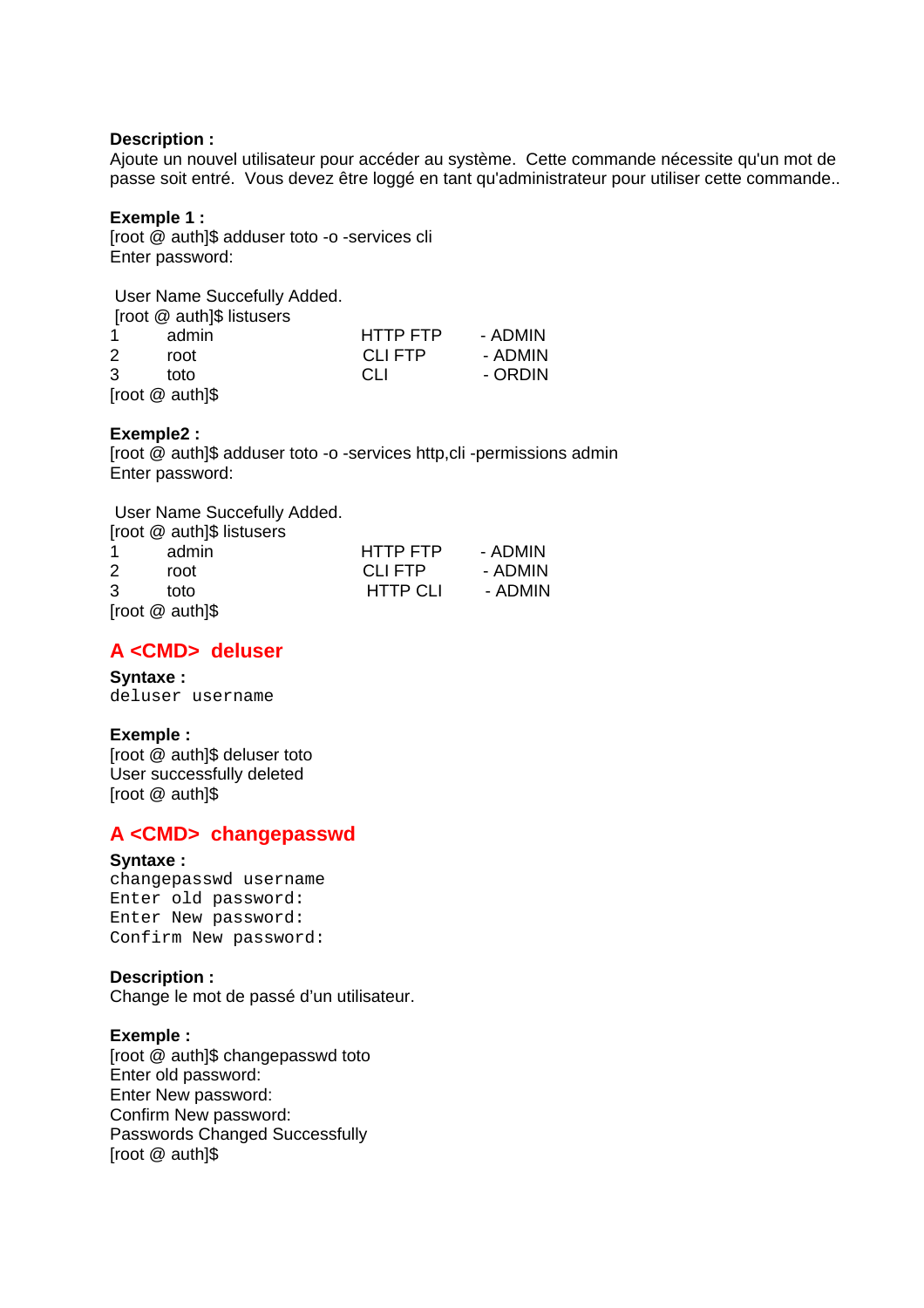**Description :**
Ajoute un nouvel utilisateur pour accéder au système.  Cette commande nécessite qu'un mot de passe soit entré.  Vous devez être loggé en tant qu'administrateur pour utiliser cette commande..

**Exemple 1 :**

```
[root @ auth]$ adduser toto -o -services cli
Enter password:

 User Name Succefully Added.
 [root @ auth]$ listusers
1       admin          HTTP FTP      - ADMIN
2       root           CLI FTP       - ADMIN
3       toto           CLI           - ORDIN
[root @ auth]$
```

**Exemple2 :**

```
[root @ auth]$ adduser toto -o -services http,cli -permissions admin
Enter password:

 User Name Succefully Added.
[root @ auth]$ listusers
1       admin          HTTP FTP      - ADMIN
2       root           CLI FTP       - ADMIN
3       toto           HTTP CLI      - ADMIN
[root @ auth]$
```

## A <CMD>  deluser

**Syntaxe :**

```
deluser username
```

**Exemple :**

```
[root @ auth]$ deluser toto
User successfully deleted
[root @ auth]$
```

## A <CMD>  changepasswd

**Syntaxe :**

```
changepasswd username
Enter old password:
Enter New password:
Confirm New password:
```

**Description :**
Change le mot de passé d'un utilisateur.

**Exemple :**

```
[root @ auth]$ changepasswd toto
Enter old password:
Enter New password:
Confirm New password:
Passwords Changed Successfully
[root @ auth]$
```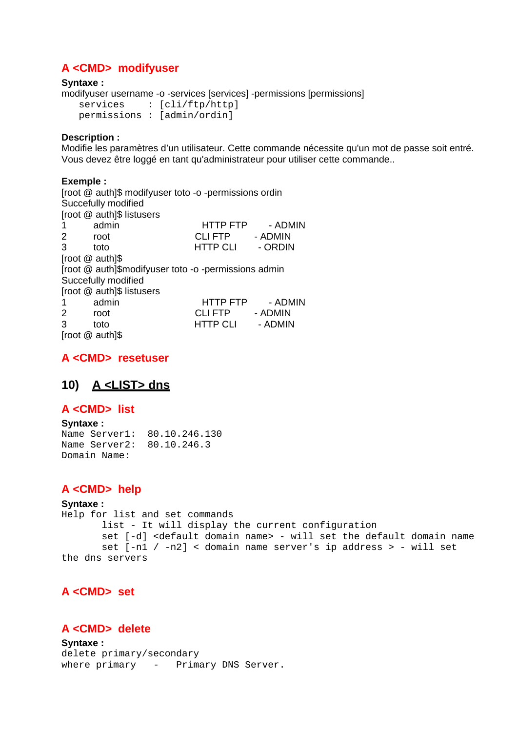### A <CMD> modifyuser

**Syntaxe :**

modifyuser username -o -services [services] -permissions [permissions]

```
   services    : [cli/ftp/http]
   permissions : [admin/ordin]
```

**Description :**

Modifie les paramètres d'un utilisateur. Cette commande nécessite qu'un mot de passe soit entré. Vous devez être loggé en tant qu'administrateur pour utiliser cette commande..

**Exemple :**

```
[root @ auth]$ modifyuser toto -o -permissions ordin
Succefully modified
[root @ auth]$ listusers
1       admin           HTTP FTP     - ADMIN
2       root            CLI FTP      - ADMIN
3       toto            HTTP CLI     - ORDIN
[root @ auth]$
[root @ auth]$modifyuser toto -o -permissions admin
Succefully modified
[root @ auth]$ listusers
1       admin           HTTP FTP     - ADMIN
2       root            CLI FTP      - ADMIN
3       toto            HTTP CLI     - ADMIN
[root @ auth]$
```

### A <CMD> resetuser

## 10) A <LIST> dns

### A <CMD> list

**Syntaxe :**

```
Name Server1:  80.10.246.130
Name Server2:  80.10.246.3
Domain Name:
```

### A <CMD> help

**Syntaxe :**

```
Help for list and set commands
       list - It will display the current configuration
       set [-d] <default domain name> - will set the default domain name
       set [-n1 / -n2] < domain name server's ip address > - will set
the dns servers
```

### A <CMD> set

### A <CMD> delete

**Syntaxe :**

```
delete primary/secondary
where primary   -   Primary DNS Server.
```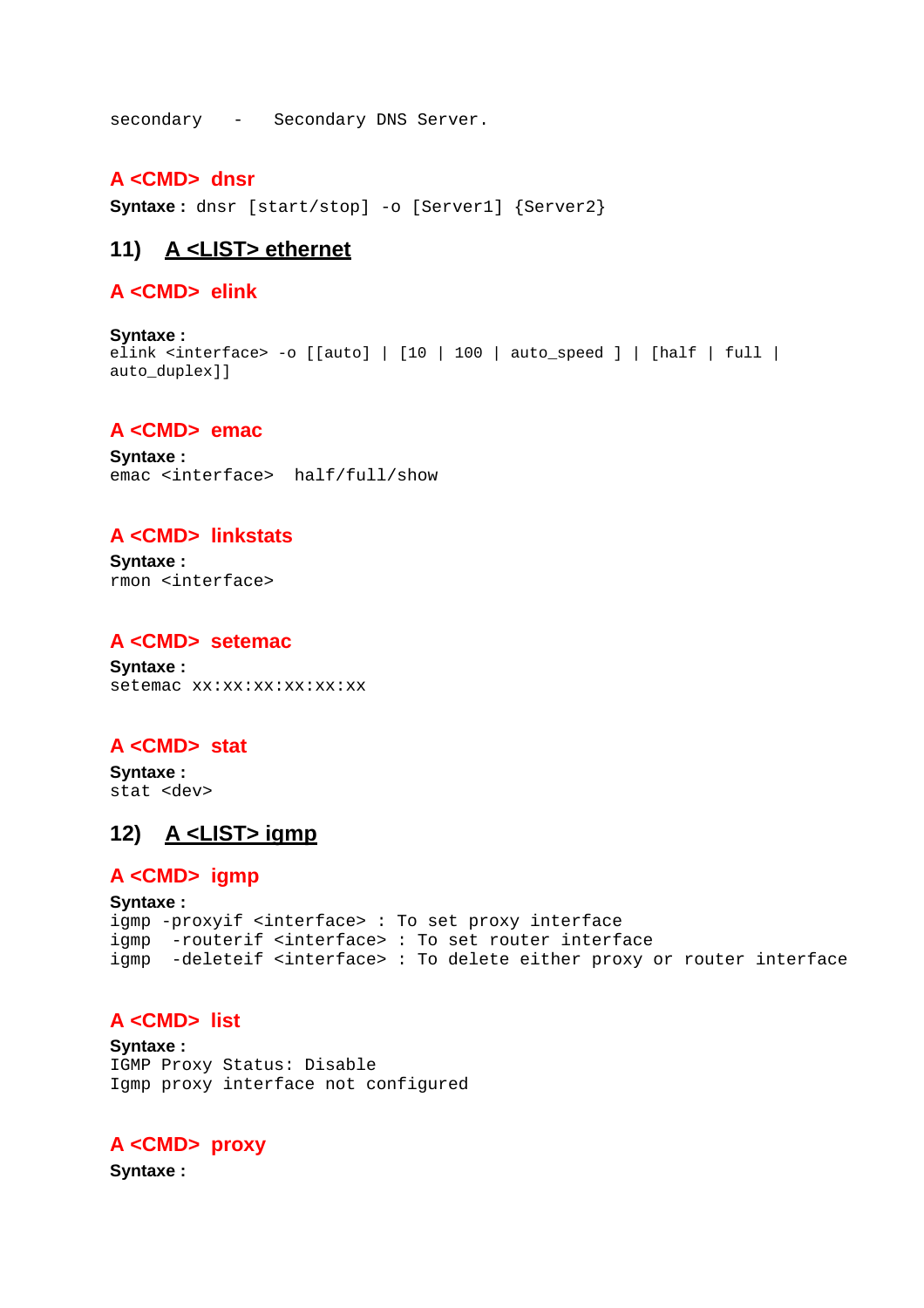```
secondary   -   Secondary DNS Server.
```

### A <CMD> dnsr

**Syntaxe :** `dnsr [start/stop] -o [Server1] {Server2}`

## 11) A <LIST> ethernet

### A <CMD> elink

**Syntaxe :**
```
elink <interface> -o [[auto] | [10 | 100 | auto_speed ] | [half | full |
auto_duplex]]
```

### A <CMD> emac

**Syntaxe :**
```
emac <interface>  half/full/show
```

### A <CMD> linkstats

**Syntaxe :**
```
rmon <interface>
```

### A <CMD> setemac

**Syntaxe :**
```
setemac xx:xx:xx:xx:xx:xx
```

### A <CMD> stat

**Syntaxe :**
```
stat <dev>
```

## 12) A <LIST> igmp

### A <CMD> igmp

**Syntaxe :**
```
igmp -proxyif <interface> : To set proxy interface
igmp  -routerif <interface> : To set router interface
igmp  -deleteif <interface> : To delete either proxy or router interface
```

### A <CMD> list

**Syntaxe :**
```
IGMP Proxy Status: Disable
Igmp proxy interface not configured
```

### A <CMD> proxy

**Syntaxe :**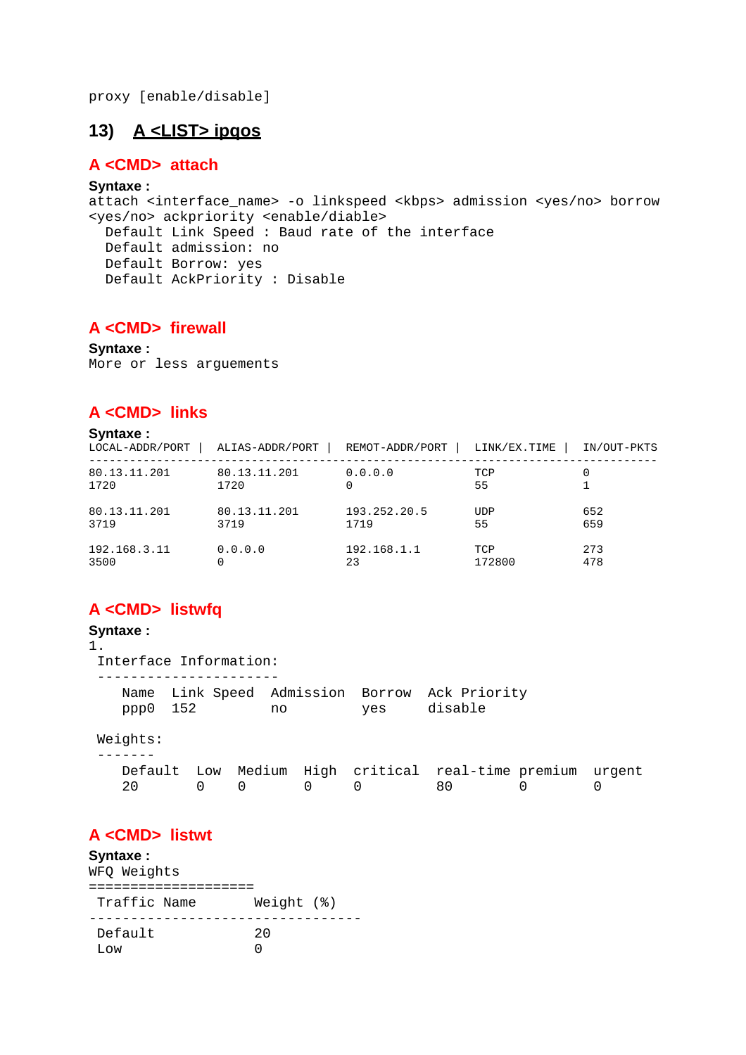```
proxy [enable/disable]
```

## 13) A <LIST> ipqos

### A <CMD> attach

**Syntaxe :**

```
attach <interface_name> -o linkspeed <kbps> admission <yes/no> borrow
<yes/no> ackpriority <enable/diable>
  Default Link Speed : Baud rate of the interface
  Default admission: no
  Default Borrow: yes
  Default AckPriority : Disable
```

### A <CMD> firewall

**Syntaxe :**

```
More or less arguements
```

### A <CMD> links

**Syntaxe :**

```
LOCAL-ADDR/PORT |  ALIAS-ADDR/PORT |  REMOT-ADDR/PORT |  LINK/EX.TIME |  IN/OUT-PKTS
------------------------------------------------------------------------------------
80.13.11.201       80.13.11.201       0.0.0.0            TCP             0
1720               1720               0                  55              1

80.13.11.201       80.13.11.201       193.252.20.5       UDP             652
3719               3719               1719               55              659

192.168.3.11       0.0.0.0            192.168.1.1        TCP             273
3500               0                  23                 172800          478
```

### A <CMD> listwfq

**Syntaxe :**

```
1.
 Interface Information:
 ----------------------
    Name  Link Speed  Admission  Borrow  Ack Priority
    ppp0  152         no         yes     disable

 Weights:
 -------
    Default  Low  Medium  High  critical  real-time premium  urgent
    20       0    0       0     0         80        0        0
```

### A <CMD> listwt

**Syntaxe :**

```
WFQ Weights
====================
 Traffic Name       Weight (%)
---------------------------------
 Default            20
 Low                0
```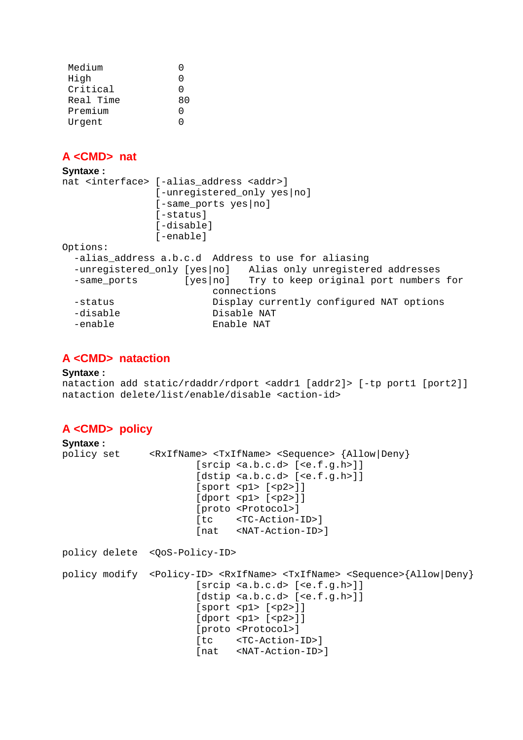```
Medium          0
High            0
Critical        0
Real Time       80
Premium         0
Urgent          0
```

## A <CMD> nat

**Syntaxe :**

```
nat <interface> [-alias_address <addr>]
                [-unregistered_only yes|no]
                [-same_ports yes|no]
                [-status]
                [-disable]
                [-enable]
Options:
  -alias_address a.b.c.d  Address to use for aliasing
  -unregistered_only [yes|no]   Alias only unregistered addresses
  -same_ports        [yes|no]   Try to keep original port numbers for
                          connections
  -status                 Display currently configured NAT options
  -disable                Disable NAT
  -enable                 Enable NAT
```

## A <CMD> nataction

**Syntaxe :**

```
nataction add static/rdaddr/rdport <addr1 [addr2]> [-tp port1 [port2]]
nataction delete/list/enable/disable <action-id>
```

## A <CMD> policy

**Syntaxe :**

```
policy set     <RxIfName> <TxIfName> <Sequence> {Allow|Deny}
                       [srcip <a.b.c.d> [<e.f.g.h>]]
                       [dstip <a.b.c.d> [<e.f.g.h>]]
                       [sport <p1> [<p2>]]
                       [dport <p1> [<p2>]]
                       [proto <Protocol>]
                       [tc    <TC-Action-ID>]
                       [nat   <NAT-Action-ID>]

policy delete  <QoS-Policy-ID>

policy modify  <Policy-ID> <RxIfName> <TxIfName> <Sequence>{Allow|Deny}
                       [srcip <a.b.c.d> [<e.f.g.h>]]
                       [dstip <a.b.c.d> [<e.f.g.h>]]
                       [sport <p1> [<p2>]]
                       [dport <p1> [<p2>]]
                       [proto <Protocol>]
                       [tc    <TC-Action-ID>]
                       [nat   <NAT-Action-ID>]
```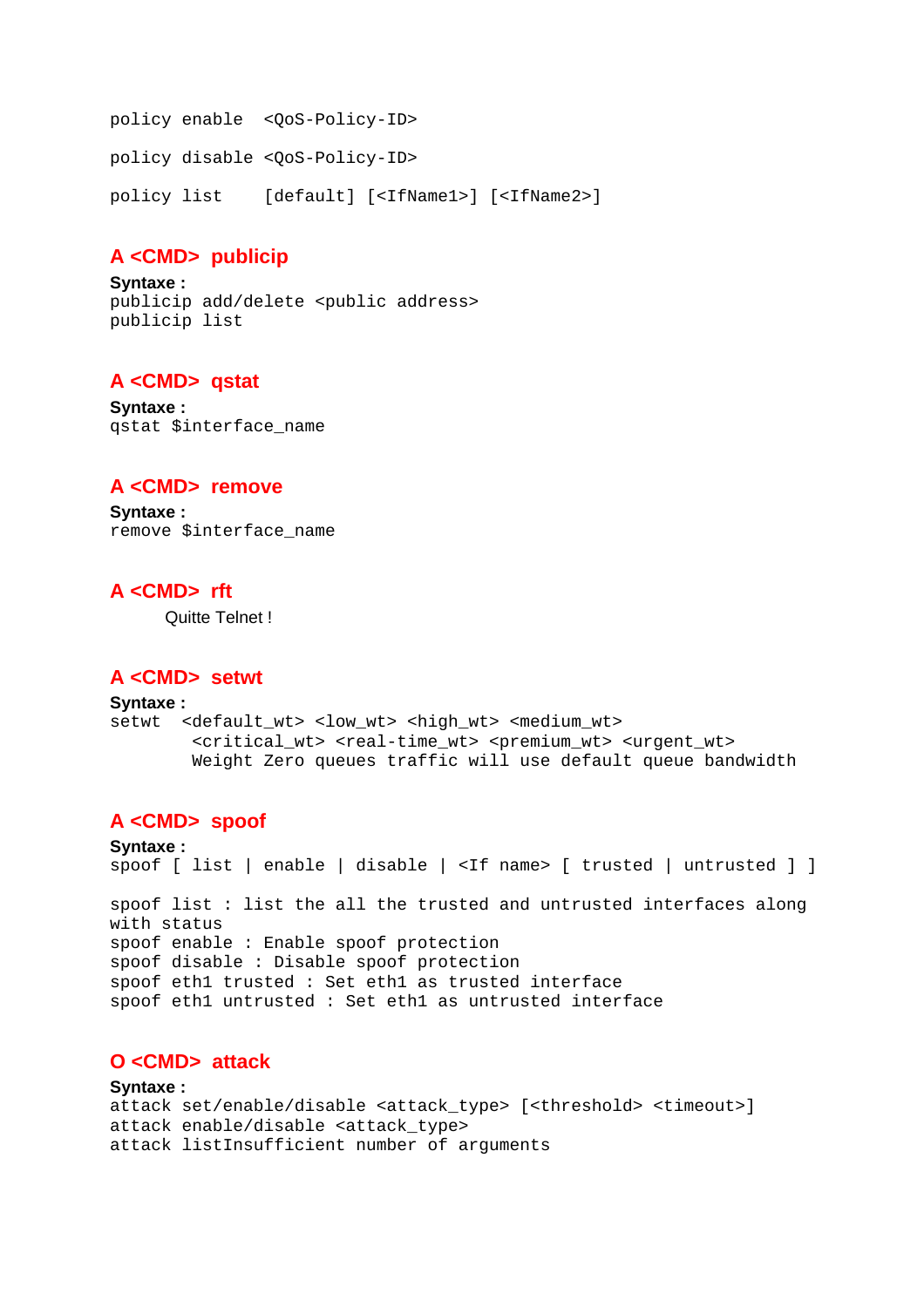```
policy enable  <QoS-Policy-ID>

policy disable <QoS-Policy-ID>

policy list    [default] [<IfName1>] [<IfName2>]
```

### A <CMD> publicip

**Syntaxe :**

```
publicip add/delete <public address>
publicip list
```

### A <CMD> qstat

**Syntaxe :**

```
qstat $interface_name
```

### A <CMD> remove

**Syntaxe :**

```
remove $interface_name
```

### A <CMD> rft

Quitte Telnet !

### A <CMD> setwt

**Syntaxe :**

```
setwt  <default_wt> <low_wt> <high_wt> <medium_wt>
        <critical_wt> <real-time_wt> <premium_wt> <urgent_wt>
        Weight Zero queues traffic will use default queue bandwidth
```

### A <CMD> spoof

**Syntaxe :**

```
spoof [ list | enable | disable | <If name> [ trusted | untrusted ] ]

spoof list : list the all the trusted and untrusted interfaces along
with status
spoof enable : Enable spoof protection
spoof disable : Disable spoof protection
spoof eth1 trusted : Set eth1 as trusted interface
spoof eth1 untrusted : Set eth1 as untrusted interface
```

### O <CMD> attack

**Syntaxe :**

```
attack set/enable/disable <attack_type> [<threshold> <timeout>]
attack enable/disable <attack_type>
attack listInsufficient number of arguments
```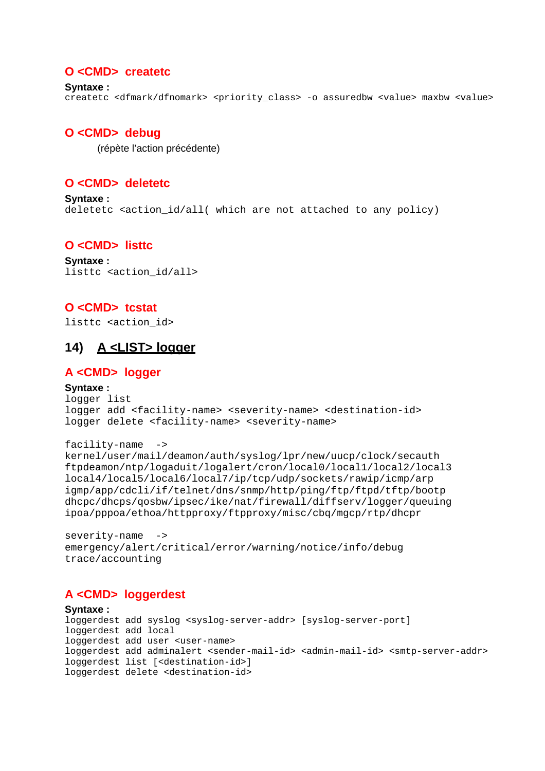### O <CMD> createtc

**Syntaxe :**

```
createtc <dfmark/dfnomark> <priority_class> -o assuredbw <value> maxbw <value>
```

### O <CMD> debug

(répète l'action précédente)

### O <CMD> deletetc

**Syntaxe :**

```
deletetc <action_id/all( which are not attached to any policy)
```

### O <CMD> listtc

**Syntaxe :**

```
listtc <action_id/all>
```

### O <CMD> tcstat

```
listtc <action_id>
```

## 14) A <LIST> logger

### A <CMD> logger

**Syntaxe :**

```
logger list
logger add <facility-name> <severity-name> <destination-id>
logger delete <facility-name> <severity-name>

facility-name  ->
kernel/user/mail/deamon/auth/syslog/lpr/new/uucp/clock/secauth
ftpdeamon/ntp/logaduit/logalert/cron/local0/local1/local2/local3
local4/local5/local6/local7/ip/tcp/udp/sockets/rawip/icmp/arp
igmp/app/cdcli/if/telnet/dns/snmp/http/ping/ftp/ftpd/tftp/bootp
dhcpc/dhcps/qosbw/ipsec/ike/nat/firewall/diffserv/logger/queuing
ipoa/pppoa/ethoa/httpproxy/ftpproxy/misc/cbq/mgcp/rtp/dhcpr

severity-name  ->
emergency/alert/critical/error/warning/notice/info/debug
trace/accounting
```

### A <CMD> loggerdest

**Syntaxe :**

```
loggerdest add syslog <syslog-server-addr> [syslog-server-port]
loggerdest add local
loggerdest add user <user-name>
loggerdest add adminalert <sender-mail-id> <admin-mail-id> <smtp-server-addr>
loggerdest list [<destination-id>]
loggerdest delete <destination-id>
```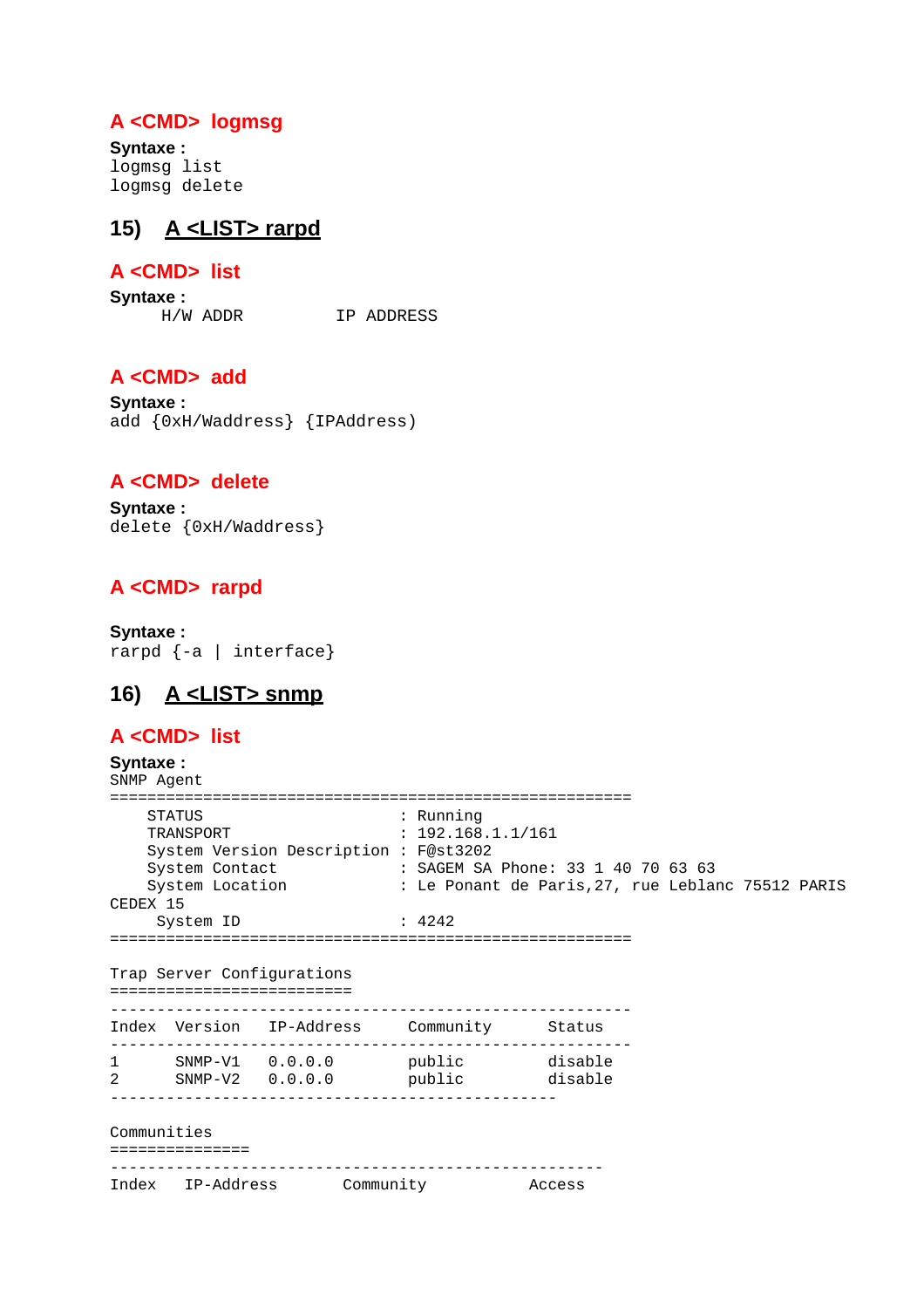### A <CMD> logmsg

**Syntaxe :**

```
logmsg list
logmsg delete
```

## 15) A <LIST> rarpd

### A <CMD> list

**Syntaxe :**

```
     H/W ADDR         IP ADDRESS
```

### A <CMD> add

**Syntaxe :**

```
add {0xH/Waddress} {IPAddress)
```

### A <CMD> delete

**Syntaxe :**

```
delete {0xH/Waddress}
```

### A <CMD> rarpd

**Syntaxe :**

```
rarpd {-a | interface}
```

## 16) A <LIST> snmp

### A <CMD> list

**Syntaxe :**

```
SNMP Agent
========================================================
    STATUS                     : Running
    TRANSPORT                  : 192.168.1.1/161
    System Version Description : F@st3202
    System Contact             : SAGEM SA Phone: 33 1 40 70 63 63
    System Location            : Le Ponant de Paris,27, rue Leblanc 75512 PARIS
CEDEX 15
     System ID                 : 4242
========================================================

Trap Server Configurations
==========================
--------------------------------------------------------
Index  Version   IP-Address     Community      Status
--------------------------------------------------------
1      SNMP-V1   0.0.0.0        public         disable
2      SNMP-V2   0.0.0.0        public         disable
------------------------------------------------

Communities
===============
-----------------------------------------------------
Index   IP-Address       Community           Access
```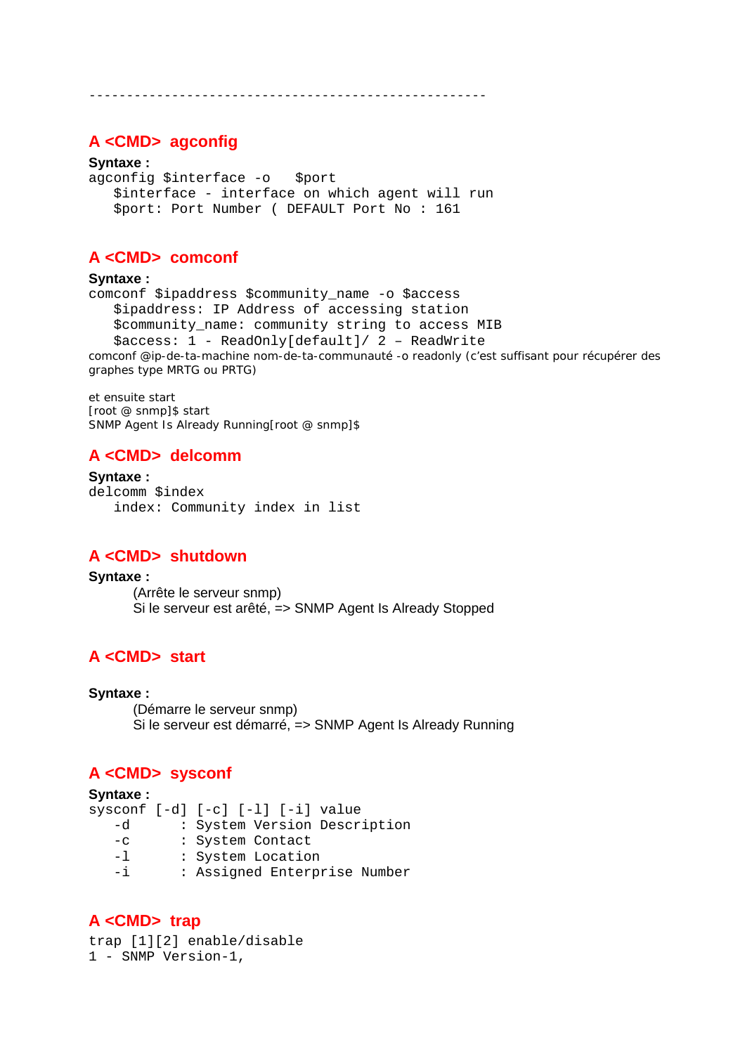-----------------------------------------------------

## A <CMD> agconfig

**Syntaxe :**

```
agconfig $interface -o   $port
   $interface - interface on which agent will run
   $port: Port Number ( DEFAULT Port No : 161
```

## A <CMD> comconf

**Syntaxe :**

```
comconf $ipaddress $community_name -o $access
   $ipaddress: IP Address of accessing station
   $community_name: community string to access MIB
   $access: 1 - ReadOnly[default]/ 2 – ReadWrite
```

comconf @ip-de-ta-machine nom-de-ta-communauté -o readonly (c'est suffisant pour récupérer des graphes type MRTG ou PRTG)

et ensuite start
[root @ snmp]$ start
SNMP Agent Is Already Running[root @ snmp]$

## A <CMD> delcomm

**Syntaxe :**

```
delcomm $index
   index: Community index in list
```

## A <CMD> shutdown

**Syntaxe :**

(Arrête le serveur snmp)
Si le serveur est arêté, => SNMP Agent Is Already Stopped

## A <CMD> start

**Syntaxe :**

(Démarre le serveur snmp)
Si le serveur est démarré, => SNMP Agent Is Already Running

## A <CMD> sysconf

**Syntaxe :**

```
sysconf [-d] [-c] [-l] [-i] value
   -d      : System Version Description
   -c      : System Contact
   -l      : System Location
   -i      : Assigned Enterprise Number
```

## A <CMD> trap

```
trap [1][2] enable/disable
1 - SNMP Version-1,
```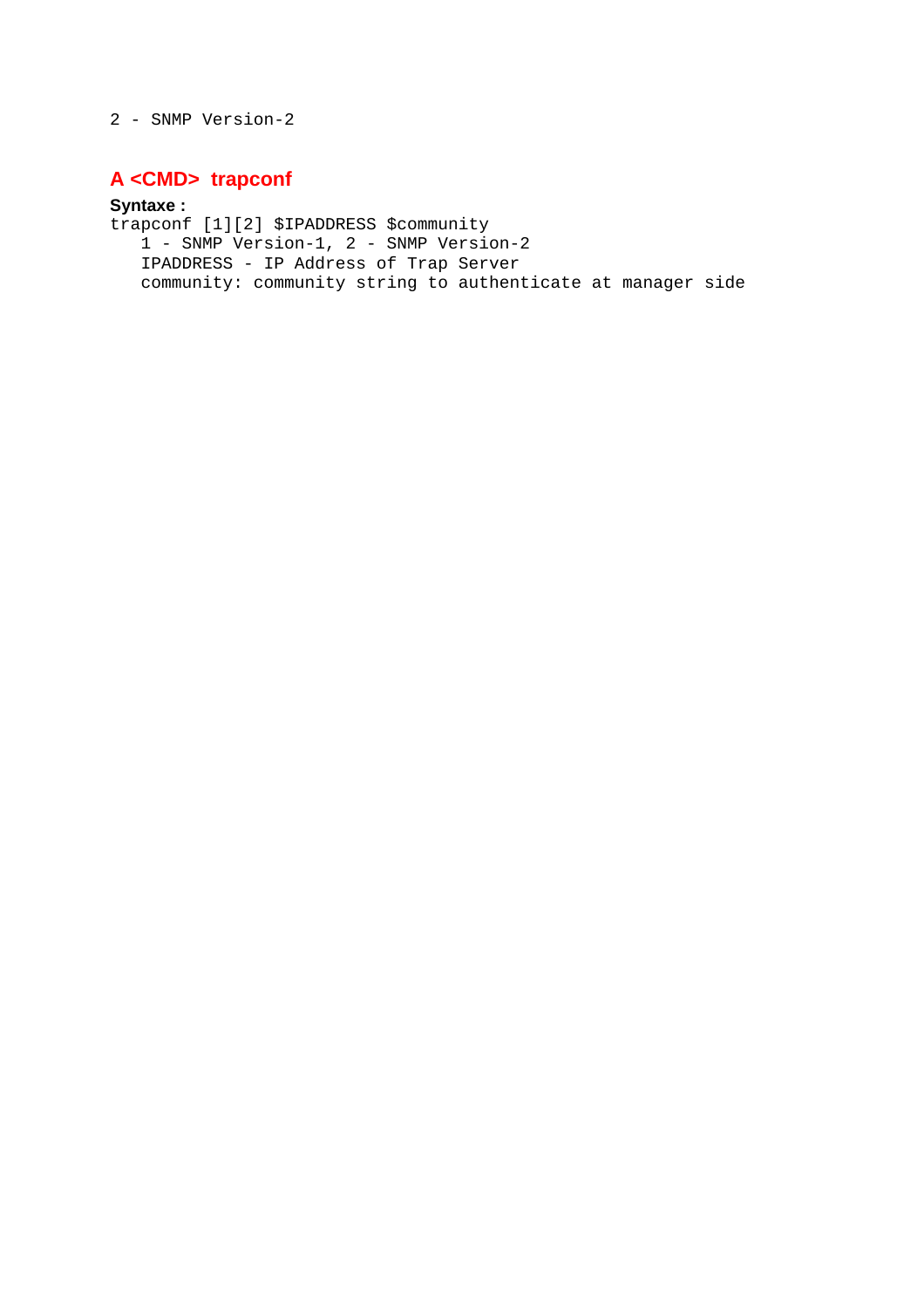```
2 - SNMP Version-2
```

## A <CMD> trapconf

**Syntaxe :**

```
trapconf [1][2] $IPADDRESS $community
   1 - SNMP Version-1, 2 - SNMP Version-2
   IPADDRESS - IP Address of Trap Server
   community: community string to authenticate at manager side
```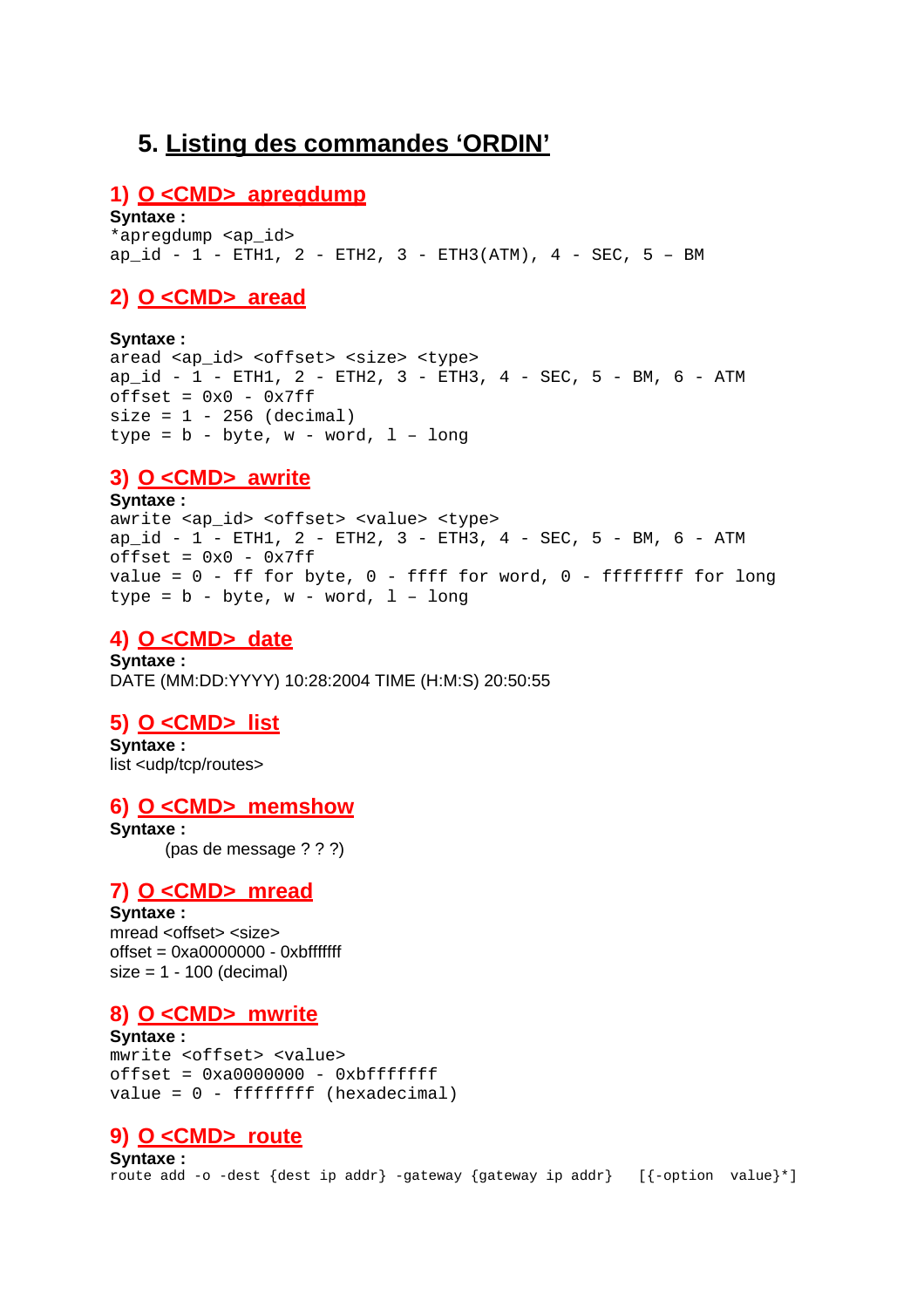## 5. Listing des commandes 'ORDIN'

### 1) O <CMD> apregdump

**Syntaxe :**

```
*apregdump <ap_id>
ap_id - 1 - ETH1, 2 - ETH2, 3 - ETH3(ATM), 4 - SEC, 5 – BM
```

### 2) O <CMD> aread

**Syntaxe :**

```
aread <ap_id> <offset> <size> <type>
ap_id - 1 - ETH1, 2 - ETH2, 3 - ETH3, 4 - SEC, 5 - BM, 6 - ATM
offset = 0x0 - 0x7ff
size = 1 - 256 (decimal)
type = b - byte, w - word, l – long
```

### 3) O <CMD> awrite

**Syntaxe :**

```
awrite <ap_id> <offset> <value> <type>
ap_id - 1 - ETH1, 2 - ETH2, 3 - ETH3, 4 - SEC, 5 - BM, 6 - ATM
offset = 0x0 - 0x7ff
value = 0 - ff for byte, 0 - ffff for word, 0 - ffffffff for long
type = b - byte, w - word, l – long
```

### 4) O <CMD> date

**Syntaxe :**

DATE (MM:DD:YYYY) 10:28:2004 TIME (H:M:S) 20:50:55

### 5) O <CMD> list

**Syntaxe :**

list <udp/tcp/routes>

### 6) O <CMD> memshow

**Syntaxe :**

(pas de message ? ? ?)

### 7) O <CMD> mread

**Syntaxe :**

mread <offset> <size>
offset = 0xa0000000 - 0xbfffffff
size = 1 - 100 (decimal)

### 8) O <CMD> mwrite

**Syntaxe :**

```
mwrite <offset> <value>
offset = 0xa0000000 - 0xbfffffff
value = 0 - ffffffff (hexadecimal)
```

### 9) O <CMD> route

**Syntaxe :**

```
route add -o -dest {dest ip addr} -gateway {gateway ip addr}   [{-option  value}*]
```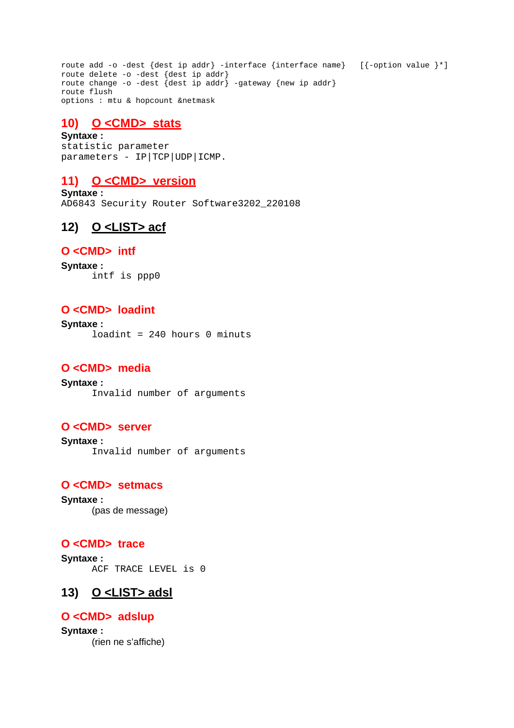```
route add -o -dest {dest ip addr} -interface {interface name}   [{-option value }*]
route delete -o -dest {dest ip addr}
route change -o -dest {dest ip addr} -gateway {new ip addr}
route flush
options : mtu & hopcount &netmask
```

## 10) O <CMD> stats

**Syntaxe :**

```
statistic parameter
parameters - IP|TCP|UDP|ICMP.
```

## 11) O <CMD> version

**Syntaxe :**

```
AD6843 Security Router Software3202_220108
```

## 12) O <LIST> acf

### O <CMD> intf

**Syntaxe :**

```
intf is ppp0
```

### O <CMD> loadint

**Syntaxe :**

```
loadint = 240 hours 0 minuts
```

### O <CMD> media

**Syntaxe :**

```
Invalid number of arguments
```

### O <CMD> server

**Syntaxe :**

```
Invalid number of arguments
```

### O <CMD> setmacs

**Syntaxe :**

(pas de message)

### O <CMD> trace

**Syntaxe :**

```
ACF TRACE LEVEL is 0
```

## 13) O <LIST> adsl

### O <CMD> adslup

**Syntaxe :**

(rien ne s'affiche)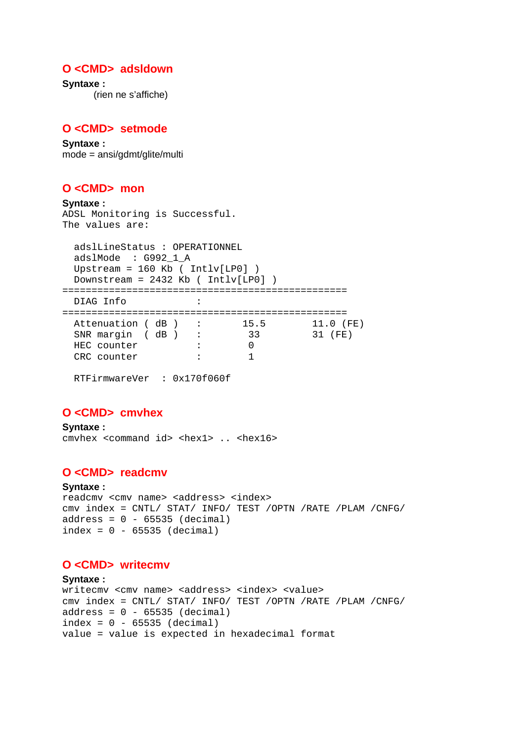## O <CMD> adsldown

**Syntaxe :**

(rien ne s'affiche)

## O <CMD> setmode

**Syntaxe :**

mode = ansi/gdmt/glite/multi

## O <CMD> mon

**Syntaxe :**

```
ADSL Monitoring is Successful.
The values are:

  adslLineStatus : OPERATIONNEL
  adslMode   : G992_1_A
  Upstream = 160 Kb ( Intlv[LP0] )
  Downstream = 2432 Kb ( Intlv[LP0] )
================================================
  DIAG Info            :
================================================
  Attenuation ( dB )   :      15.5        11.0 (FE)
  SNR margin  ( dB )   :       33         31 (FE)
  HEC counter          :       0
  CRC counter          :       1

  RTFirmwareVer   : 0x170f060f
```

## O <CMD> cmvhex

**Syntaxe :**

```
cmvhex <command id> <hex1> .. <hex16>
```

## O <CMD> readcmv

**Syntaxe :**

```
readcmv <cmv name> <address> <index>
cmv index = CNTL/ STAT/ INFO/ TEST /OPTN /RATE /PLAM /CNFG/
address = 0 - 65535 (decimal)
index = 0 - 65535 (decimal)
```

## O <CMD> writecmv

**Syntaxe :**

```
writecmv <cmv name> <address> <index> <value>
cmv index = CNTL/ STAT/ INFO/ TEST /OPTN /RATE /PLAM /CNFG/
address = 0 - 65535 (decimal)
index = 0 - 65535 (decimal)
value = value is expected in hexadecimal format
```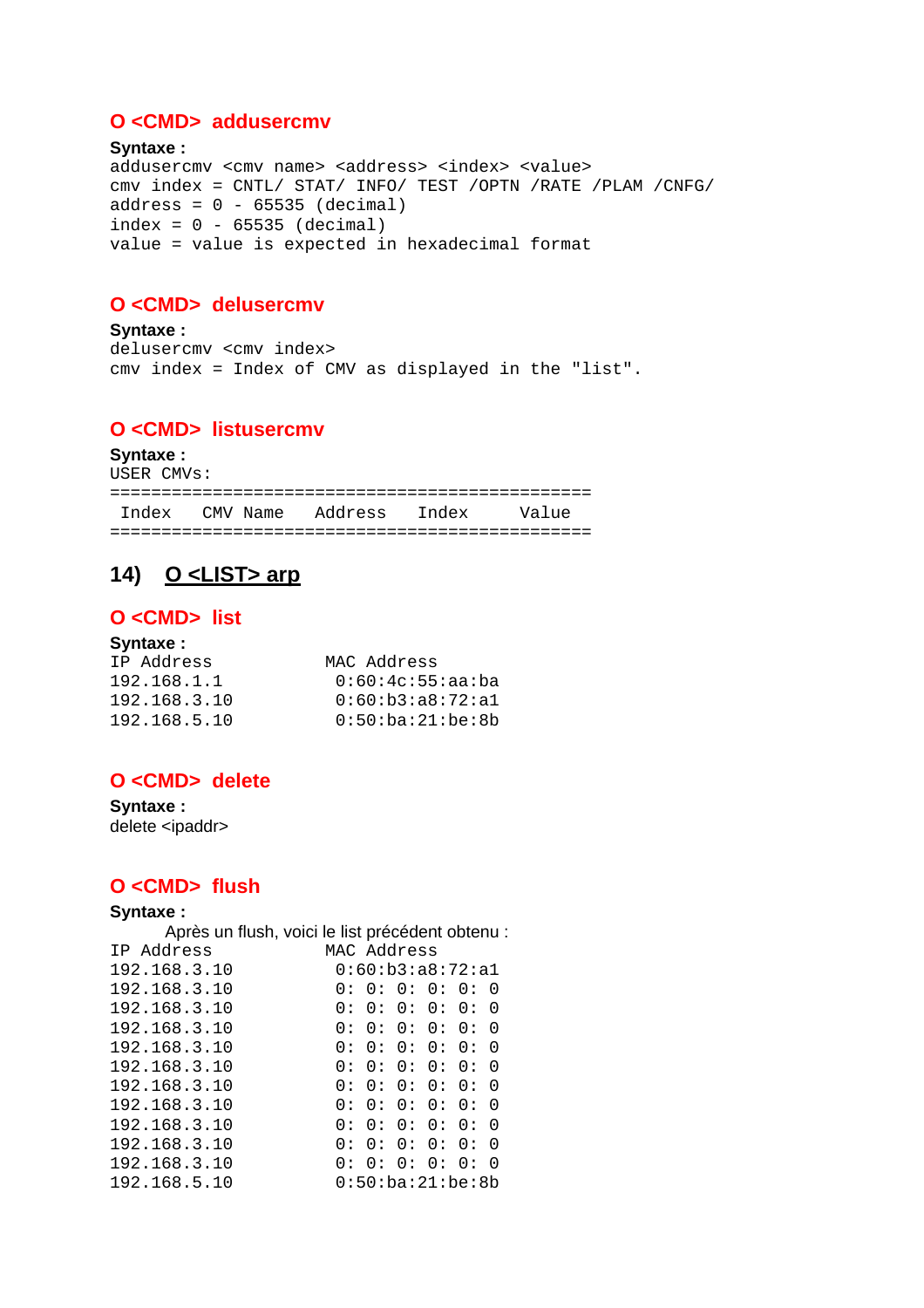### O <CMD> addusercmv

**Syntaxe :**

```
addusercmv <cmv name> <address> <index> <value>
cmv index = CNTL/ STAT/ INFO/ TEST /OPTN /RATE /PLAM /CNFG/
address = 0 - 65535 (decimal)
index = 0 - 65535 (decimal)
value = value is expected in hexadecimal format
```

### O <CMD> delusercmv

**Syntaxe :**

```
delusercmv <cmv index>
cmv index = Index of CMV as displayed in the "list".
```

### O <CMD> listusercmv

**Syntaxe :**

```
USER CMVs:
===============================================
 Index   CMV Name   Address   Index     Value
===============================================
```

## 14) O <LIST> arp

### O <CMD> list

**Syntaxe :**

```
IP Address           MAC Address
192.168.1.1           0:60:4c:55:aa:ba
192.168.3.10          0:60:b3:a8:72:a1
192.168.5.10          0:50:ba:21:be:8b
```

### O <CMD> delete

**Syntaxe :**

delete <ipaddr>

### O <CMD> flush

**Syntaxe :**

Après un flush, voici le list précédent obtenu :

```
IP Address           MAC Address
192.168.3.10          0:60:b3:a8:72:a1
192.168.3.10          0: 0: 0: 0: 0: 0
192.168.3.10          0: 0: 0: 0: 0: 0
192.168.3.10          0: 0: 0: 0: 0: 0
192.168.3.10          0: 0: 0: 0: 0: 0
192.168.3.10          0: 0: 0: 0: 0: 0
192.168.3.10          0: 0: 0: 0: 0: 0
192.168.3.10          0: 0: 0: 0: 0: 0
192.168.3.10          0: 0: 0: 0: 0: 0
192.168.3.10          0: 0: 0: 0: 0: 0
192.168.3.10          0: 0: 0: 0: 0: 0
192.168.5.10          0:50:ba:21:be:8b
```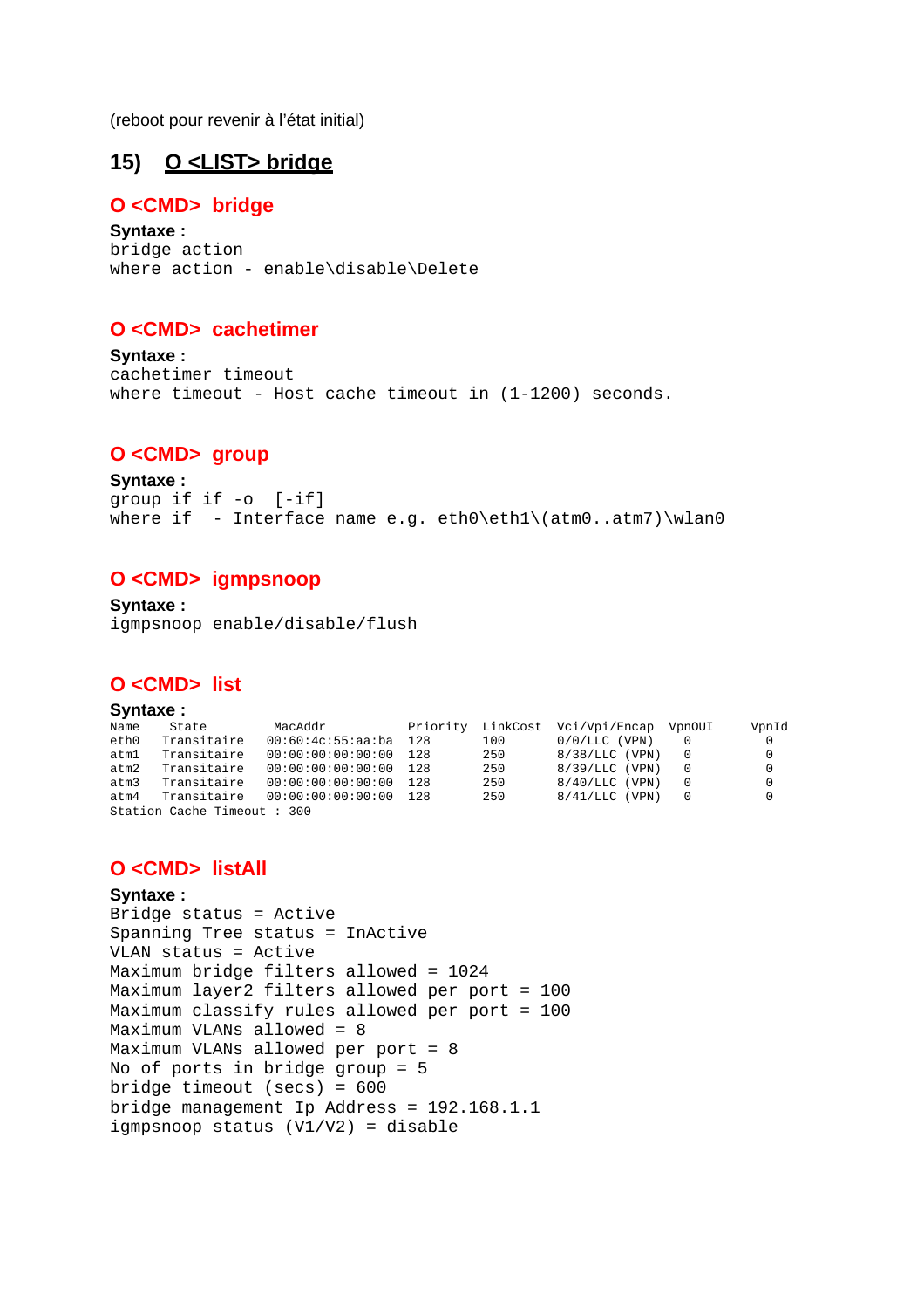(reboot pour revenir à l'état initial)

## 15) O <LIST> bridge

### O <CMD> bridge

**Syntaxe :**

```
bridge action
where action - enable\disable\Delete
```

### O <CMD> cachetimer

**Syntaxe :**

```
cachetimer timeout
where timeout - Host cache timeout in (1-1200) seconds.
```

### O <CMD> group

**Syntaxe :**

```
group if if -o  [-if]
where if  - Interface name e.g. eth0\eth1\(atm0..atm7)\wlan0
```

### O <CMD> igmpsnoop

**Syntaxe :**

```
igmpsnoop enable/disable/flush
```

### O <CMD> list

**Syntaxe :**

```
Name    State       MacAddr            Priority  LinkCost  Vci/Vpi/Encap  VpnOUI      VpnId
eth0   Transitaire  00:60:4c:55:aa:ba  128       100       0/0/LLC (VPN)   0           0
atm1   Transitaire  00:00:00:00:00:00  128       250       8/38/LLC (VPN)  0           0
atm2   Transitaire  00:00:00:00:00:00  128       250       8/39/LLC (VPN)  0           0
atm3   Transitaire  00:00:00:00:00:00  128       250       8/40/LLC (VPN)  0           0
atm4   Transitaire  00:00:00:00:00:00  128       250       8/41/LLC (VPN)  0           0
Station Cache Timeout : 300
```

### O <CMD> listAll

**Syntaxe :**

```
Bridge status = Active
Spanning Tree status = InActive
VLAN status = Active
Maximum bridge filters allowed = 1024
Maximum layer2 filters allowed per port = 100
Maximum classify rules allowed per port = 100
Maximum VLANs allowed = 8
Maximum VLANs allowed per port = 8
No of ports in bridge group = 5
bridge timeout (secs) = 600
bridge management Ip Address = 192.168.1.1
igmpsnoop status (V1/V2) = disable
```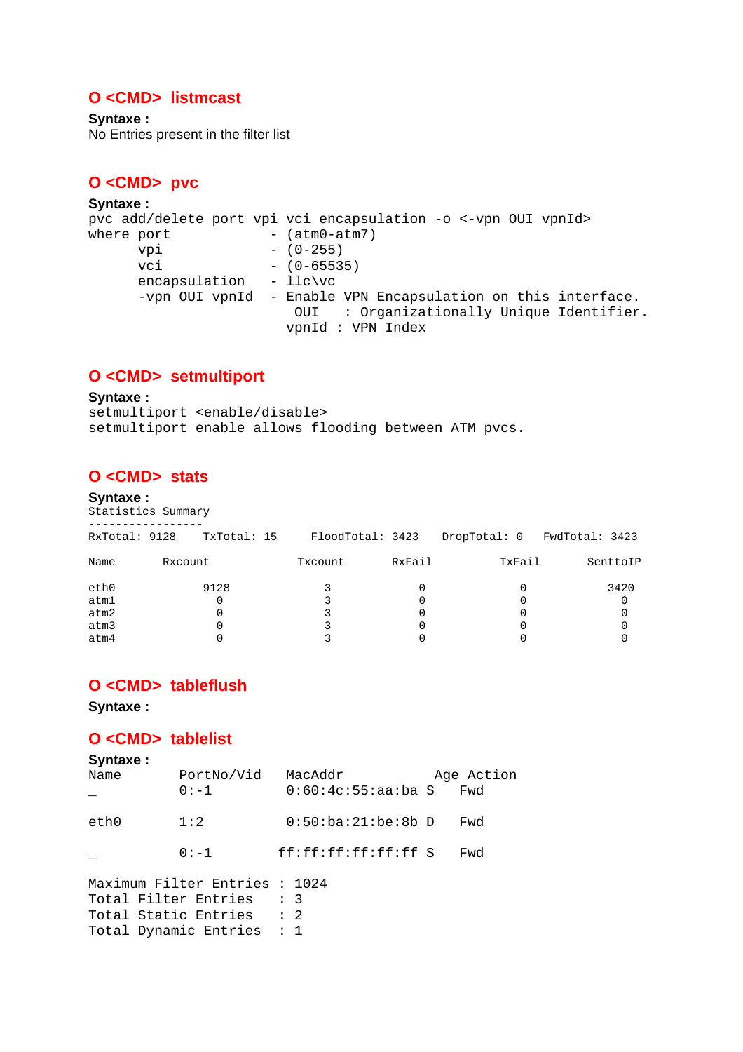## O <CMD> listmcast

**Syntaxe :**

No Entries present in the filter list

## O <CMD> pvc

**Syntaxe :**

```
pvc add/delete port vpi vci encapsulation -o <-vpn OUI vpnId>
where port            - (atm0-atm7)
      vpi             - (0-255)
      vci             - (0-65535)
      encapsulation   - llc\vc
      -vpn OUI vpnId  - Enable VPN Encapsulation on this interface.
                         OUI   : Organizationally Unique Identifier.
                        vpnId : VPN Index
```

## O <CMD> setmultiport

**Syntaxe :**

```
setmultiport <enable/disable>
setmultiport enable allows flooding between ATM pvcs.
```

## O <CMD> stats

**Syntaxe :**

```
Statistics Summary
-----------------
RxTotal: 9128    TxTotal: 15     FloodTotal: 3423    DropTotal: 0    FwdTotal: 3423

Name        Rxcount             Txcount        RxFail          TxFail        SenttoIP

eth0            9128               3             0               0             3420
atm1               0               3             0               0                0
atm2               0               3             0               0                0
atm3               0               3             0               0                0
atm4               0               3             0               0                0
```

## O <CMD> tableflush

**Syntaxe :**

## O <CMD> tablelist

**Syntaxe :**

```
Name        PortNo/Vid    MacAddr            Age Action
_           0:-1          0:60:4c:55:aa:ba S    Fwd

eth0        1:2           0:50:ba:21:be:8b D    Fwd

_           0:-1         ff:ff:ff:ff:ff:ff S    Fwd

Maximum Filter Entries : 1024
Total Filter Entries   : 3
Total Static Entries   : 2
Total Dynamic Entries  : 1
```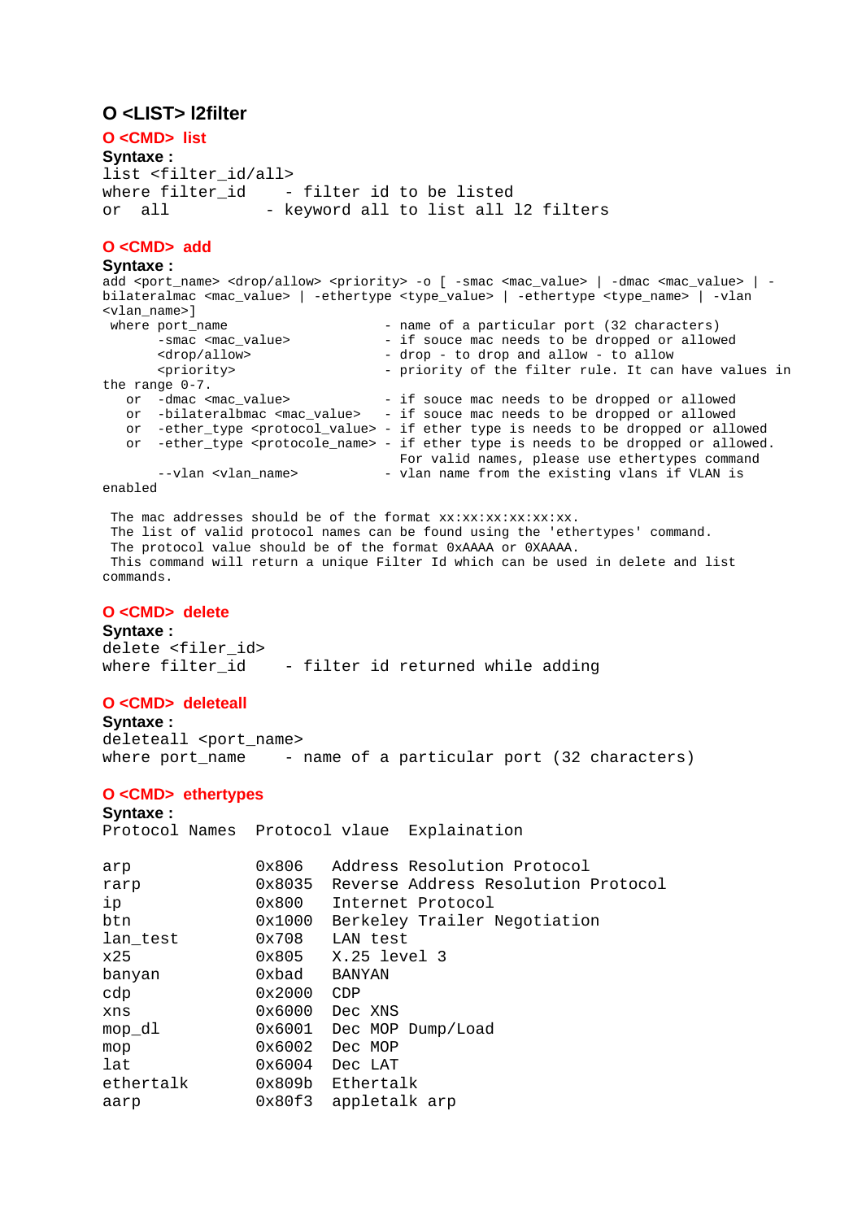## O <LIST> l2filter

### O <CMD> list

**Syntaxe :**

```
list <filter_id/all>
where filter_id    - filter id to be listed
or  all          - keyword all to list all l2 filters
```

### O <CMD> add

**Syntaxe :**

```
add <port_name> <drop/allow> <priority> -o [ -smac <mac_value> | -dmac <mac_value> | -
bilateralmac <mac_value> | -ethertype <type_value> | -ethertype <type_name> | -vlan
<vlan_name>]
 where port_name                    - name of a particular port (32 characters)
       -smac <mac_value>            - if souce mac needs to be dropped or allowed
       <drop/allow>                 - drop - to drop and allow - to allow
       <priority>                   - priority of the filter rule. It can have values in
the range 0-7.
   or  -dmac <mac_value>            - if souce mac needs to be dropped or allowed
   or  -bilateralbmac <mac_value>   - if souce mac needs to be dropped or allowed
   or  -ether_type <protocol_value> - if ether type is needs to be dropped or allowed
   or  -ether_type <protocole_name> - if ether type is needs to be dropped or allowed.
                                      For valid names, please use ethertypes command
       --vlan <vlan_name>           - vlan name from the existing vlans if VLAN is
enabled

 The mac addresses should be of the format xx:xx:xx:xx:xx:xx.
 The list of valid protocol names can be found using the 'ethertypes' command.
 The protocol value should be of the format 0xAAAA or 0XAAAA.
 This command will return a unique Filter Id which can be used in delete and list
commands.
```

### O <CMD> delete

**Syntaxe :**

```
delete <filer_id>
where filter_id    - filter id returned while adding
```

### O <CMD> deleteall

**Syntaxe :**

```
deleteall <port_name>
where port_name    - name of a particular port (32 characters)
```

### O <CMD> ethertypes

**Syntaxe :**

```
Protocol Names  Protocol vlaue  Explaination

arp             0x806   Address Resolution Protocol
rarp            0x8035  Reverse Address Resolution Protocol
ip              0x800   Internet Protocol
btn             0x1000  Berkeley Trailer Negotiation
lan_test        0x708   LAN test
x25             0x805   X.25 level 3
banyan          0xbad   BANYAN
cdp             0x2000  CDP
xns             0x6000  Dec XNS
mop_dl          0x6001  Dec MOP Dump/Load
mop             0x6002  Dec MOP
lat             0x6004  Dec LAT
ethertalk       0x809b  Ethertalk
aarp            0x80f3  appletalk arp
```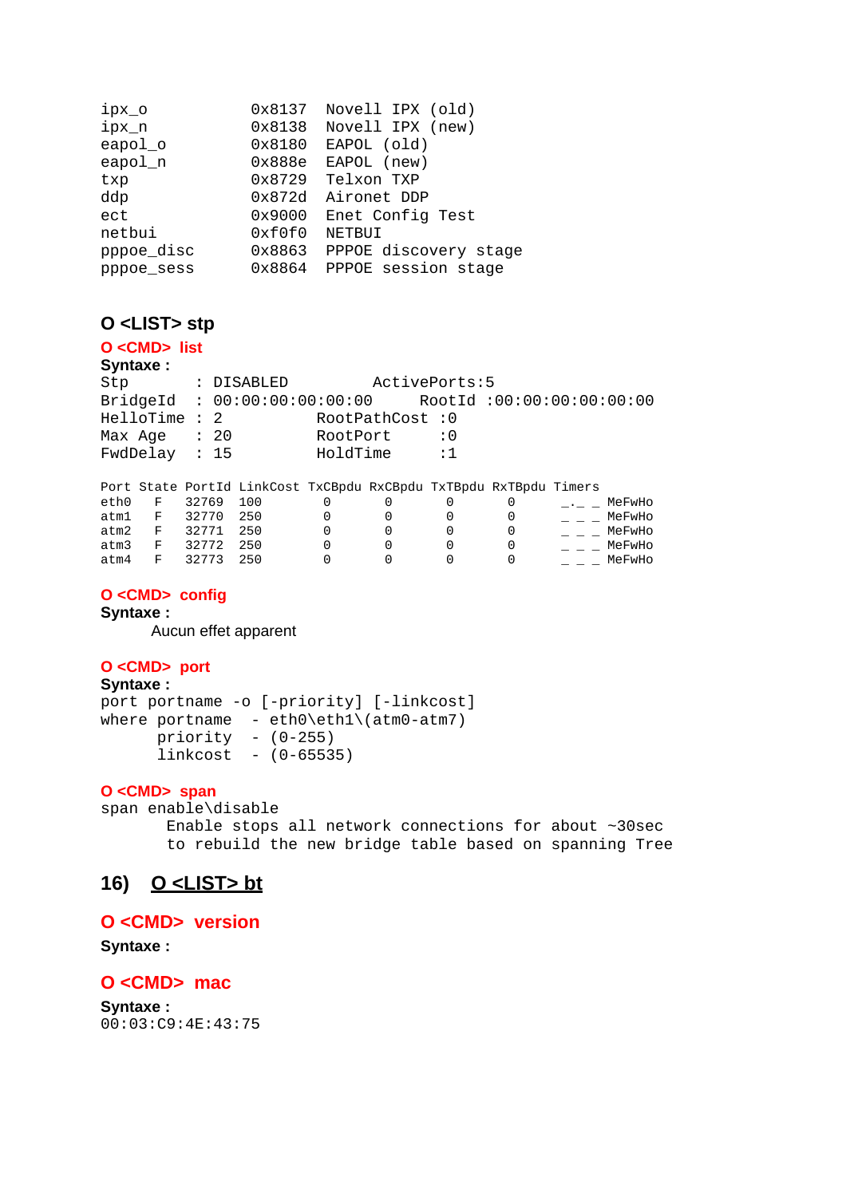```
ipx_o           0x8137  Novell IPX (old)
ipx_n           0x8138  Novell IPX (new)
eapol_o         0x8180  EAPOL (old)
eapol_n         0x888e  EAPOL (new)
txp             0x8729  Telxon TXP
ddp             0x872d  Aironet DDP
ect             0x9000  Enet Config Test
netbui          0xf0f0  NETBUI
pppoe_disc      0x8863  PPPOE discovery stage
pppoe_sess      0x8864  PPPOE session stage
```

### O <LIST> stp

**O <CMD> list**

**Syntaxe :**

```
Stp        : DISABLED          ActivePorts:5
BridgeId   : 00:00:00:00:00:00     RootId :00:00:00:00:00:00
HelloTime : 2          RootPathCost :0
Max Age    : 20         RootPort      :0
FwdDelay   : 15         HoldTime      :1

Port State PortId LinkCost TxCBpdu RxCBpdu TxTBpdu RxTBpdu Timers
eth0    F    32769  100        0       0       0       0       _._ _ MeFwHo
atm1    F    32770  250        0       0       0       0       _ _ _ MeFwHo
atm2    F    32771  250        0       0       0       0       _ _ _ MeFwHo
atm3    F    32772  250        0       0       0       0       _ _ _ MeFwHo
atm4    F    32773  250        0       0       0       0       _ _ _ MeFwHo
```

**O <CMD> config**

**Syntaxe :**

Aucun effet apparent

**O <CMD> port**

**Syntaxe :**

```
port portname -o [-priority] [-linkcost]
where portname  - eth0\eth1\(atm0-atm7)
      priority  - (0-255)
      linkcost  - (0-65535)
```

**O <CMD> span**

```
span enable\disable
       Enable stops all network connections for about ~30sec
       to rebuild the new bridge table based on spanning Tree
```

## 16) O <LIST> bt

### O <CMD> version

**Syntaxe :**

### O <CMD> mac

**Syntaxe :**

```
00:03:C9:4E:43:75
```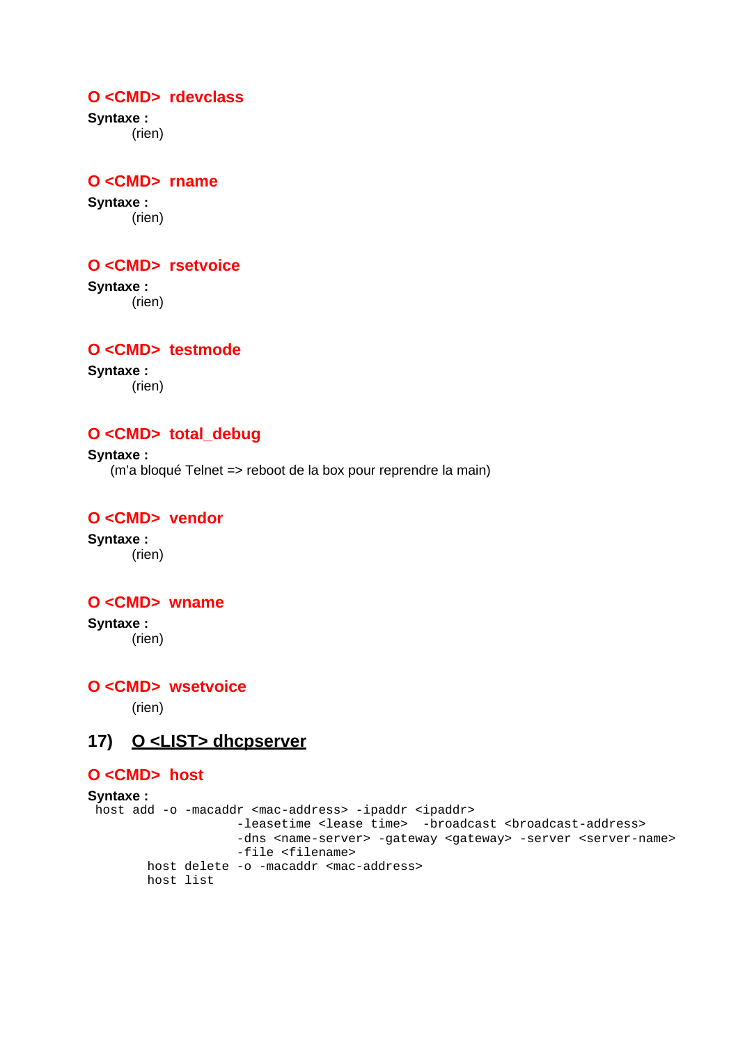### O <CMD> rdevclass

**Syntaxe :**

(rien)

### O <CMD> rname

**Syntaxe :**

(rien)

### O <CMD> rsetvoice

**Syntaxe :**

(rien)

### O <CMD> testmode

**Syntaxe :**

(rien)

### O <CMD> total_debug

**Syntaxe :**

(m'a bloqué Telnet => reboot de la box pour reprendre la main)

### O <CMD> vendor

**Syntaxe :**

(rien)

### O <CMD> wname

**Syntaxe :**

(rien)

### O <CMD> wsetvoice

(rien)

## 17) O <LIST> dhcpserver

### O <CMD> host

**Syntaxe :**

```
host add -o -macaddr <mac-address> -ipaddr <ipaddr>
                   -leasetime <lease time>  -broadcast <broadcast-address>
                   -dns <name-server> -gateway <gateway> -server <server-name>
                   -file <filename>
       host delete -o -macaddr <mac-address>
       host list
```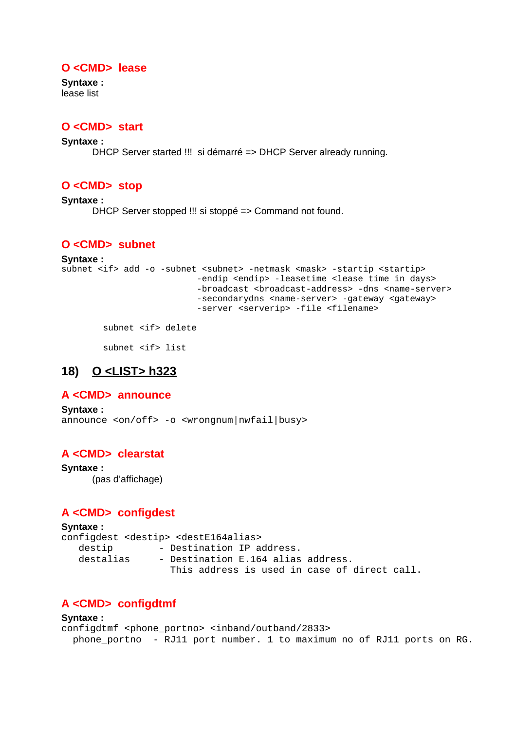### O <CMD> lease

**Syntaxe :**
lease list

### O <CMD> start

**Syntaxe :**
DHCP Server started !!! si démarré => DHCP Server already running.

### O <CMD> stop

**Syntaxe :**
DHCP Server stopped !!! si stoppé => Command not found.

### O <CMD> subnet

**Syntaxe :**
```
subnet <if> add -o -subnet <subnet> -netmask <mask> -startip <startip>
                          -endip <endip> -leasetime <lease time in days>
                          -broadcast <broadcast-address> -dns <name-server>
                          -secondarydns <name-server> -gateway <gateway>
                          -server <serverip> -file <filename>

        subnet <if> delete

        subnet <if> list
```

## 18) O <LIST> h323

### A <CMD> announce

**Syntaxe :**
```
announce <on/off> -o <wrongnum|nwfail|busy>
```

### A <CMD> clearstat

**Syntaxe :**
(pas d'affichage)

### A <CMD> configdest

**Syntaxe :**
```
configdest <destip> <destE164alias>
   destip         - Destination IP address.
   destalias      - Destination E.164 alias address.
                    This address is used in case of direct call.
```

### A <CMD> configdtmf

**Syntaxe :**
```
configdtmf <phone_portno> <inband/outband/2833>
  phone_portno  - RJ11 port number. 1 to maximum no of RJ11 ports on RG.
```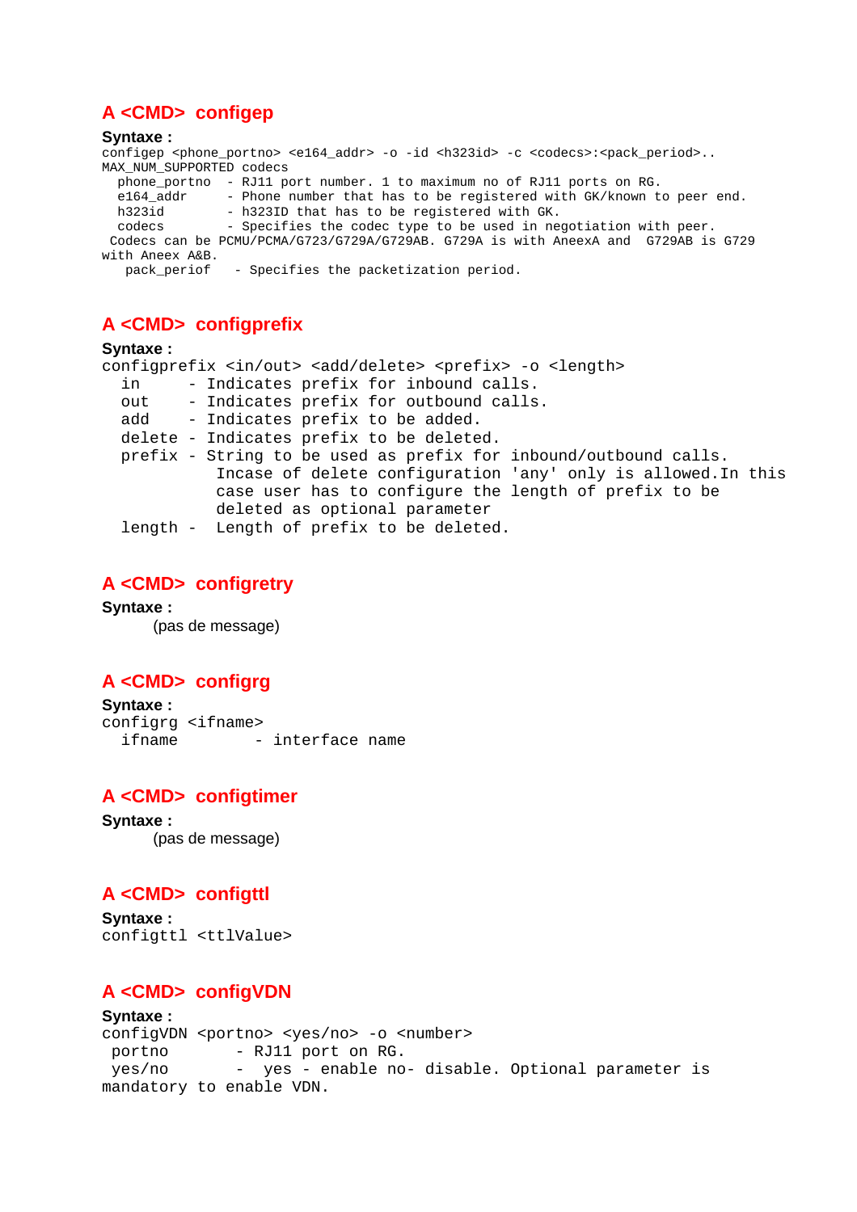## A <CMD> configep

**Syntaxe :**

```
configep <phone_portno> <e164_addr> -o -id <h323id> -c <codecs>:<pack_period>..
MAX_NUM_SUPPORTED codecs
  phone_portno  - RJ11 port number. 1 to maximum no of RJ11 ports on RG.
  e164_addr     - Phone number that has to be registered with GK/known to peer end.
  h323id        - h323ID that has to be registered with GK.
  codecs        - Specifies the codec type to be used in negotiation with peer.
 Codecs can be PCMU/PCMA/G723/G729A/G729AB. G729A is with AneexA and  G729AB is G729
with Aneex A&B.
   pack_periof   - Specifies the packetization period.
```

## A <CMD> configprefix

**Syntaxe :**

```
configprefix <in/out> <add/delete> <prefix> -o <length>
  in     - Indicates prefix for inbound calls.
  out    - Indicates prefix for outbound calls.
  add    - Indicates prefix to be added.
  delete - Indicates prefix to be deleted.
  prefix - String to be used as prefix for inbound/outbound calls.
            Incase of delete configuration 'any' only is allowed.In this
            case user has to configure the length of prefix to be
            deleted as optional parameter
  length -  Length of prefix to be deleted.
```

## A <CMD> configretry

**Syntaxe :**

(pas de message)

## A <CMD> configrg

**Syntaxe :**

```
configrg <ifname>
  ifname        - interface name
```

## A <CMD> configtimer

**Syntaxe :**

(pas de message)

## A <CMD> configttl

**Syntaxe :**

```
configttl <ttlValue>
```

## A <CMD> configVDN

**Syntaxe :**

```
configVDN <portno> <yes/no> -o <number>
 portno       - RJ11 port on RG.
 yes/no       -  yes - enable no- disable. Optional parameter is
mandatory to enable VDN.
```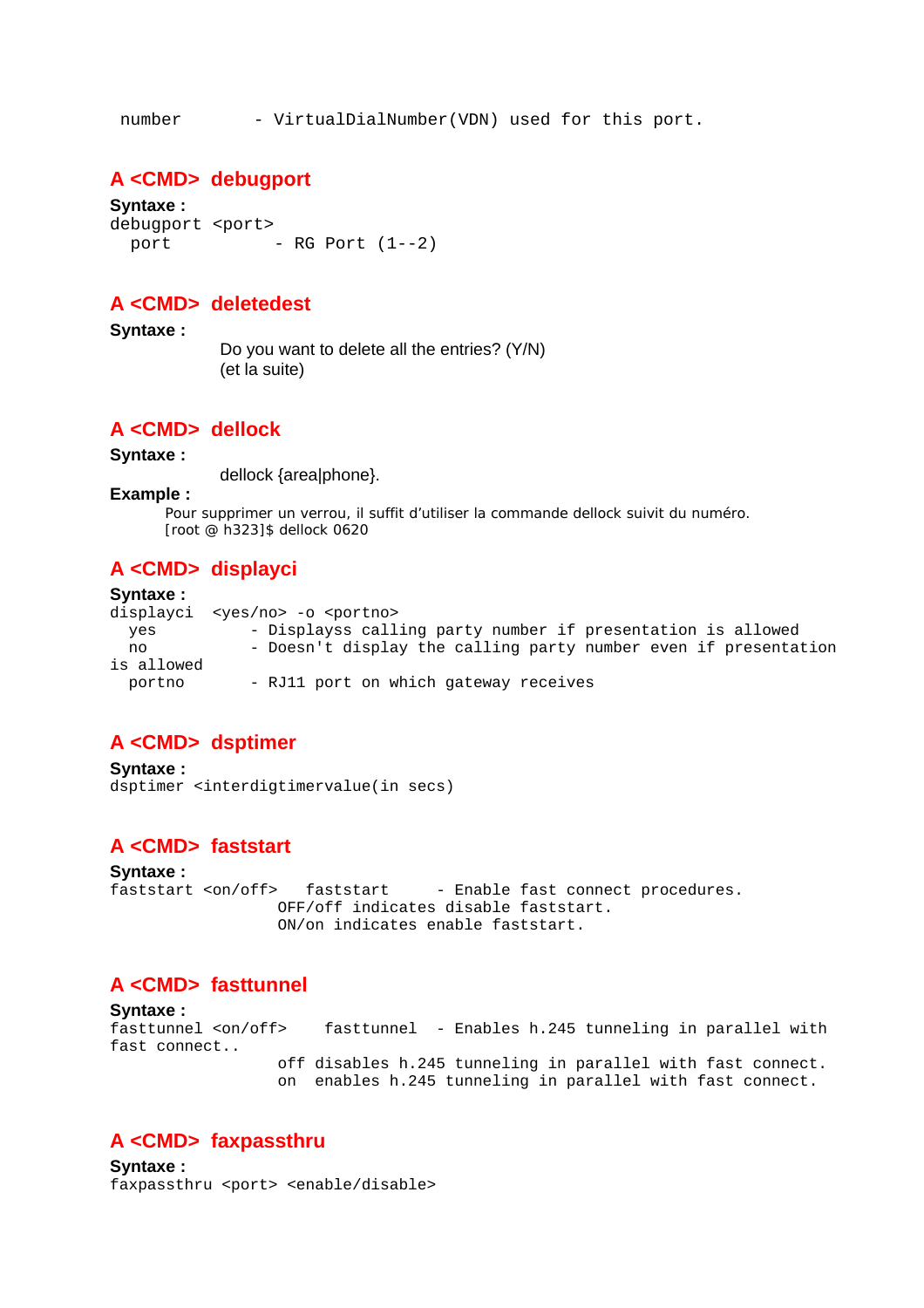```
 number       - VirtualDialNumber(VDN) used for this port.
```

## A <CMD> debugport

**Syntaxe :**

```
debugport <port>
  port          - RG Port (1--2)
```

## A <CMD> deletedest

**Syntaxe :**

Do you want to delete all the entries? (Y/N)
(et la suite)

## A <CMD> dellock

**Syntaxe :**

dellock {area|phone}.

**Example :**

Pour supprimer un verrou, il suffit d'utiliser la commande dellock suivit du numéro.
[root @ h323]$ dellock 0620

## A <CMD> displayci

**Syntaxe :**

```
displayci  <yes/no> -o <portno>
  yes          - Displayss calling party number if presentation is allowed
  no           - Doesn't display the calling party number even if presentation
is allowed
  portno       - RJ11 port on which gateway receives
```

## A <CMD> dsptimer

**Syntaxe :**

```
dsptimer <interdigtimervalue(in secs)
```

## A <CMD> faststart

**Syntaxe :**

```
faststart <on/off>   faststart     - Enable fast connect procedures.
                  OFF/off indicates disable faststart.
                  ON/on indicates enable faststart.
```

## A <CMD> fasttunnel

**Syntaxe :**

```
fasttunnel <on/off>    fasttunnel  - Enables h.245 tunneling in parallel with
fast connect..
                  off disables h.245 tunneling in parallel with fast connect.
                  on  enables h.245 tunneling in parallel with fast connect.
```

## A <CMD> faxpassthru

**Syntaxe :**

```
faxpassthru <port> <enable/disable>
```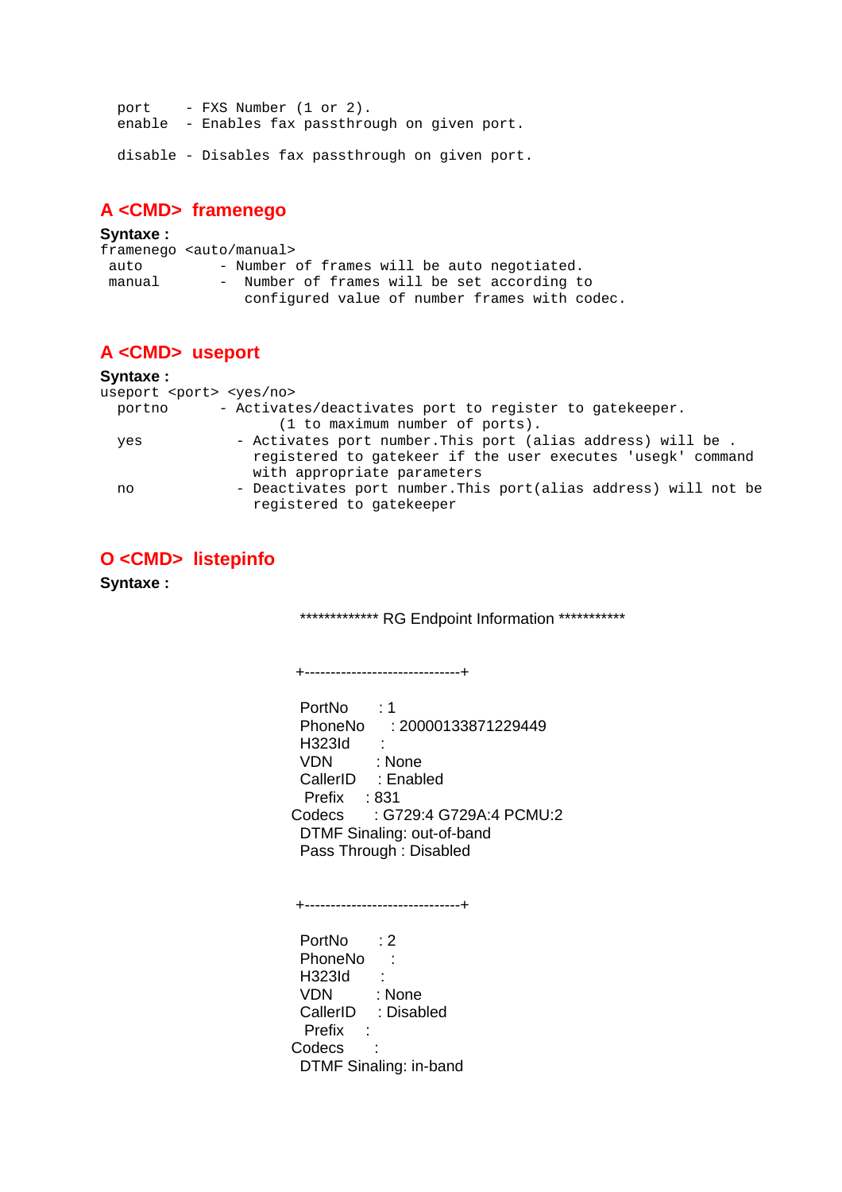```
  port    - FXS Number (1 or 2).
  enable  - Enables fax passthrough on given port.

  disable - Disables fax passthrough on given port.
```

## A <CMD> framenego

**Syntaxe :**

```
framenego <auto/manual>
 auto          - Number of frames will be auto negotiated.
 manual        -  Number of frames will be set according to
                  configured value of number frames with codec.
```

## A <CMD> useport

**Syntaxe :**

```
useport <port> <yes/no>
  portno       - Activates/deactivates port to register to gatekeeper.
                     (1 to maximum number of ports).
  yes            - Activates port number.This port (alias address) will be .
                   registered to gatekeer if the user executes 'usegk' command
                   with appropriate parameters
  no             - Deactivates port number.This port(alias address) will not be
                   registered to gatekeeper
```

## O <CMD> listepinfo

**Syntaxe :**

```
************* RG Endpoint Information ***********

+------------------------------+

PortNo      : 1
PhoneNo     : 20000133871229449
H323Id      :
VDN         : None
CallerID    : Enabled
 Prefix     : 831
Codecs      : G729:4 G729A:4 PCMU:2
DTMF Sinaling: out-of-band
Pass Through : Disabled


+------------------------------+

PortNo      : 2
PhoneNo     :
H323Id      :
VDN         : None
CallerID    : Disabled
 Prefix     :
Codecs      :
DTMF Sinaling: in-band
```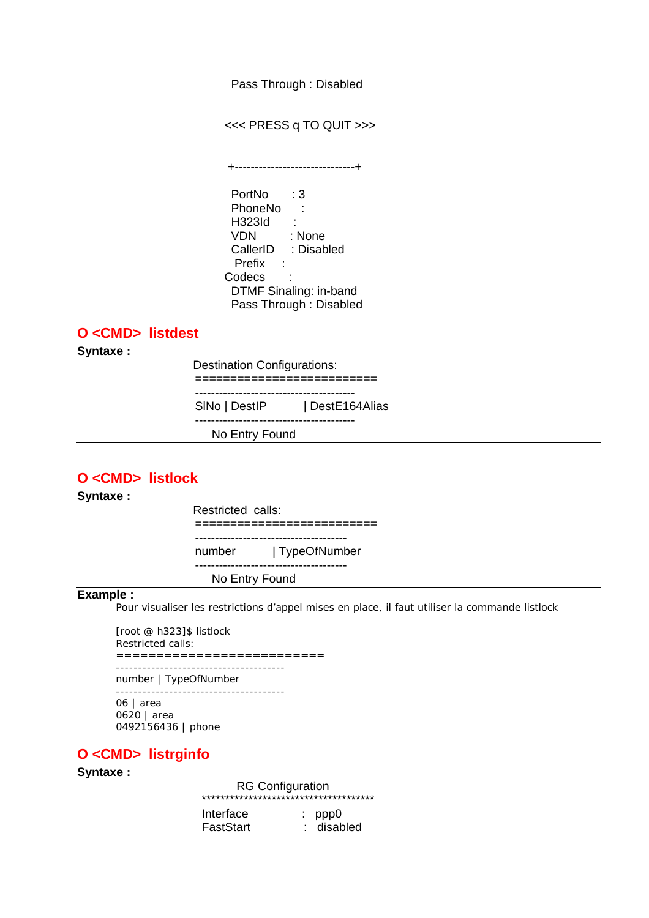```
Pass Through : Disabled

<<< PRESS q TO QUIT >>>

+------------------------------+

PortNo      : 3
PhoneNo     :
H323Id      :
VDN         : None
CallerID    : Disabled
 Prefix     :
Codecs      :
DTMF Sinaling: in-band
Pass Through : Disabled
```

## O <CMD> listdest

**Syntaxe :**

```
Destination Configurations:
=========================
----------------------------------------
SlNo | DestIP          | DestE164Alias
----------------------------------------
    No Entry Found
```

---

## O <CMD> listlock

**Syntaxe :**

```
Restricted  calls:
=========================
--------------------------------------
number          | TypeOfNumber
--------------------------------------
    No Entry Found
```

---

**Example :**

Pour visualiser les restrictions d'appel mises en place, il faut utiliser la commande listlock

```
[root @ h323]$ listlock
Restricted calls:
=========================
--------------------------------------
number | TypeOfNumber
--------------------------------------
06 | area
0620 | area
0492156436 | phone
```

## O <CMD> listrginfo

**Syntaxe :**

```
RG Configuration
**************************************
Interface        :  ppp0
FastStart        :  disabled
```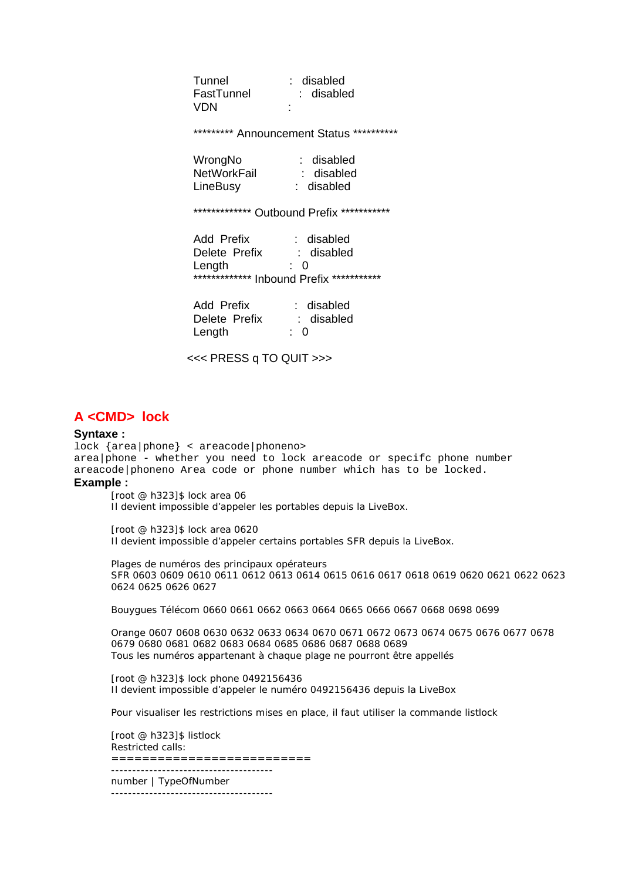```
Tunnel              :  disabled
FastTunnel          :  disabled
VDN                 :

********* Announcement Status **********

WrongNo             :  disabled
NetWorkFail         :  disabled
LineBusy            :  disabled

************* Outbound Prefix ***********

Add  Prefix         :  disabled
Delete  Prefix      :  disabled
Length              :  0
************* Inbound Prefix ***********

Add  Prefix         :  disabled
Delete  Prefix      :  disabled
Length              :  0

<<< PRESS q TO QUIT >>>
```

## A <CMD> lock

**Syntaxe :**

```
lock {area|phone} < areacode|phoneno>
area|phone - whether you need to lock areacode or specifc phone number
areacode|phoneno Area code or phone number which has to be locked.
```

**Example :**

[root @ h323]$ lock area 06
Il devient impossible d'appeler les portables depuis la LiveBox.

[root @ h323]$ lock area 0620
Il devient impossible d'appeler certains portables SFR depuis la LiveBox.

Plages de numéros des principaux opérateurs
SFR 0603 0609 0610 0611 0612 0613 0614 0615 0616 0617 0618 0619 0620 0621 0622 0623 0624 0625 0626 0627

Bouygues Télécom 0660 0661 0662 0663 0664 0665 0666 0667 0668 0698 0699

Orange 0607 0608 0630 0632 0633 0634 0670 0671 0672 0673 0674 0675 0676 0677 0678 0679 0680 0681 0682 0683 0684 0685 0686 0687 0688 0689
Tous les numéros appartenant à chaque plage ne pourront être appellés

[root @ h323]$ lock phone 0492156436
Il devient impossible d'appeler le numéro 0492156436 depuis la LiveBox

Pour visualiser les restrictions mises en place, il faut utiliser la commande listlock

```
[root @ h323]$ listlock
Restricted calls:
========================
-------------------------------------
number | TypeOfNumber
-------------------------------------
```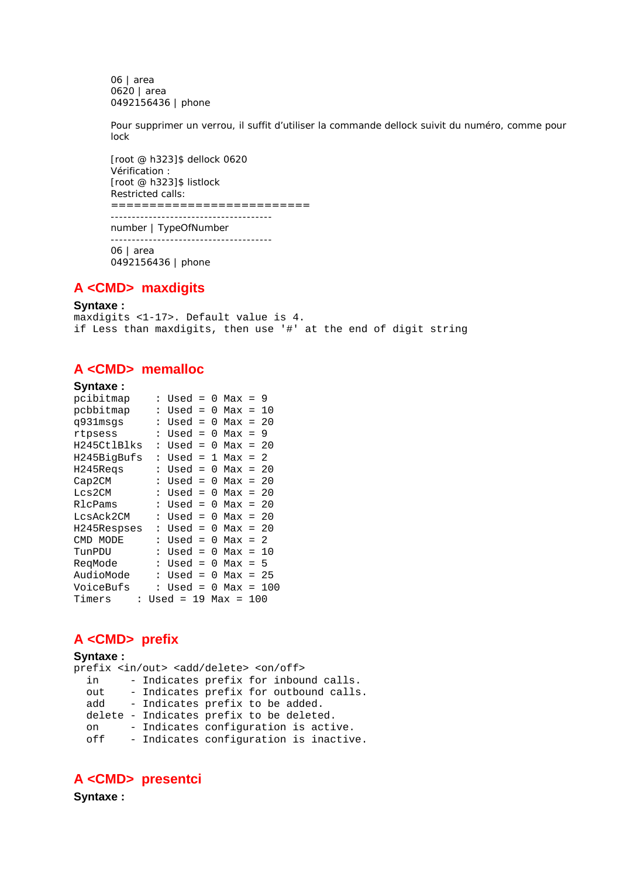06 | area
0620 | area
0492156436 | phone

Pour supprimer un verrou, il suffit d'utiliser la commande dellock suivit du numéro, comme pour lock

[root @ h323]$ dellock 0620
Vérification :
[root @ h323]$ listlock
Restricted calls:
==========================
---------------------------------------
number | TypeOfNumber
---------------------------------------
06 | area
0492156436 | phone

## A <CMD> maxdigits

**Syntaxe :**

```
maxdigits <1-17>. Default value is 4.
if Less than maxdigits, then use '#' at the end of digit string
```

## A <CMD> memalloc

**Syntaxe :**

```
pcibitmap     : Used = 0 Max = 9
pcbbitmap     : Used = 0 Max = 10
q931msgs      : Used = 0 Max = 20
rtpsess       : Used = 0 Max = 9
H245CtlBlks   : Used = 0 Max = 20
H245BigBufs   : Used = 1 Max = 2
H245Reqs      : Used = 0 Max = 20
Cap2CM        : Used = 0 Max = 20
Lcs2CM        : Used = 0 Max = 20
RlcPams       : Used = 0 Max = 20
LcsAck2CM     : Used = 0 Max = 20
H245Respses   : Used = 0 Max = 20
CMD MODE      : Used = 0 Max = 2
TunPDU        : Used = 0 Max = 10
ReqMode       : Used = 0 Max = 5
AudioMode     : Used = 0 Max = 25
VoiceBufs     : Used = 0 Max = 100
Timers    : Used = 19 Max = 100
```

## A <CMD> prefix

**Syntaxe :**

```
prefix <in/out> <add/delete> <on/off>
  in     - Indicates prefix for inbound calls.
  out    - Indicates prefix for outbound calls.
  add    - Indicates prefix to be added.
  delete - Indicates prefix to be deleted.
  on     - Indicates configuration is active.
  off    - Indicates configuration is inactive.
```

## A <CMD> presentci

**Syntaxe :**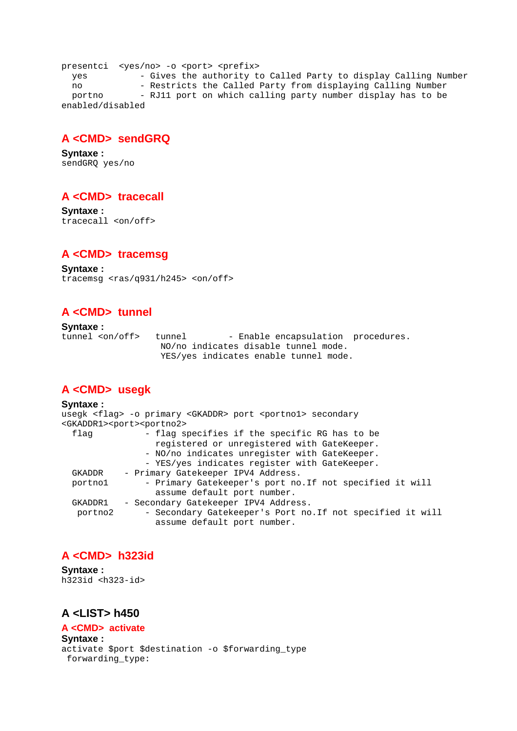```
presentci  <yes/no> -o <port> <prefix>
  yes          - Gives the authority to Called Party to display Calling Number
  no           - Restricts the Called Party from displaying Calling Number
  portno       - RJ11 port on which calling party number display has to be
enabled/disabled
```

### A <CMD> sendGRQ

**Syntaxe :**
```
sendGRQ yes/no
```

### A <CMD> tracecall

**Syntaxe :**
```
tracecall <on/off>
```

### A <CMD> tracemsg

**Syntaxe :**
```
tracemsg <ras/q931/h245> <on/off>
```

### A <CMD> tunnel

**Syntaxe :**
```
tunnel <on/off>   tunnel        - Enable encapsulation  procedures.
                   NO/no indicates disable tunnel mode.
                   YES/yes indicates enable tunnel mode.
```

### A <CMD> usegk

**Syntaxe :**
```
usegk <flag> -o primary <GKADDR> port <portno1> secondary
<GKADDR1><port><portno2>
  flag          - flag specifies if the specific RG has to be
                  registered or unregistered with GateKeeper.
                - NO/no indicates unregister with GateKeeper.
                - YES/yes indicates register with GateKeeper.
  GKADDR    - Primary Gatekeeper IPV4 Address.
  portno1       - Primary Gatekeeper's port no.If not specified it will
                  assume default port number.
  GKADDR1   - Secondary Gatekeeper IPV4 Address.
   portno2      - Secondary Gatekeeper's Port no.If not specified it will
                  assume default port number.
```

### A <CMD> h323id

**Syntaxe :**
```
h323id <h323-id>
```

### A <LIST> h450

#### A <CMD> activate

**Syntaxe :**
```
activate $port $destination -o $forwarding_type
 forwarding_type:
```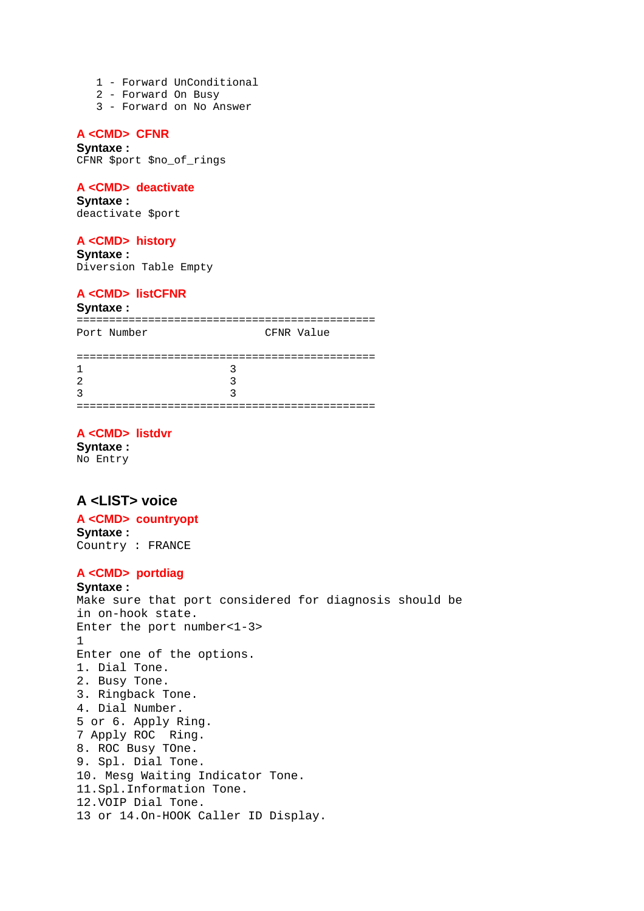```
1 - Forward UnConditional
2 - Forward On Busy
3 - Forward on No Answer
```

### A <CMD> CFNR

**Syntaxe :**

```
CFNR $port $no_of_rings
```

### A <CMD> deactivate

**Syntaxe :**

```
deactivate $port
```

### A <CMD> history

**Syntaxe :**

```
Diversion Table Empty
```

### A <CMD> listCFNR

**Syntaxe :**

```
==============================================
Port Number                    CFNR Value

==============================================
1                       3
2                       3
3                       3
==============================================
```

### A <CMD> listdvr

**Syntaxe :**

```
No Entry
```

## A <LIST> voice

### A <CMD> countryopt

**Syntaxe :**

```
Country : FRANCE
```

### A <CMD> portdiag

**Syntaxe :**

```
Make sure that port considered for diagnosis should be
in on-hook state.
Enter the port number<1-3>
1
Enter one of the options.
1. Dial Tone.
2. Busy Tone.
3. Ringback Tone.
4. Dial Number.
5 or 6. Apply Ring.
7 Apply ROC  Ring.
8. ROC Busy TOne.
9. Spl. Dial Tone.
10. Mesg Waiting Indicator Tone.
11.Spl.Information Tone.
12.VOIP Dial Tone.
13 or 14.On-HOOK Caller ID Display.
```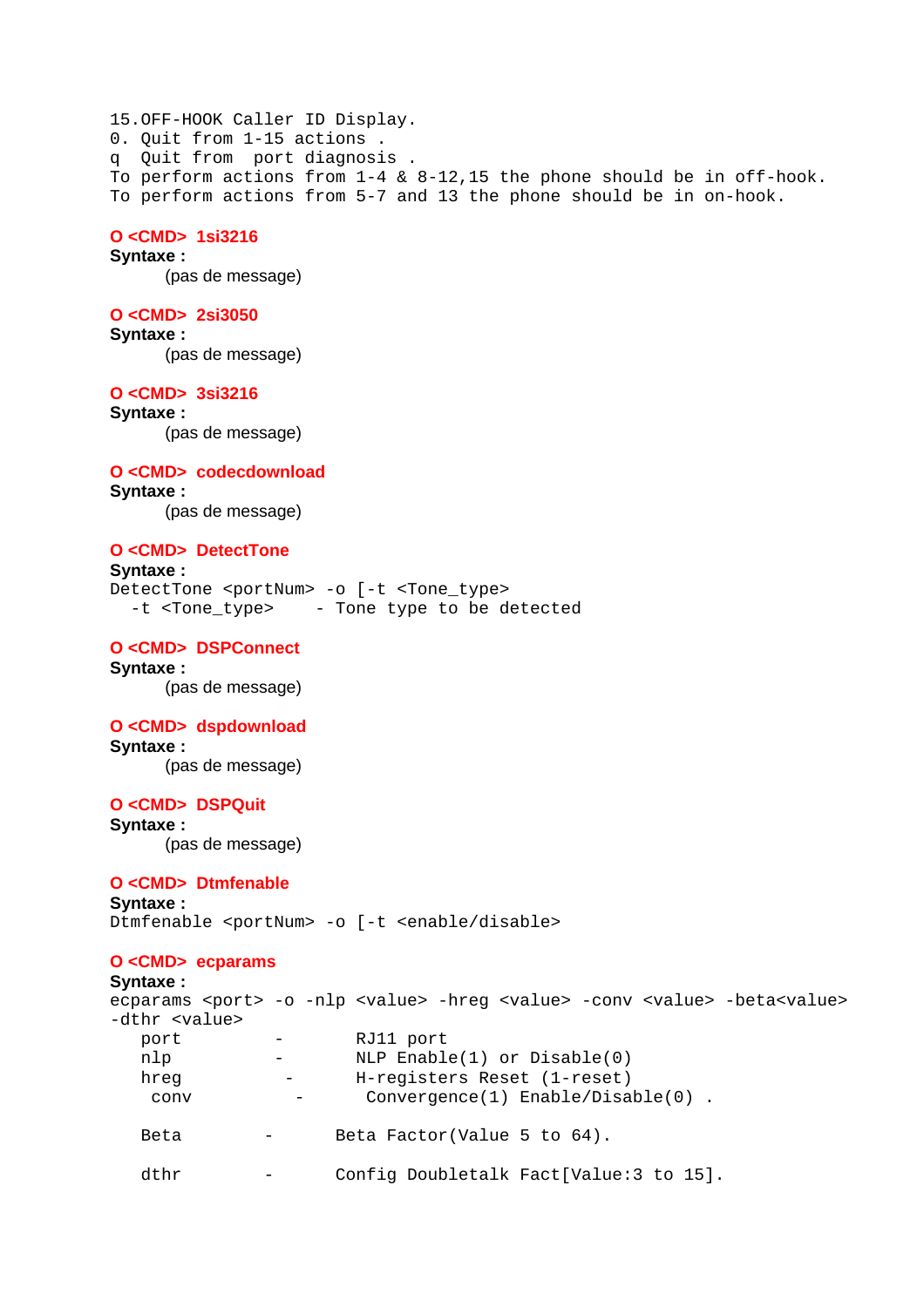```
15.OFF-HOOK Caller ID Display.
0. Quit from 1-15 actions .
q  Quit from  port diagnosis .
To perform actions from 1-4 & 8-12,15 the phone should be in off-hook.
To perform actions from 5-7 and 13 the phone should be in on-hook.
```

### O <CMD> 1si3216

**Syntaxe :**

(pas de message)

### O <CMD> 2si3050

**Syntaxe :**

(pas de message)

### O <CMD> 3si3216

**Syntaxe :**

(pas de message)

### O <CMD> codecdownload

**Syntaxe :**

(pas de message)

### O <CMD> DetectTone

**Syntaxe :**

```
DetectTone <portNum> -o [-t <Tone_type>
  -t <Tone_type>    - Tone type to be detected
```

### O <CMD> DSPConnect

**Syntaxe :**

(pas de message)

### O <CMD> dspdownload

**Syntaxe :**

(pas de message)

### O <CMD> DSPQuit

**Syntaxe :**

(pas de message)

### O <CMD> Dtmfenable

**Syntaxe :**

```
Dtmfenable <portNum> -o [-t <enable/disable>
```

### O <CMD> ecparams

**Syntaxe :**

```
ecparams <port> -o -nlp <value> -hreg <value> -conv <value> -beta<value>
-dthr <value>
   port         -       RJ11 port
   nlp          -       NLP Enable(1) or Disable(0)
   hreg          -      H-registers Reset (1-reset)
    conv          -      Convergence(1) Enable/Disable(0) .

   Beta        -      Beta Factor(Value 5 to 64).

   dthr        -      Config Doubletalk Fact[Value:3 to 15].
```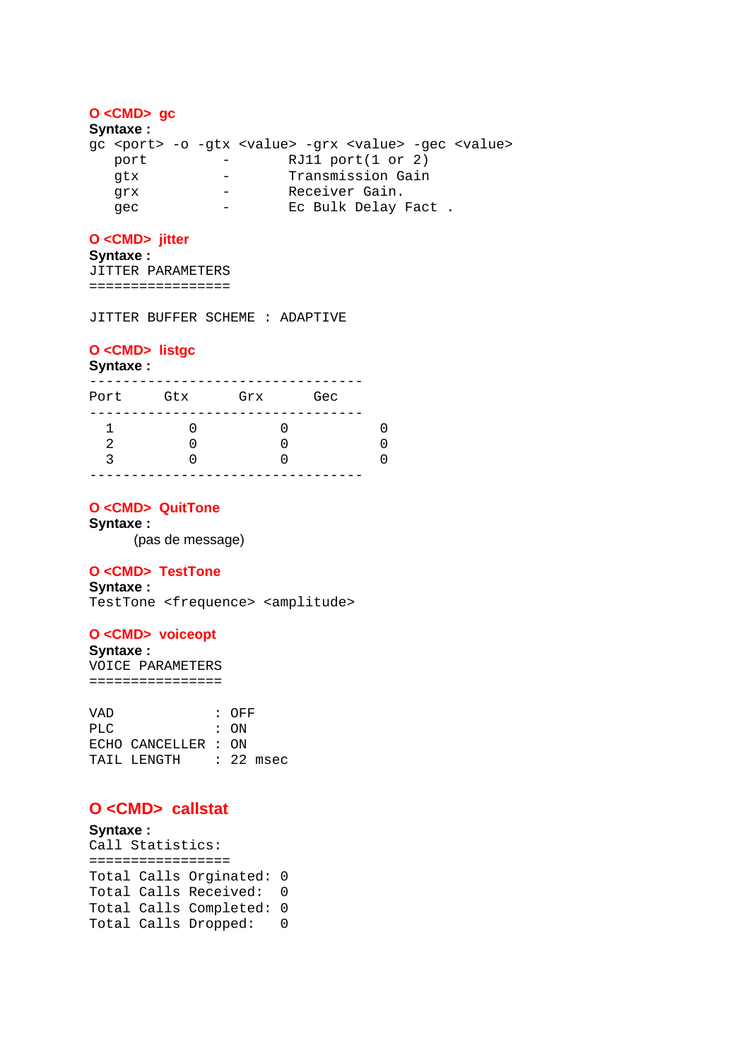**O <CMD> gc**

**Syntaxe :**

```
gc <port> -o -gtx <value> -grx <value> -gec <value>
   port         -       RJ11 port(1 or 2)
   gtx          -       Transmission Gain
   grx          -       Receiver Gain.
   gec          -       Ec Bulk Delay Fact .
```

**O <CMD> jitter**

**Syntaxe :**

```
JITTER PARAMETERS
=================

JITTER BUFFER SCHEME : ADAPTIVE
```

**O <CMD> listgc**

**Syntaxe :**

```
---------------------------------
Port     Gtx      Grx      Gec
---------------------------------
  1         0          0           0
  2         0          0           0
  3         0          0           0
---------------------------------
```

**O <CMD> QuitTone**

**Syntaxe :**

(pas de message)

**O <CMD> TestTone**

**Syntaxe :**

```
TestTone <frequence> <amplitude>
```

**O <CMD> voiceopt**

**Syntaxe :**

```
VOICE PARAMETERS
================

VAD             : OFF
PLC             : ON
ECHO CANCELLER : ON
TAIL LENGTH     : 22 msec
```

**O <CMD> callstat**

**Syntaxe :**

```
Call Statistics:
=================
Total Calls Orginated: 0
Total Calls Received:  0
Total Calls Completed: 0
Total Calls Dropped:   0
```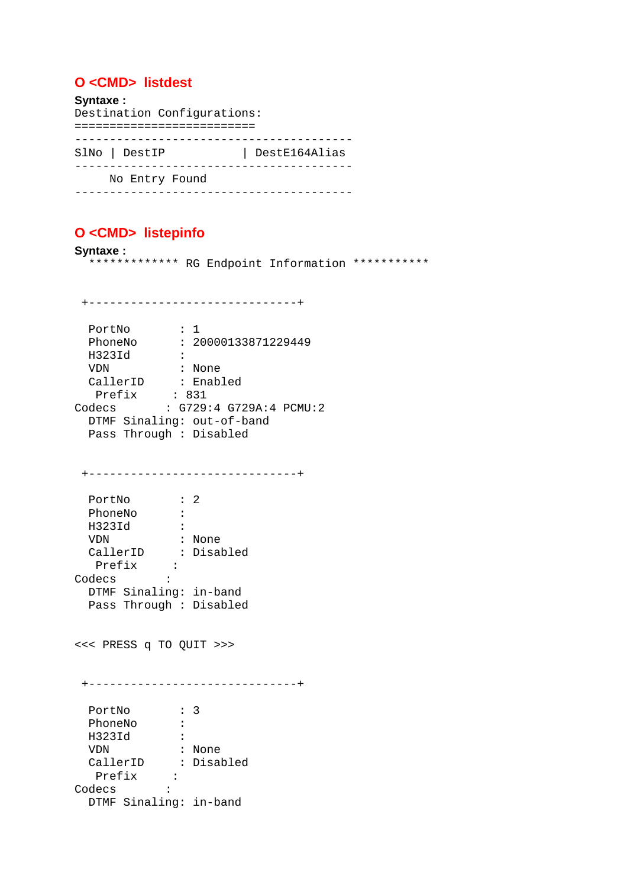### O <CMD> listdest

**Syntaxe :**

```
Destination Configurations:
=========================
----------------------------------------
SlNo | DestIP           | DestE164Alias
----------------------------------------
     No Entry Found
----------------------------------------
```

### O <CMD> listepinfo

**Syntaxe :**

```
  ************* RG Endpoint Information ***********


 +------------------------------+

  PortNo       : 1
  PhoneNo      : 20000133871229449
  H323Id       :
  VDN          : None
  CallerID     : Enabled
   Prefix     : 831
Codecs       : G729:4 G729A:4 PCMU:2
  DTMF Sinaling: out-of-band
  Pass Through : Disabled


 +------------------------------+

  PortNo       : 2
  PhoneNo      :
  H323Id       :
  VDN          : None
  CallerID     : Disabled
   Prefix     :
Codecs       :
  DTMF Sinaling: in-band
  Pass Through : Disabled


<<< PRESS q TO QUIT >>>


 +------------------------------+

  PortNo       : 3
  PhoneNo      :
  H323Id       :
  VDN          : None
  CallerID     : Disabled
   Prefix     :
Codecs       :
  DTMF Sinaling: in-band
```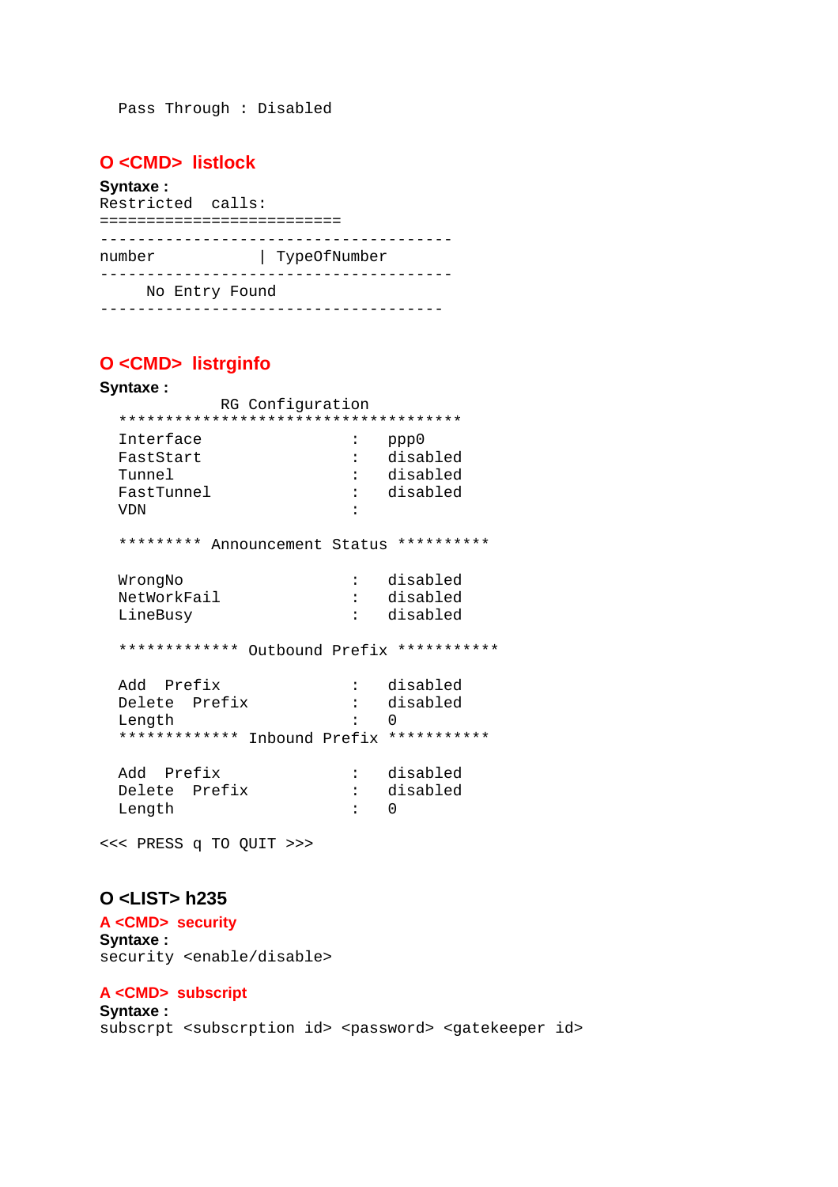```
  Pass Through : Disabled
```

### O <CMD> listlock

**Syntaxe :**

```
Restricted  calls:
==========================
--------------------------------------
number            | TypeOfNumber
--------------------------------------
     No Entry Found
-------------------------------------
```

### O <CMD> listrginfo

**Syntaxe :**

```
             RG Configuration
  *************************************
  Interface                 :   ppp0
  FastStart                 :   disabled
  Tunnel                    :   disabled
  FastTunnel                :   disabled
  VDN                       :

  ********* Announcement Status **********

  WrongNo                   :   disabled
  NetWorkFail               :   disabled
  LineBusy                  :   disabled

  ************* Outbound Prefix ***********

  Add  Prefix               :   disabled
  Delete  Prefix            :   disabled
  Length                    :   0
  ************* Inbound Prefix ***********

  Add  Prefix               :   disabled
  Delete  Prefix            :   disabled
  Length                    :   0

<<< PRESS q TO QUIT >>>
```

## O <LIST> h235

### A <CMD> security

**Syntaxe :**

```
security <enable/disable>
```

### A <CMD> subscript

**Syntaxe :**

```
subscrpt <subscrption id> <password> <gatekeeper id>
```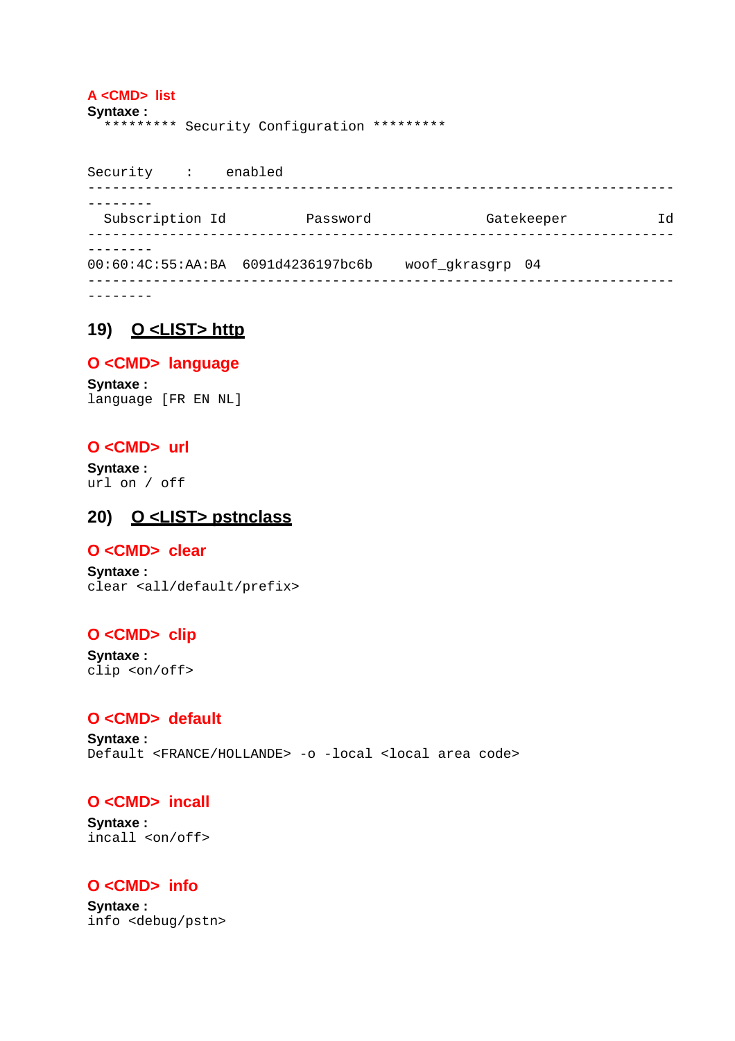**A <CMD> list**

**Syntaxe :**

```
  ********* Security Configuration *********


Security    :    enabled
------------------------------------------------------------------------
--------
  Subscription Id         Password             Gatekeeper          Id
------------------------------------------------------------------------
--------
00:60:4C:55:AA:BA  6091d4236197bc6b    woof_gkrasgrp  04
------------------------------------------------------------------------
--------
```

## 19) O <LIST> http

**O <CMD> language**

**Syntaxe :**

```
language [FR EN NL]
```

**O <CMD> url**

**Syntaxe :**

```
url on / off
```

## 20) O <LIST> pstnclass

**O <CMD> clear**

**Syntaxe :**

```
clear <all/default/prefix>
```

**O <CMD> clip**

**Syntaxe :**

```
clip <on/off>
```

**O <CMD> default**

**Syntaxe :**

```
Default <FRANCE/HOLLANDE> -o -local <local area code>
```

**O <CMD> incall**

**Syntaxe :**

```
incall <on/off>
```

**O <CMD> info**

**Syntaxe :**

```
info <debug/pstn>
```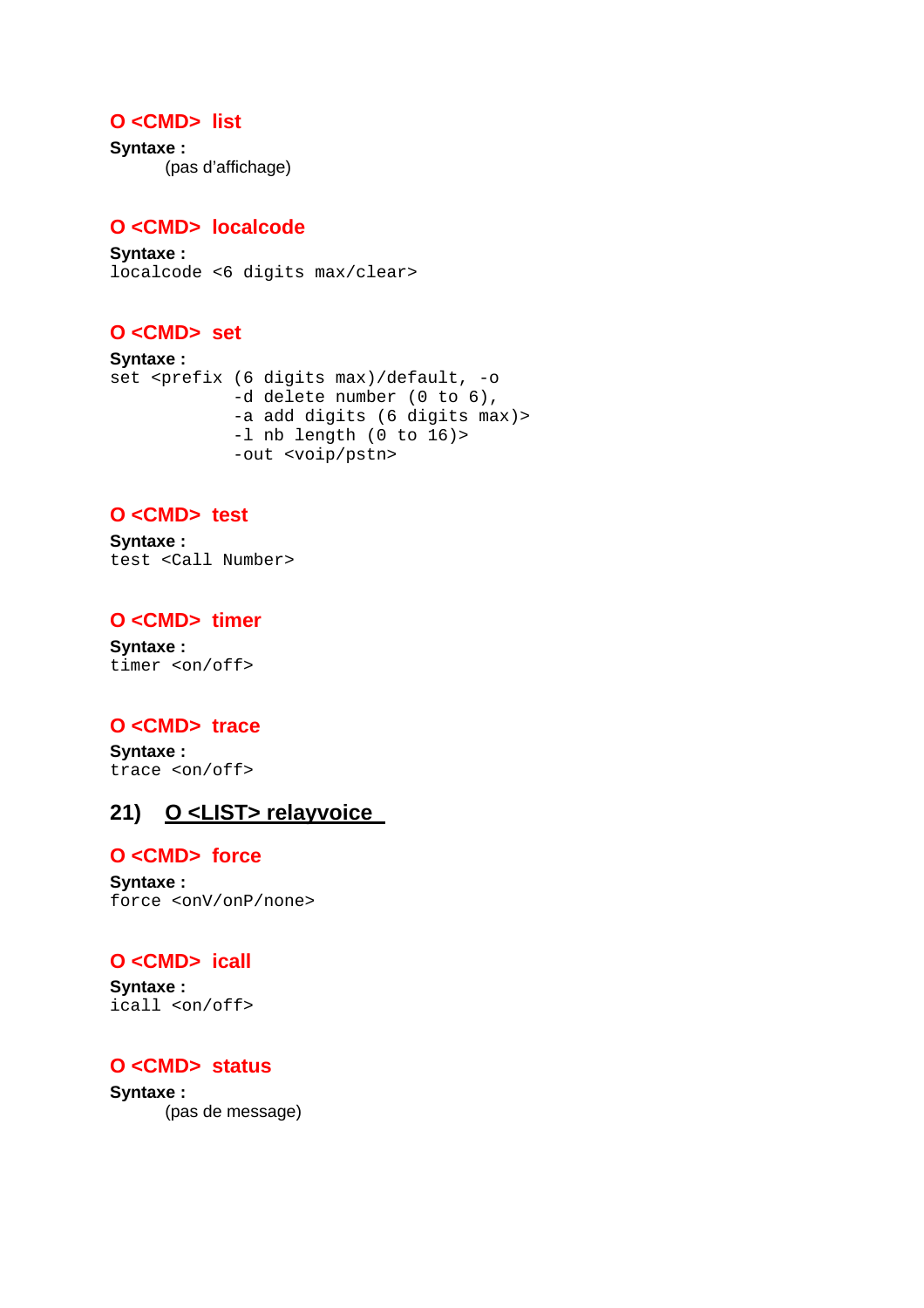### O <CMD> list

**Syntaxe :**

(pas d'affichage)

### O <CMD> localcode

**Syntaxe :**

```
localcode <6 digits max/clear>
```

### O <CMD> set

**Syntaxe :**

```
set <prefix (6 digits max)/default, -o
            -d delete number (0 to 6),
            -a add digits (6 digits max)>
            -l nb length (0 to 16)>
            -out <voip/pstn>
```

### O <CMD> test

**Syntaxe :**

```
test <Call Number>
```

### O <CMD> timer

**Syntaxe :**

```
timer <on/off>
```

### O <CMD> trace

**Syntaxe :**

```
trace <on/off>
```

## 21) O <LIST> relayvoice

### O <CMD> force

**Syntaxe :**

```
force <onV/onP/none>
```

### O <CMD> icall

**Syntaxe :**

```
icall <on/off>
```

### O <CMD> status

**Syntaxe :**

(pas de message)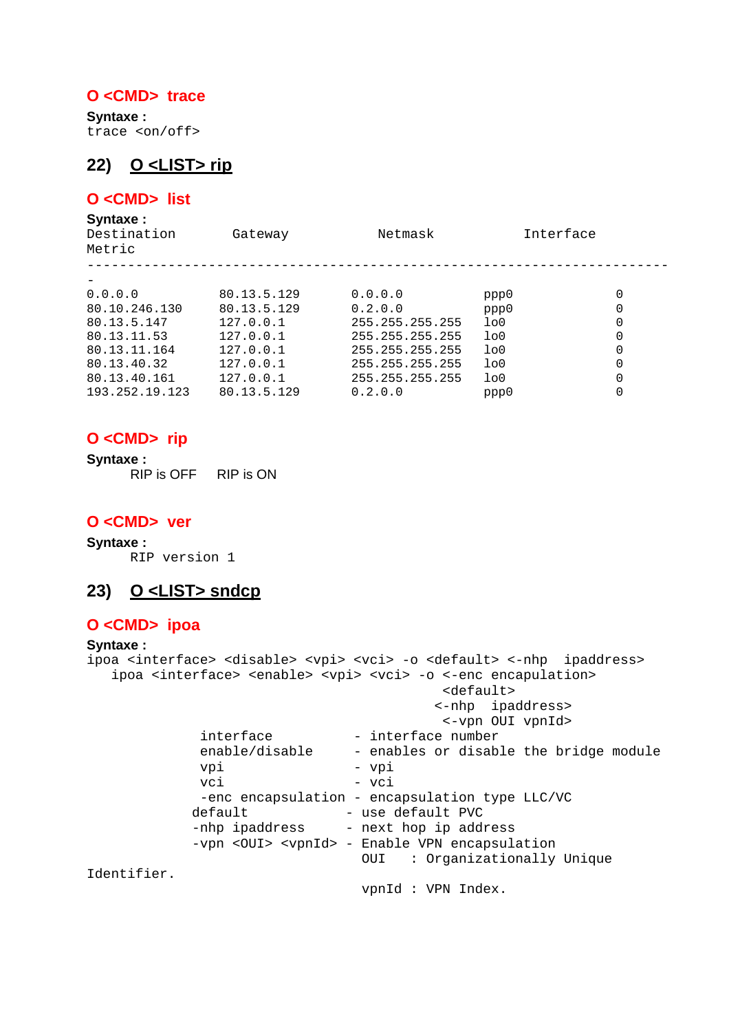**O <CMD> trace**

**Syntaxe :**
```
trace <on/off>
```

## 22) O <LIST> rip

**O <CMD> list**

**Syntaxe :**
```
Destination        Gateway            Netmask            Interface
Metric
-------------------------------------------------------------------------
-
0.0.0.0          80.13.5.129      0.0.0.0          ppp0             0
80.10.246.130    80.13.5.129      0.2.0.0          ppp0             0
80.13.5.147      127.0.0.1        255.255.255.255  lo0              0
80.13.11.53      127.0.0.1        255.255.255.255  lo0              0
80.13.11.164     127.0.0.1        255.255.255.255  lo0              0
80.13.40.32      127.0.0.1        255.255.255.255  lo0              0
80.13.40.161     127.0.0.1        255.255.255.255  lo0              0
193.252.19.123   80.13.5.129      0.2.0.0          ppp0             0
```

**O <CMD> rip**

**Syntaxe :**

RIP is OFF    RIP is ON

**O <CMD> ver**

**Syntaxe :**
```
RIP version 1
```

## 23) O <LIST> sndcp

**O <CMD> ipoa**

**Syntaxe :**
```
ipoa <interface> <disable> <vpi> <vci> -o <default> <-nhp  ipaddress>
   ipoa <interface> <enable> <vpi> <vci> -o <-enc encapulation>
                                            <default>
                                           <-nhp  ipaddress>
                                            <-vpn OUI vpnId>
             interface          - interface number
             enable/disable     - enables or disable the bridge module
             vpi                - vpi
             vci                - vci
             -enc encapsulation - encapsulation type LLC/VC
            default            - use default PVC
            -nhp ipaddress     - next hop ip address
            -vpn <OUI> <vpnId> - Enable VPN encapsulation
                                 OUI   : Organizationally Unique
Identifier.
                                 vpnId : VPN Index.
```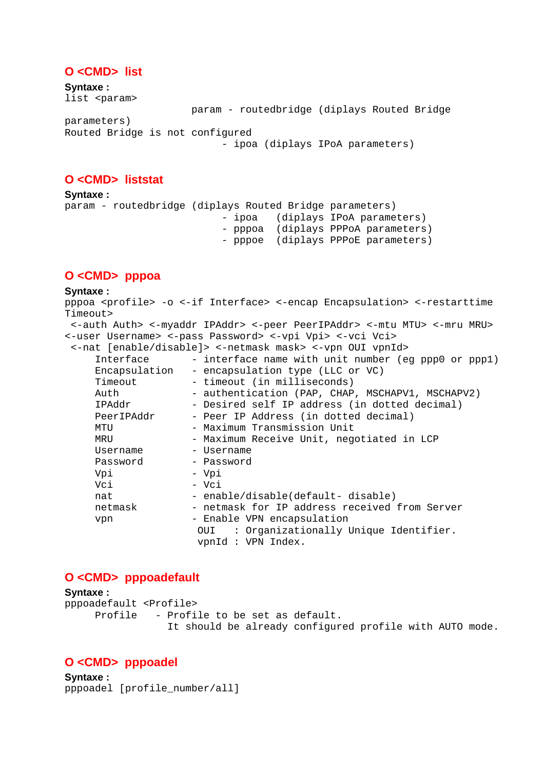### O <CMD> list

**Syntaxe :**

```
list <param>
                     param - routedbridge (diplays Routed Bridge
parameters)
Routed Bridge is not configured
                          - ipoa (diplays IPoA parameters)
```

### O <CMD> liststat

**Syntaxe :**

```
param - routedbridge (diplays Routed Bridge parameters)
                          - ipoa   (diplays IPoA parameters)
                          - pppoa  (diplays PPPoA parameters)
                          - pppoe  (diplays PPPoE parameters)
```

### O <CMD> pppoa

**Syntaxe :**

```
pppoa <profile> -o <-if Interface> <-encap Encapsulation> <-restarttime
Timeout>
 <-auth Auth> <-myaddr IPAddr> <-peer PeerIPAddr> <-mtu MTU> <-mru MRU>
<-user Username> <-pass Password> <-vpi Vpi> <-vci Vci>
 <-nat [enable/disable]> <-netmask mask> <-vpn OUI vpnId>
     Interface       - interface name with unit number (eg ppp0 or ppp1)
     Encapsulation   - encapsulation type (LLC or VC)
     Timeout         - timeout (in milliseconds)
     Auth            - authentication (PAP, CHAP, MSCHAPV1, MSCHAPV2)
     IPAddr          - Desired self IP address (in dotted decimal)
     PeerIPAddr      - Peer IP Address (in dotted decimal)
     MTU             - Maximum Transmission Unit
     MRU             - Maximum Receive Unit, negotiated in LCP
     Username        - Username
     Password        - Password
     Vpi             - Vpi
     Vci             - Vci
     nat             - enable/disable(default- disable)
     netmask         - netmask for IP address received from Server
     vpn             - Enable VPN encapsulation
                      OUI   : Organizationally Unique Identifier.
                      vpnId : VPN Index.
```

### O <CMD> pppoadefault

**Syntaxe :**

```
pppoadefault <Profile>
     Profile    - Profile to be set as default.
                  It should be already configured profile with AUTO mode.
```

### O <CMD> pppoadel

**Syntaxe :**

```
pppoadel [profile_number/all]
```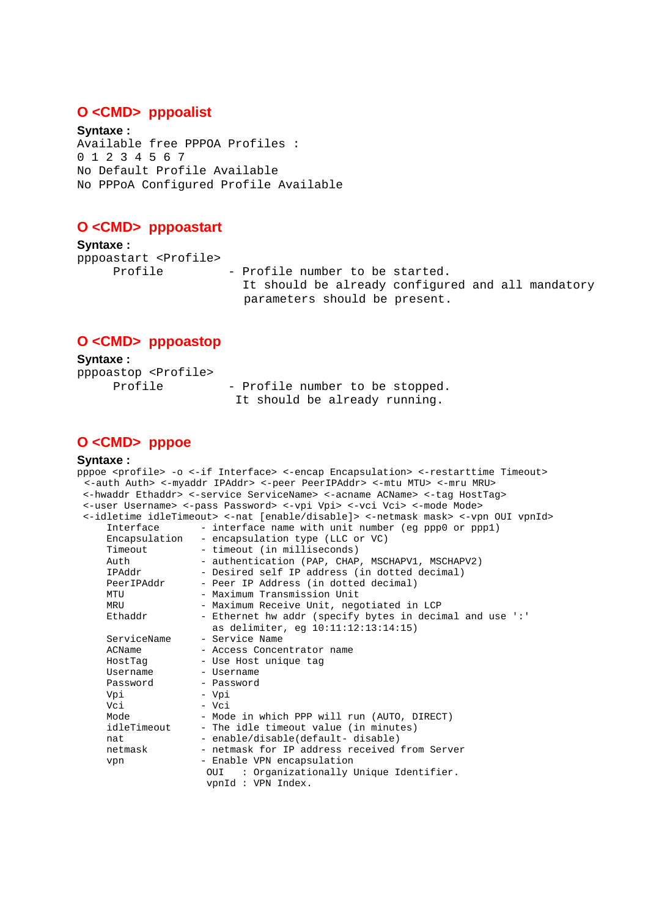## O <CMD> pppoalist

**Syntaxe :**

```
Available free PPPOA Profiles :
0 1 2 3 4 5 6 7
No Default Profile Available
No PPPoA Configured Profile Available
```

## O <CMD> pppoastart

**Syntaxe :**

```
pppoastart <Profile>
     Profile          - Profile number to be started.
                        It should be already configured and all mandatory
                        parameters should be present.
```

## O <CMD> pppoastop

**Syntaxe :**

```
pppoastop <Profile>
     Profile          - Profile number to be stopped.
                       It should be already running.
```

## O <CMD> pppoe

**Syntaxe :**

```
pppoe <profile> -o <-if Interface> <-encap Encapsulation> <-restarttime Timeout>
 <-auth Auth> <-myaddr IPAddr> <-peer PeerIPAddr> <-mtu MTU> <-mru MRU>
 <-hwaddr Ethaddr> <-service ServiceName> <-acname ACName> <-tag HostTag>
 <-user Username> <-pass Password> <-vpi Vpi> <-vci Vci> <-mode Mode>
 <-idletime idleTimeout> <-nat [enable/disable]> <-netmask mask> <-vpn OUI vpnId>
     Interface        - interface name with unit number (eg ppp0 or ppp1)
     Encapsulation    - encapsulation type (LLC or VC)
     Timeout          - timeout (in milliseconds)
     Auth             - authentication (PAP, CHAP, MSCHAPV1, MSCHAPV2)
     IPAddr           - Desired self IP address (in dotted decimal)
     PeerIPAddr       - Peer IP Address (in dotted decimal)
     MTU              - Maximum Transmission Unit
     MRU              - Maximum Receive Unit, negotiated in LCP
     Ethaddr          - Ethernet hw addr (specify bytes in decimal and use ':'
                        as delimiter, eg 10:11:12:13:14:15)
     ServiceName      - Service Name
     ACName           - Access Concentrator name
     HostTag          - Use Host unique tag
     Username         - Username
     Password         - Password
     Vpi              - Vpi
     Vci              - Vci
     Mode             - Mode in which PPP will run (AUTO, DIRECT)
     idleTimeout      - The idle timeout value (in minutes)
     nat              - enable/disable(default- disable)
     netmask          - netmask for IP address received from Server
     vpn              - Enable VPN encapsulation
                       OUI   : Organizationally Unique Identifier.
                       vpnId : VPN Index.
```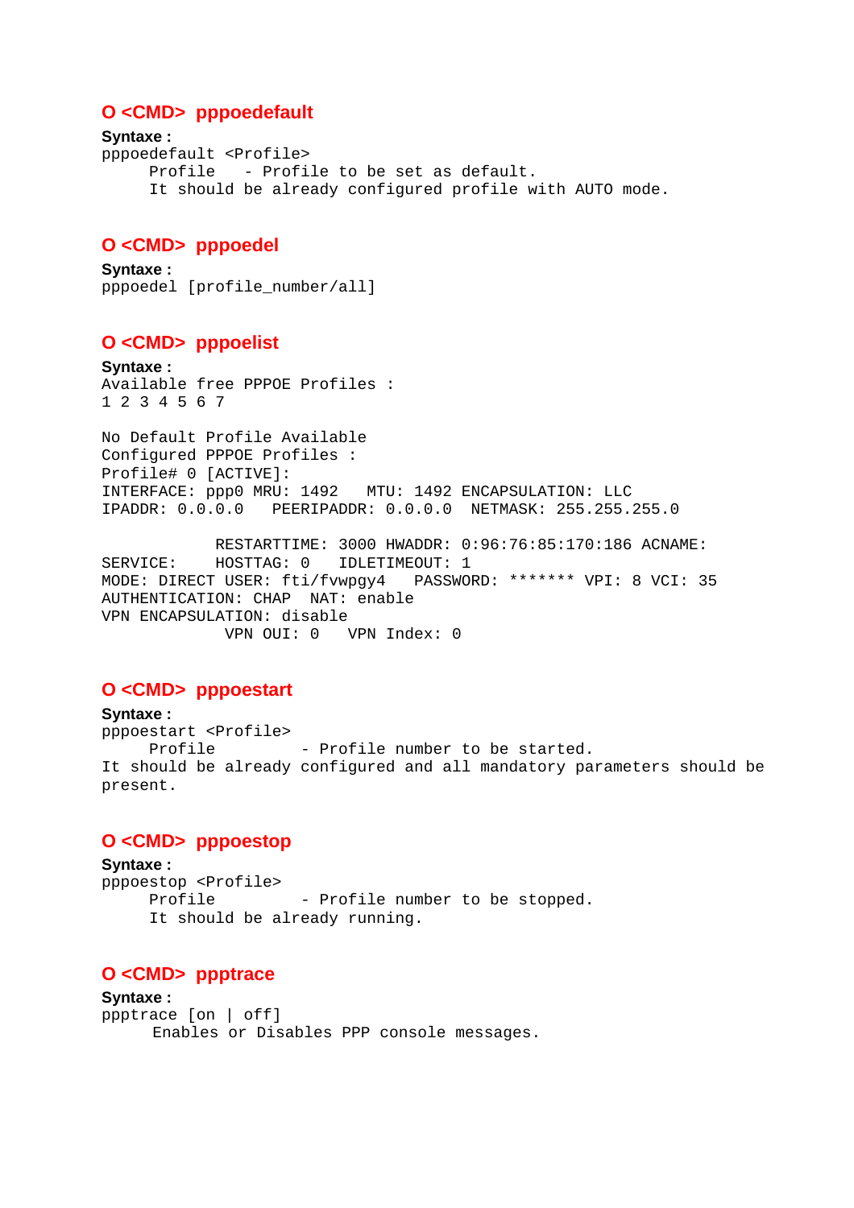## O <CMD> pppoedefault

**Syntaxe :**

```
pppoedefault <Profile>
     Profile   - Profile to be set as default.
     It should be already configured profile with AUTO mode.
```

## O <CMD> pppoedel

**Syntaxe :**

```
pppoedel [profile_number/all]
```

## O <CMD> pppoelist

**Syntaxe :**

```
Available free PPPOE Profiles :
1 2 3 4 5 6 7

No Default Profile Available
Configured PPPOE Profiles :
Profile# 0 [ACTIVE]:
INTERFACE: ppp0 MRU: 1492   MTU: 1492 ENCAPSULATION: LLC
IPADDR: 0.0.0.0   PEERIPADDR: 0.0.0.0  NETMASK: 255.255.255.0

            RESTARTTIME: 3000 HWADDR: 0:96:76:85:170:186 ACNAME:
SERVICE:    HOSTTAG: 0   IDLETIMEOUT: 1
MODE: DIRECT USER: fti/fvwpgy4   PASSWORD: ******* VPI: 8 VCI: 35
AUTHENTICATION: CHAP  NAT: enable
VPN ENCAPSULATION: disable
             VPN OUI: 0   VPN Index: 0
```

## O <CMD> pppoestart

**Syntaxe :**

```
pppoestart <Profile>
     Profile         - Profile number to be started.
It should be already configured and all mandatory parameters should be
present.
```

## O <CMD> pppoestop

**Syntaxe :**

```
pppoestop <Profile>
     Profile         - Profile number to be stopped.
     It should be already running.
```

## O <CMD> ppptrace

**Syntaxe :**

```
ppptrace [on | off]
      Enables or Disables PPP console messages.
```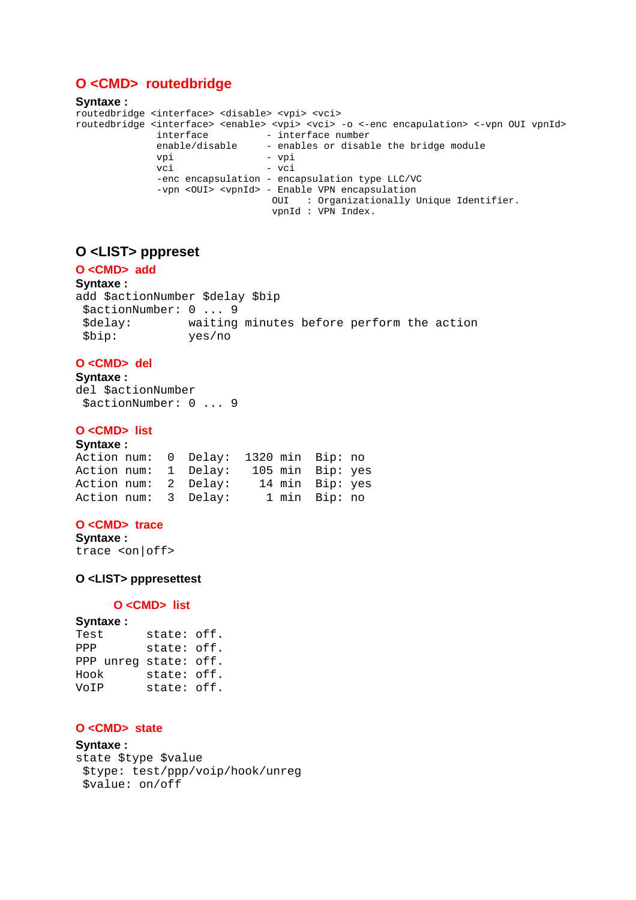### O <CMD> routedbridge

**Syntaxe :**

```
routedbridge <interface> <disable> <vpi> <vci>
routedbridge <interface> <enable> <vpi> <vci> -o <-enc encapsulation> <-vpn OUI vpnId>
              interface          - interface number
              enable/disable     - enables or disable the bridge module
              vpi                - vpi
              vci                - vci
              -enc encapsulation - encapsulation type LLC/VC
              -vpn <OUI> <vpnId> - Enable VPN encapsulation
                                   OUI   : Organizationally Unique Identifier.
                                   vpnId : VPN Index.
```

## O <LIST> pppreset

### O <CMD> add

**Syntaxe :**

```
add $actionNumber $delay $bip
 $actionNumber: 0 ... 9
 $delay:        waiting minutes before perform the action
 $bip:          yes/no
```

### O <CMD> del

**Syntaxe :**

```
del $actionNumber
 $actionNumber: 0 ... 9
```

### O <CMD> list

**Syntaxe :**

```
Action num:  0  Delay:  1320 min  Bip: no
Action num:  1  Delay:   105 min  Bip: yes
Action num:  2  Delay:    14 min  Bip: yes
Action num:  3  Delay:     1 min  Bip: no
```

### O <CMD> trace

**Syntaxe :**

```
trace <on|off>
```

## O <LIST> pppresettest

### O <CMD> list

**Syntaxe :**

```
Test      state: off.
PPP       state: off.
PPP unreg state: off.
Hook      state: off.
VoIP      state: off.
```

### O <CMD> state

**Syntaxe :**

```
state $type $value
 $type: test/ppp/voip/hook/unreg
 $value: on/off
```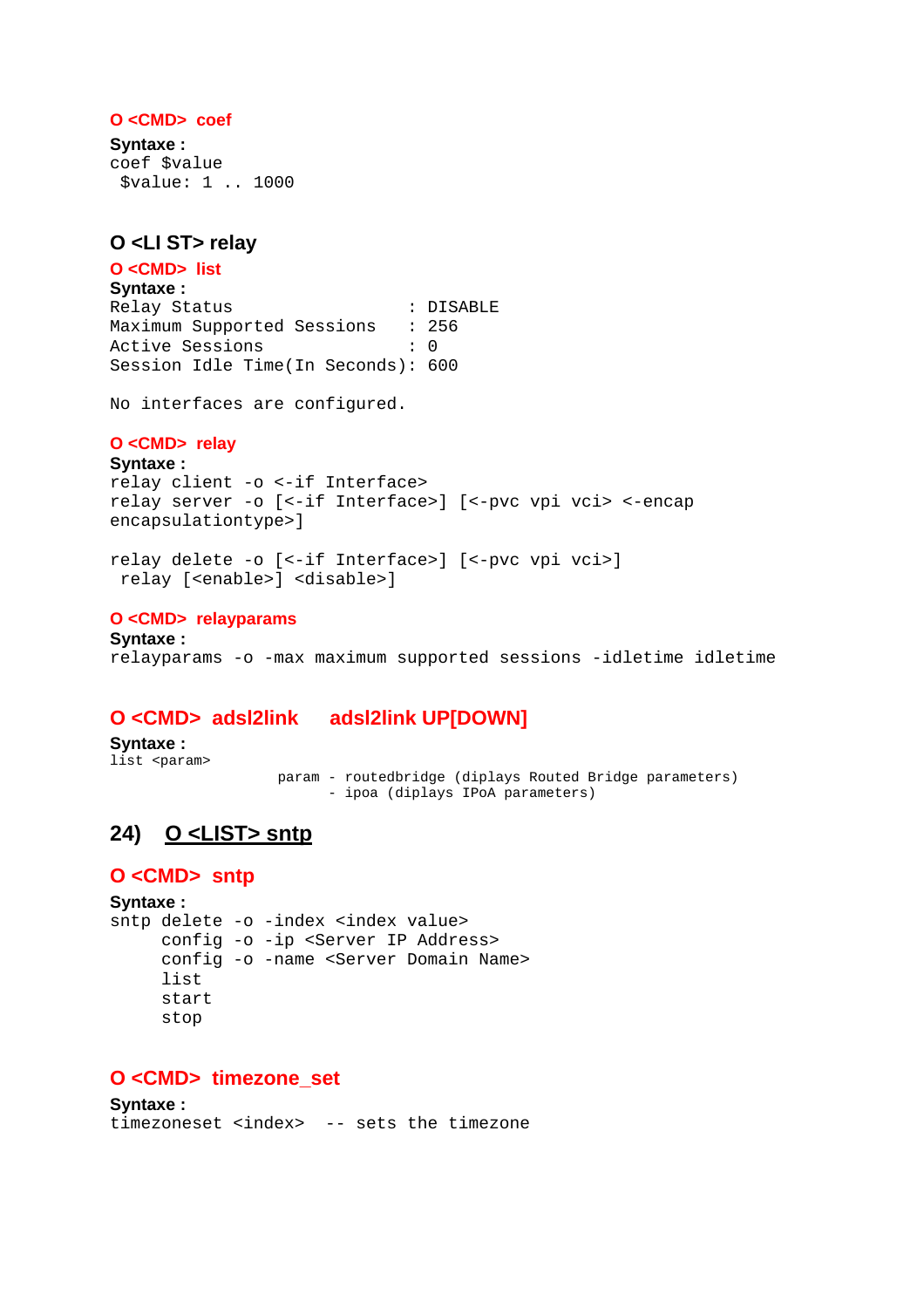### O <CMD> coef

**Syntaxe :**

```
coef $value
 $value: 1 .. 1000
```

## O <LI ST> relay

### O <CMD> list

**Syntaxe :**

```
Relay Status                   : DISABLE
Maximum Supported Sessions     : 256
Active Sessions                : 0
Session Idle Time(In Seconds): 600

No interfaces are configured.
```

### O <CMD> relay

**Syntaxe :**

```
relay client -o <-if Interface>
relay server -o [<-if Interface>] [<-pvc vpi vci> <-encap
encapsulationtype>]

relay delete -o [<-if Interface>] [<-pvc vpi vci>]
 relay [<enable>] <disable>]
```

### O <CMD> relayparams

**Syntaxe :**

```
relayparams -o -max maximum supported sessions -idletime idletime
```

### O <CMD> adsl2link    adsl2link UP[DOWN]

**Syntaxe :**

```
list <param>
                 param - routedbridge (diplays Routed Bridge parameters)
                      - ipoa (diplays IPoA parameters)
```

## 24) O <LIST> sntp

### O <CMD> sntp

**Syntaxe :**

```
sntp delete -o -index <index value>
     config -o -ip <Server IP Address>
     config -o -name <Server Domain Name>
     list
     start
     stop
```

### O <CMD> timezone_set

**Syntaxe :**

```
timezoneset <index>  -- sets the timezone
```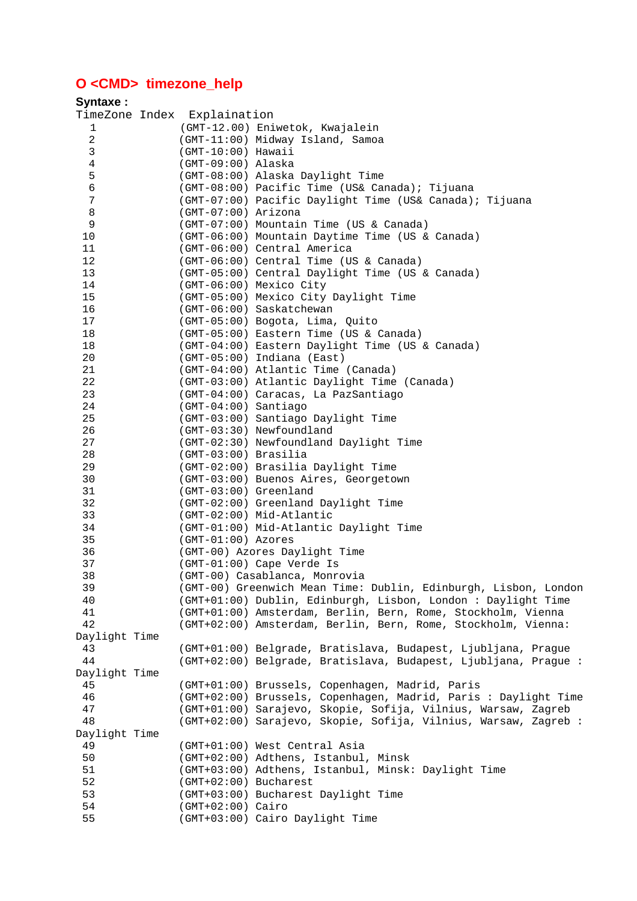## O <CMD> timezone_help

**Syntaxe :**

```
TimeZone Index  Explaination
  1            (GMT-12.00) Eniwetok, Kwajalein
  2            (GMT-11:00) Midway Island, Samoa
  3            (GMT-10:00) Hawaii
  4            (GMT-09:00) Alaska
  5            (GMT-08:00) Alaska Daylight Time
  6            (GMT-08:00) Pacific Time (US& Canada); Tijuana
  7            (GMT-07:00) Pacific Daylight Time (US& Canada); Tijuana
  8            (GMT-07:00) Arizona
  9            (GMT-07:00) Mountain Time (US & Canada)
 10            (GMT-06:00) Mountain Daytime Time (US & Canada)
 11            (GMT-06:00) Central America
 12            (GMT-06:00) Central Time (US & Canada)
 13            (GMT-05:00) Central Daylight Time (US & Canada)
 14            (GMT-06:00) Mexico City
 15            (GMT-05:00) Mexico City Daylight Time
 16            (GMT-06:00) Saskatchewan
 17            (GMT-05:00) Bogota, Lima, Quito
 18            (GMT-05:00) Eastern Time (US & Canada)
 18            (GMT-04:00) Eastern Daylight Time (US & Canada)
 20            (GMT-05:00) Indiana (East)
 21            (GMT-04:00) Atlantic Time (Canada)
 22            (GMT-03:00) Atlantic Daylight Time (Canada)
 23            (GMT-04:00) Caracas, La PazSantiago
 24            (GMT-04:00) Santiago
 25            (GMT-03:00) Santiago Daylight Time
 26            (GMT-03:30) Newfoundland
 27            (GMT-02:30) Newfoundland Daylight Time
 28            (GMT-03:00) Brasilia
 29            (GMT-02:00) Brasilia Daylight Time
 30            (GMT-03:00) Buenos Aires, Georgetown
 31            (GMT-03:00) Greenland
 32            (GMT-02:00) Greenland Daylight Time
 33            (GMT-02:00) Mid-Atlantic
 34            (GMT-01:00) Mid-Atlantic Daylight Time
 35            (GMT-01:00) Azores
 36            (GMT-00) Azores Daylight Time
 37            (GMT-01:00) Cape Verde Is
 38            (GMT-00) Casablanca, Monrovia
 39            (GMT-00) Greenwich Mean Time: Dublin, Edinburgh, Lisbon, London
 40            (GMT+01:00) Dublin, Edinburgh, Lisbon, London : Daylight Time
 41            (GMT+01:00) Amsterdam, Berlin, Bern, Rome, Stockholm, Vienna
 42            (GMT+02:00) Amsterdam, Berlin, Bern, Rome, Stockholm, Vienna:
Daylight Time
 43            (GMT+01:00) Belgrade, Bratislava, Budapest, Ljubljana, Prague
 44            (GMT+02:00) Belgrade, Bratislava, Budapest, Ljubljana, Prague :
Daylight Time
 45            (GMT+01:00) Brussels, Copenhagen, Madrid, Paris
 46            (GMT+02:00) Brussels, Copenhagen, Madrid, Paris : Daylight Time
 47            (GMT+01:00) Sarajevo, Skopie, Sofija, Vilnius, Warsaw, Zagreb
 48            (GMT+02:00) Sarajevo, Skopie, Sofija, Vilnius, Warsaw, Zagreb :
Daylight Time
 49            (GMT+01:00) West Central Asia
 50            (GMT+02:00) Adthens, Istanbul, Minsk
 51            (GMT+03:00) Adthens, Istanbul, Minsk: Daylight Time
 52            (GMT+02:00) Bucharest
 53            (GMT+03:00) Bucharest Daylight Time
 54            (GMT+02:00) Cairo
 55            (GMT+03:00) Cairo Daylight Time
```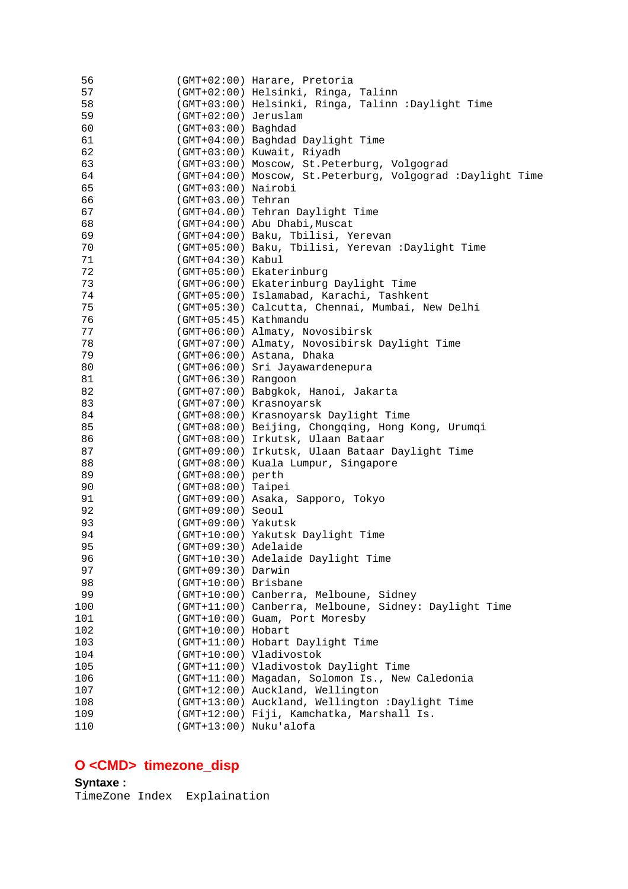```
 56    (GMT+02:00) Harare, Pretoria
 57    (GMT+02:00) Helsinki, Ringa, Talinn
 58    (GMT+03:00) Helsinki, Ringa, Talinn :Daylight Time
 59    (GMT+02:00) Jeruslam
 60    (GMT+03:00) Baghdad
 61    (GMT+04:00) Baghdad Daylight Time
 62    (GMT+03:00) Kuwait, Riyadh
 63    (GMT+03:00) Moscow, St.Peterburg, Volgograd
 64    (GMT+04:00) Moscow, St.Peterburg, Volgograd :Daylight Time
 65    (GMT+03:00) Nairobi
 66    (GMT+03.00) Tehran
 67    (GMT+04.00) Tehran Daylight Time
 68    (GMT+04:00) Abu Dhabi,Muscat
 69    (GMT+04:00) Baku, Tbilisi, Yerevan
 70    (GMT+05:00) Baku, Tbilisi, Yerevan :Daylight Time
 71    (GMT+04:30) Kabul
 72    (GMT+05:00) Ekaterinburg
 73    (GMT+06:00) Ekaterinburg Daylight Time
 74    (GMT+05:00) Islamabad, Karachi, Tashkent
 75    (GMT+05:30) Calcutta, Chennai, Mumbai, New Delhi
 76    (GMT+05:45) Kathmandu
 77    (GMT+06:00) Almaty, Novosibirsk
 78    (GMT+07:00) Almaty, Novosibirsk Daylight Time
 79    (GMT+06:00) Astana, Dhaka
 80    (GMT+06:00) Sri Jayawardenepura
 81    (GMT+06:30) Rangoon
 82    (GMT+07:00) Babgkok, Hanoi, Jakarta
 83    (GMT+07:00) Krasnoyarsk
 84    (GMT+08:00) Krasnoyarsk Daylight Time
 85    (GMT+08:00) Beijing, Chongqing, Hong Kong, Urumqi
 86    (GMT+08:00) Irkutsk, Ulaan Bataar
 87    (GMT+09:00) Irkutsk, Ulaan Bataar Daylight Time
 88    (GMT+08:00) Kuala Lumpur, Singapore
 89    (GMT+08:00) perth
 90    (GMT+08:00) Taipei
 91    (GMT+09:00) Asaka, Sapporo, Tokyo
 92    (GMT+09:00) Seoul
 93    (GMT+09:00) Yakutsk
 94    (GMT+10:00) Yakutsk Daylight Time
 95    (GMT+09:30) Adelaide
 96    (GMT+10:30) Adelaide Daylight Time
 97    (GMT+09:30) Darwin
 98    (GMT+10:00) Brisbane
 99    (GMT+10:00) Canberra, Melboune, Sidney
100    (GMT+11:00) Canberra, Melboune, Sidney: Daylight Time
101    (GMT+10:00) Guam, Port Moresby
102    (GMT+10:00) Hobart
103    (GMT+11:00) Hobart Daylight Time
104    (GMT+10:00) Vladivostok
105    (GMT+11:00) Vladivostok Daylight Time
106    (GMT+11:00) Magadan, Solomon Is., New Caledonia
107    (GMT+12:00) Auckland, Wellington
108    (GMT+13:00) Auckland, Wellington :Daylight Time
109    (GMT+12:00) Fiji, Kamchatka, Marshall Is.
110    (GMT+13:00) Nuku'alofa
```

## O <CMD> timezone_disp

**Syntaxe :**

```
TimeZone Index  Explaination
```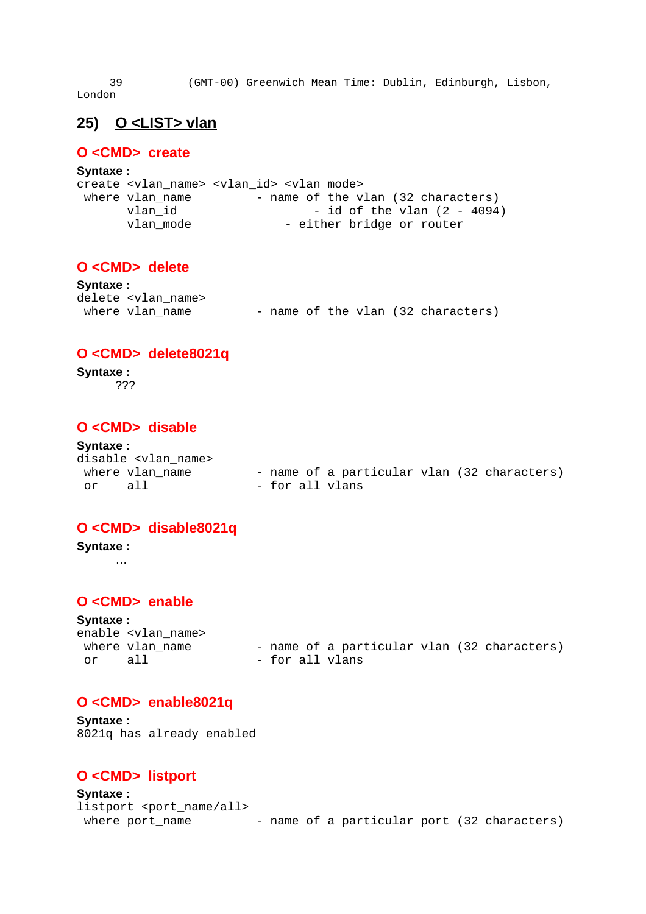```
    39         (GMT-00) Greenwich Mean Time: Dublin, Edinburgh, Lisbon,
London
```

## 25) O <LIST> vlan

### O <CMD> create

**Syntaxe :**

```
create <vlan_name> <vlan_id> <vlan mode>
 where vlan_name         - name of the vlan (32 characters)
       vlan_id                   - id of the vlan (2 - 4094)
       vlan_mode             - either bridge or router
```

### O <CMD> delete

**Syntaxe :**

```
delete <vlan_name>
 where vlan_name         - name of the vlan (32 characters)
```

### O <CMD> delete8021q

**Syntaxe :**

???

### O <CMD> disable

**Syntaxe :**

```
disable <vlan_name>
 where vlan_name         - name of a particular vlan (32 characters)
 or    all               - for all vlans
```

### O <CMD> disable8021q

**Syntaxe :**

…

### O <CMD> enable

**Syntaxe :**

```
enable <vlan_name>
 where vlan_name         - name of a particular vlan (32 characters)
 or    all               - for all vlans
```

### O <CMD> enable8021q

**Syntaxe :**

```
8021q has already enabled
```

### O <CMD> listport

**Syntaxe :**

```
listport <port_name/all>
 where port_name         - name of a particular port (32 characters)
```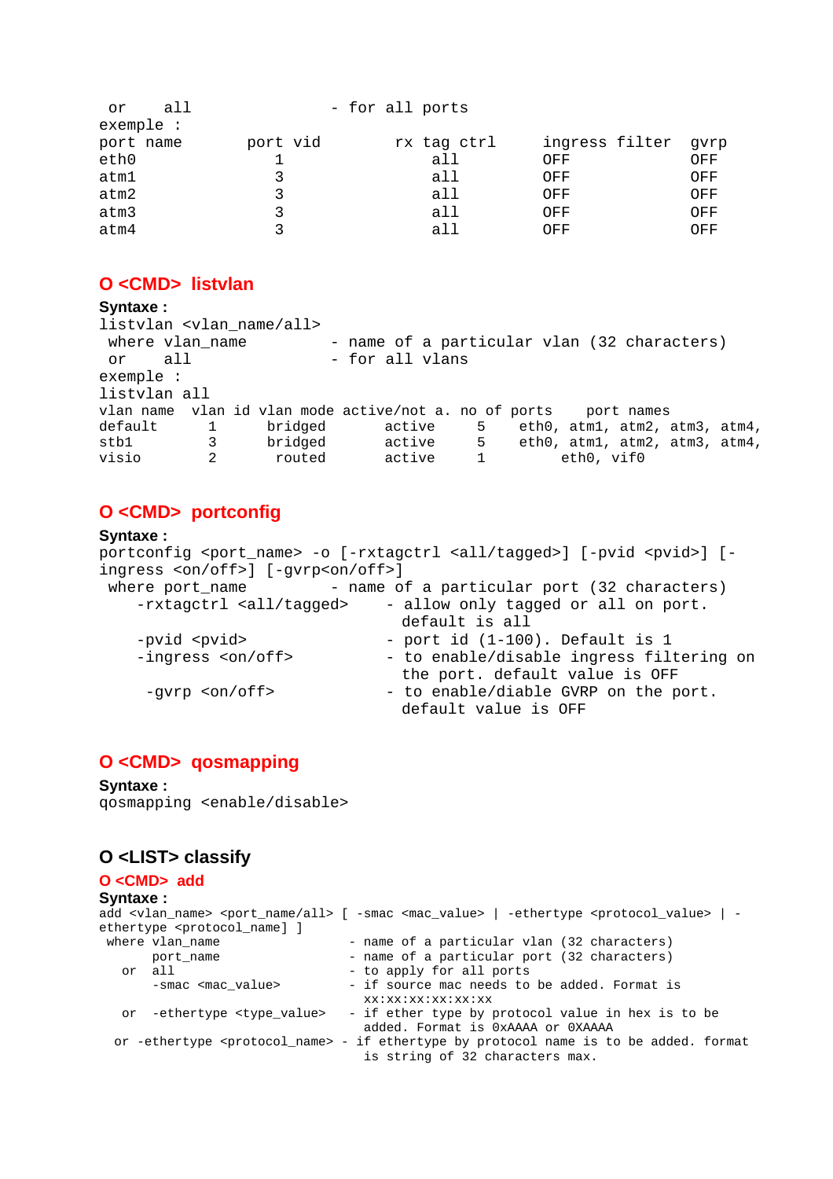```
 or    all                - for all ports
exemple :
port name        port vid        rx tag ctrl      ingress filter  gvrp
eth0                1                all          OFF             OFF
atm1                3                all          OFF             OFF
atm2                3                all          OFF             OFF
atm3                3                all          OFF             OFF
atm4                3                all          OFF             OFF
```

## O <CMD> listvlan

**Syntaxe :**

```
listvlan <vlan_name/all>
 where vlan_name          - name of a particular vlan (32 characters)
 or    all                - for all vlans
exemple :
listvlan all
vlan name  vlan id vlan mode active/not a. no of ports    port names
default      1      bridged       active     5    eth0, atm1, atm2, atm3, atm4,
stb1         3      bridged       active     5    eth0, atm1, atm2, atm3, atm4,
visio        2       routed       active     1         eth0, vif0
```

## O <CMD> portconfig

**Syntaxe :**

```
portconfig <port_name> -o [-rxtagctrl <all/tagged>] [-pvid <pvid>] [-
ingress <on/off>] [-gvrp<on/off>]
 where port_name          - name of a particular port (32 characters)
    -rxtagctrl <all/tagged>    - allow only tagged or all on port.
                                 default is all
    -pvid <pvid>               - port id (1-100). Default is 1
    -ingress <on/off>          - to enable/disable ingress filtering on
                                 the port. default value is OFF
     -gvrp <on/off>            - to enable/diable GVRP on the port.
                                 default value is OFF
```

## O <CMD> qosmapping

**Syntaxe :**

```
qosmapping <enable/disable>
```

## O <LIST> classify

### O <CMD> add

**Syntaxe :**

```
add <vlan_name> <port_name/all> [ -smac <mac_value> | -ethertype <protocol_value> | -
ethertype <protocol_name> ]
 where vlan_name                 - name of a particular vlan (32 characters)
       port_name                 - name of a particular port (32 characters)
   or  all                       - to apply for all ports
       -smac <mac_value>         - if source mac needs to be added. Format is
                                   xx:xx:xx:xx:xx:xx
   or  -ethertype <type_value>   - if ether type by protocol value in hex is to be
                                   added. Format is 0xAAAA or 0XAAAA
  or -ethertype <protocol_name> - if ethertype by protocol name is to be added. format
                                   is string of 32 characters max.
```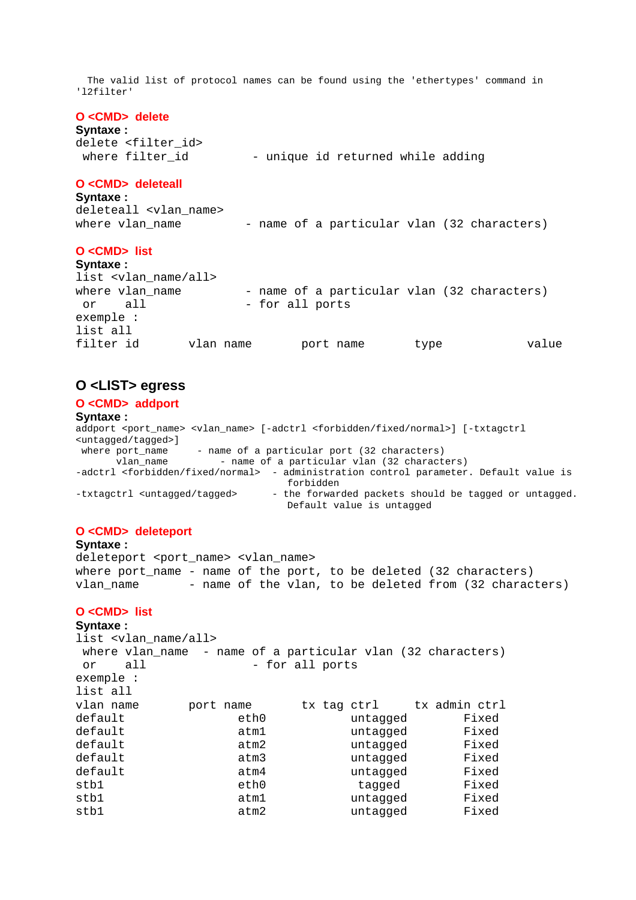The valid list of protocol names can be found using the 'ethertypes' command in 'l2filter'

**O <CMD> delete**

**Syntaxe :**

```
delete <filter_id>
 where filter_id         - unique id returned while adding
```

**O <CMD> deleteall**

**Syntaxe :**

```
deleteall <vlan_name>
where vlan_name          - name of a particular vlan (32 characters)
```

**O <CMD> list**

**Syntaxe :**

```
list <vlan_name/all>
where vlan_name          - name of a particular vlan (32 characters)
 or    all               - for all ports
exemple :
list all
filter id       vlan name       port name       type            value
```

## O <LIST> egress

**O <CMD> addport**

**Syntaxe :**

```
addport <port_name> <vlan_name> [-adctrl <forbidden/fixed/normal>] [-txtagctrl
<untagged/tagged>]
 where port_name     - name of a particular port (32 characters)
       vlan_name         - name of a particular vlan (32 characters)
-adctrl <forbidden/fixed/normal>  - administration control parameter. Default value is
                                    forbidden
-txtagctrl <untagged/tagged>      - the forwarded packets should be tagged or untagged.
                                    Default value is untagged
```

**O <CMD> deleteport**

**Syntaxe :**

```
deleteport <port_name> <vlan_name>
where port_name - name of the port, to be deleted (32 characters)
vlan_name       - name of the vlan, to be deleted from (32 characters)
```

**O <CMD> list**

**Syntaxe :**

```
list <vlan_name/all>
 where vlan_name  - name of a particular vlan (32 characters)
 or    all               - for all ports
exemple :
list all
vlan name       port name       tx tag ctrl     tx admin ctrl
default                eth0           untagged        Fixed
default                atm1           untagged        Fixed
default                atm2           untagged        Fixed
default                atm3           untagged        Fixed
default                atm4           untagged        Fixed
stb1                   eth0            tagged         Fixed
stb1                   atm1           untagged        Fixed
stb1                   atm2           untagged        Fixed
```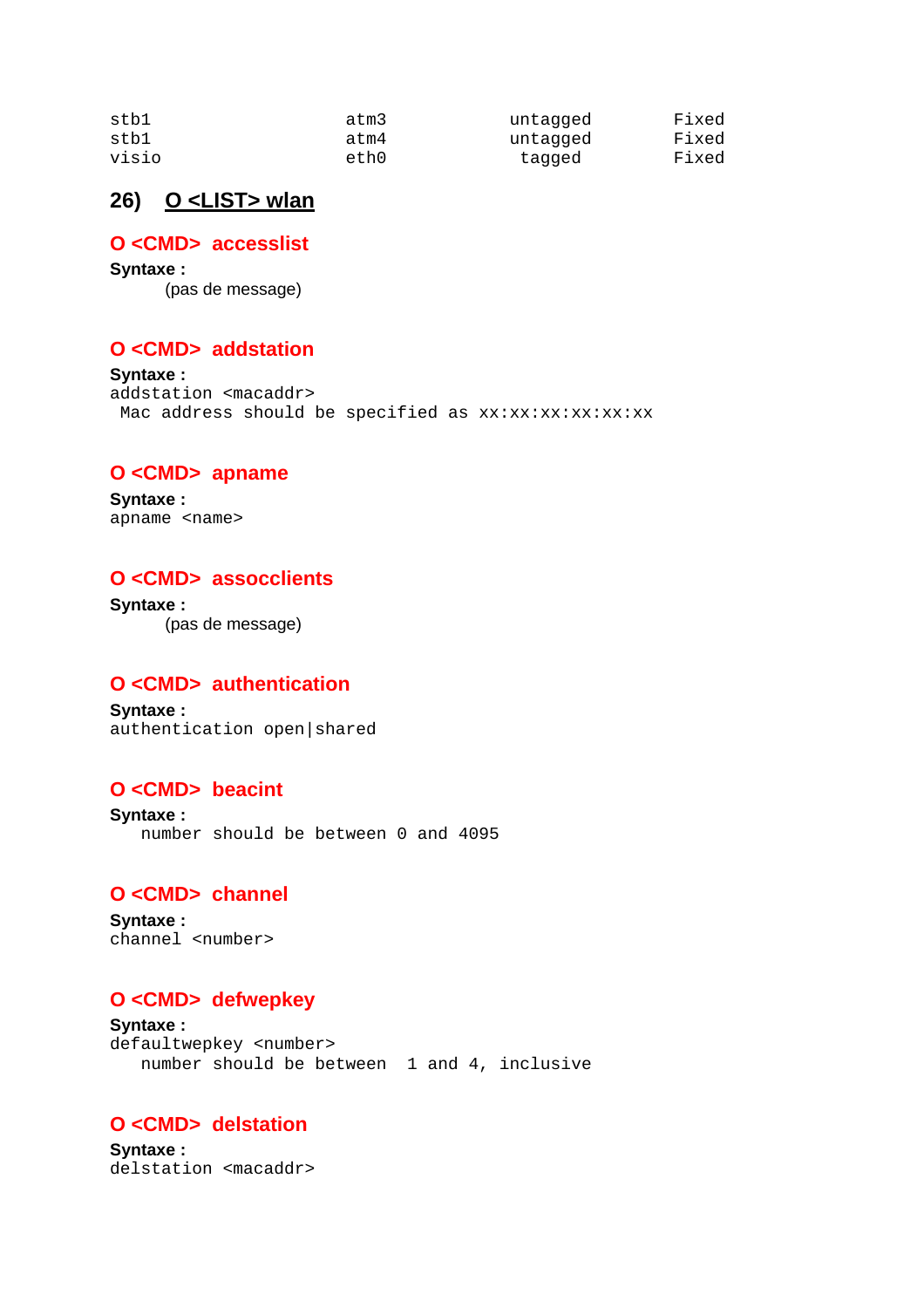```
stb1                    atm3            untagged        Fixed
stb1                    atm4            untagged        Fixed
visio                   eth0             tagged         Fixed
```

## 26) O <LIST> wlan

### O <CMD> accesslist

**Syntaxe :**

(pas de message)

### O <CMD> addstation

**Syntaxe :**

```
addstation <macaddr>
 Mac address should be specified as xx:xx:xx:xx:xx:xx
```

### O <CMD> apname

**Syntaxe :**

```
apname <name>
```

### O <CMD> assocclients

**Syntaxe :**

(pas de message)

### O <CMD> authentication

**Syntaxe :**

```
authentication open|shared
```

### O <CMD> beacint

**Syntaxe :**

```
   number should be between 0 and 4095
```

### O <CMD> channel

**Syntaxe :**

```
channel <number>
```

### O <CMD> defwepkey

**Syntaxe :**

```
defaultwepkey <number>
   number should be between  1 and 4, inclusive
```

### O <CMD> delstation

**Syntaxe :**

```
delstation <macaddr>
```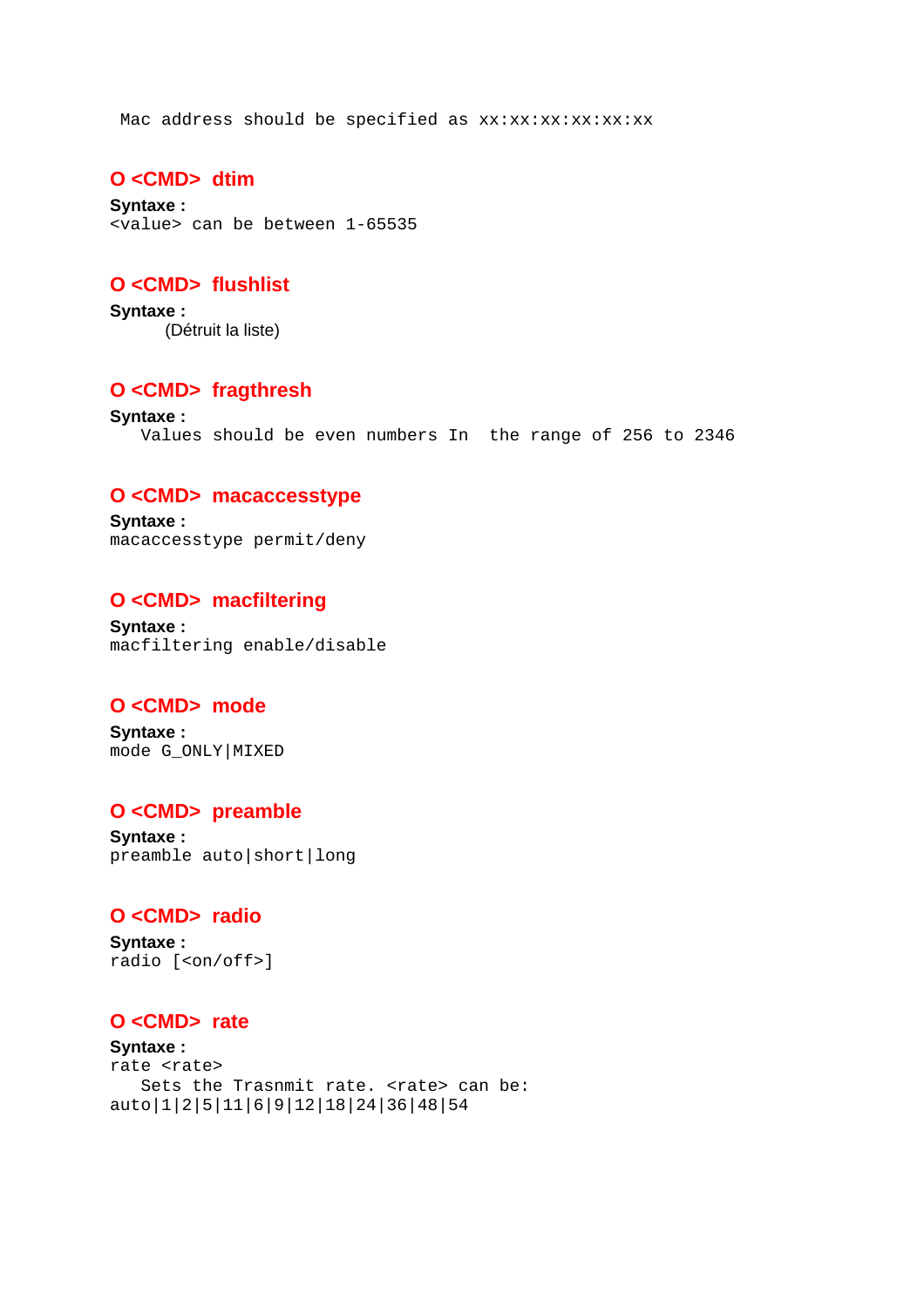```
 Mac address should be specified as xx:xx:xx:xx:xx:xx
```

### O <CMD> dtim

**Syntaxe :**

```
<value> can be between 1-65535
```

### O <CMD> flushlist

**Syntaxe :**

(Détruit la liste)

### O <CMD> fragthresh

**Syntaxe :**

```
   Values should be even numbers In  the range of 256 to 2346
```

### O <CMD> macaccesstype

**Syntaxe :**

```
macaccesstype permit/deny
```

### O <CMD> macfiltering

**Syntaxe :**

```
macfiltering enable/disable
```

### O <CMD> mode

**Syntaxe :**

```
mode G_ONLY|MIXED
```

### O <CMD> preamble

**Syntaxe :**

```
preamble auto|short|long
```

### O <CMD> radio

**Syntaxe :**

```
radio [<on/off>]
```

### O <CMD> rate

**Syntaxe :**

```
rate <rate>
   Sets the Trasnmit rate. <rate> can be:
auto|1|2|5|11|6|9|12|18|24|36|48|54
```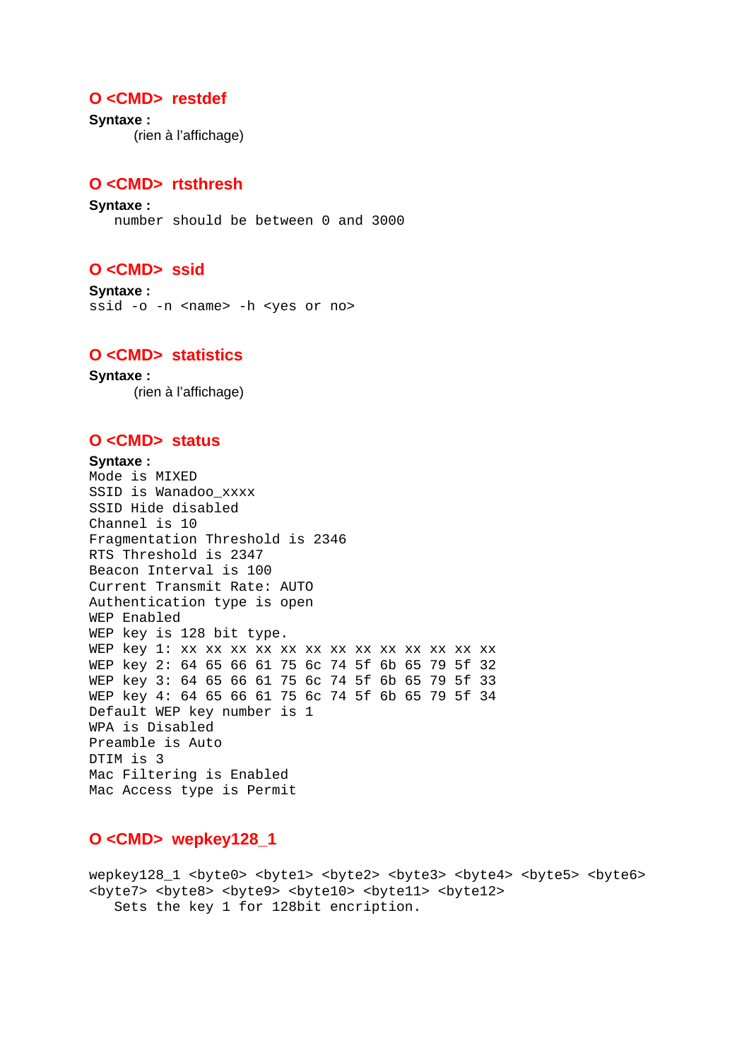### O <CMD> restdef

**Syntaxe :**

(rien à l'affichage)

### O <CMD> rtsthresh

**Syntaxe :**

```
   number should be between 0 and 3000
```

### O <CMD> ssid

**Syntaxe :**

```
ssid -o -n <name> -h <yes or no>
```

### O <CMD> statistics

**Syntaxe :**

(rien à l'affichage)

### O <CMD> status

**Syntaxe :**

```
Mode is MIXED
SSID is Wanadoo_xxxx
SSID Hide disabled
Channel is 10
Fragmentation Threshold is 2346
RTS Threshold is 2347
Beacon Interval is 100
Current Transmit Rate: AUTO
Authentication type is open
WEP Enabled
WEP key is 128 bit type.
WEP key 1: xx xx xx xx xx xx xx xx xx xx xx xx xx
WEP key 2: 64 65 66 61 75 6c 74 5f 6b 65 79 5f 32
WEP key 3: 64 65 66 61 75 6c 74 5f 6b 65 79 5f 33
WEP key 4: 64 65 66 61 75 6c 74 5f 6b 65 79 5f 34
Default WEP key number is 1
WPA is Disabled
Preamble is Auto
DTIM is 3
Mac Filtering is Enabled
Mac Access type is Permit
```

### O <CMD> wepkey128_1

```
wepkey128_1 <byte0> <byte1> <byte2> <byte3> <byte4> <byte5> <byte6>
<byte7> <byte8> <byte9> <byte10> <byte11> <byte12>
   Sets the key 1 for 128bit encription.
```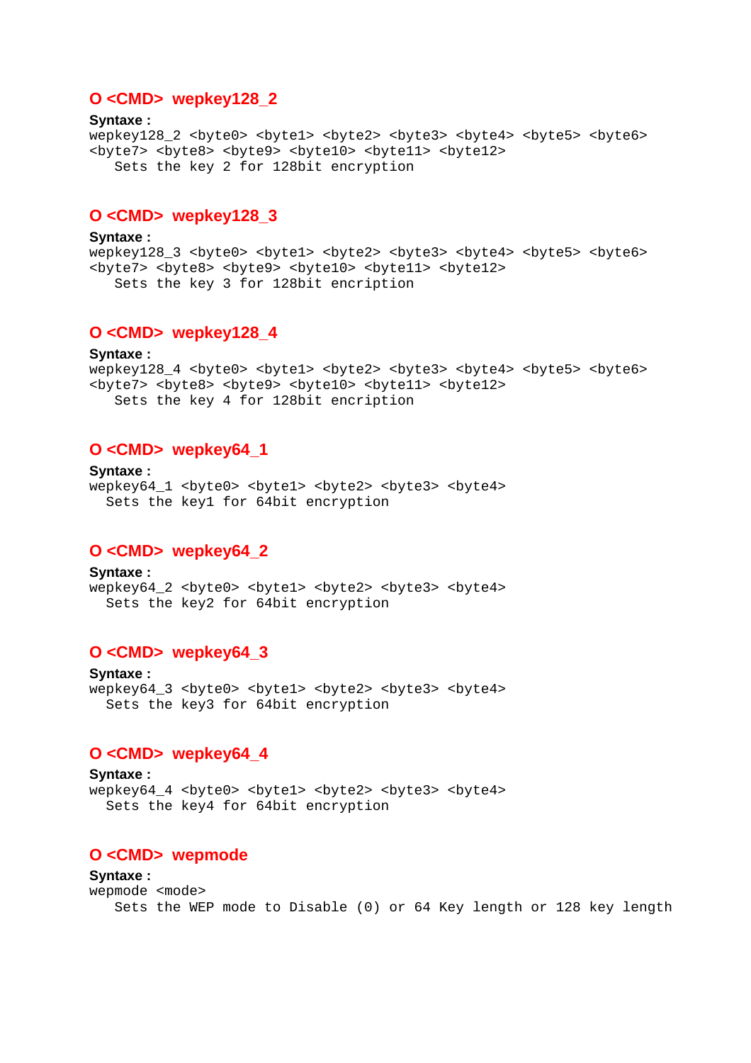### O <CMD> wepkey128_2

**Syntaxe :**

```
wepkey128_2 <byte0> <byte1> <byte2> <byte3> <byte4> <byte5> <byte6>
<byte7> <byte8> <byte9> <byte10> <byte11> <byte12>
   Sets the key 2 for 128bit encryption
```

### O <CMD> wepkey128_3

**Syntaxe :**

```
wepkey128_3 <byte0> <byte1> <byte2> <byte3> <byte4> <byte5> <byte6>
<byte7> <byte8> <byte9> <byte10> <byte11> <byte12>
   Sets the key 3 for 128bit encription
```

### O <CMD> wepkey128_4

**Syntaxe :**

```
wepkey128_4 <byte0> <byte1> <byte2> <byte3> <byte4> <byte5> <byte6>
<byte7> <byte8> <byte9> <byte10> <byte11> <byte12>
   Sets the key 4 for 128bit encryption
```

### O <CMD> wepkey64_1

**Syntaxe :**

```
wepkey64_1 <byte0> <byte1> <byte2> <byte3> <byte4>
  Sets the key1 for 64bit encryption
```

### O <CMD> wepkey64_2

**Syntaxe :**

```
wepkey64_2 <byte0> <byte1> <byte2> <byte3> <byte4>
  Sets the key2 for 64bit encryption
```

### O <CMD> wepkey64_3

**Syntaxe :**

```
wepkey64_3 <byte0> <byte1> <byte2> <byte3> <byte4>
  Sets the key3 for 64bit encryption
```

### O <CMD> wepkey64_4

**Syntaxe :**

```
wepkey64_4 <byte0> <byte1> <byte2> <byte3> <byte4>
  Sets the key4 for 64bit encryption
```

### O <CMD> wepmode

**Syntaxe :**

```
wepmode <mode>
   Sets the WEP mode to Disable (0) or 64 Key length or 128 key length
```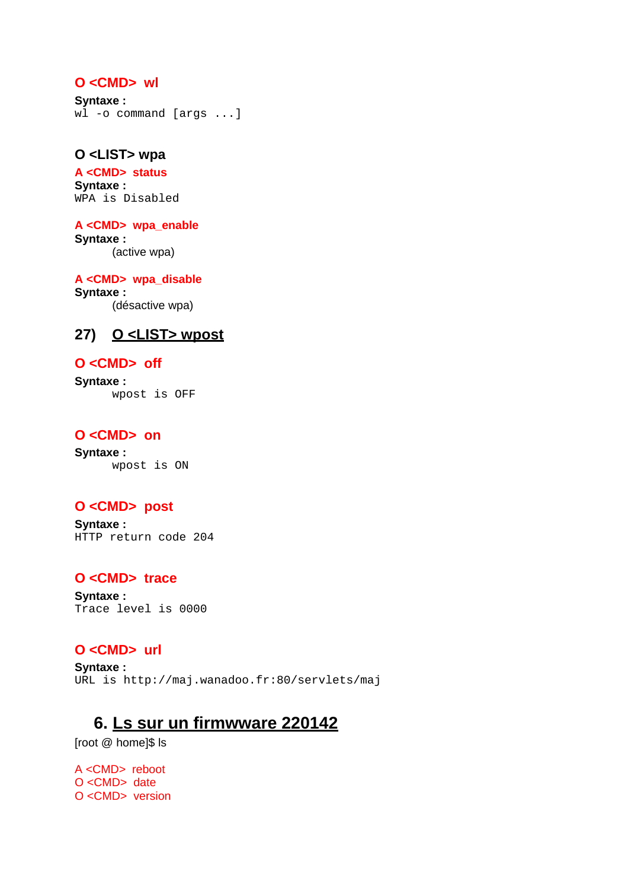**O <CMD> wl**

**Syntaxe :**

```
wl -o command [args ...]
```

**O <LIST> wpa**

**A <CMD> status**

**Syntaxe :**

```
WPA is Disabled
```

**A <CMD> wpa_enable**

**Syntaxe :**

(active wpa)

**A <CMD> wpa_disable**

**Syntaxe :**

(désactive wpa)

### 27) O <LIST> wpost

**O <CMD> off**

**Syntaxe :**

```
wpost is OFF
```

**O <CMD> on**

**Syntaxe :**

```
wpost is ON
```

**O <CMD> post**

**Syntaxe :**

```
HTTP return code 204
```

**O <CMD> trace**

**Syntaxe :**

```
Trace level is 0000
```

**O <CMD> url**

**Syntaxe :**

```
URL is http://maj.wanadoo.fr:80/servlets/maj
```

## 6. Ls sur un firmwware 220142

[root @ home]$ ls

A <CMD> reboot
O <CMD> date
O <CMD> version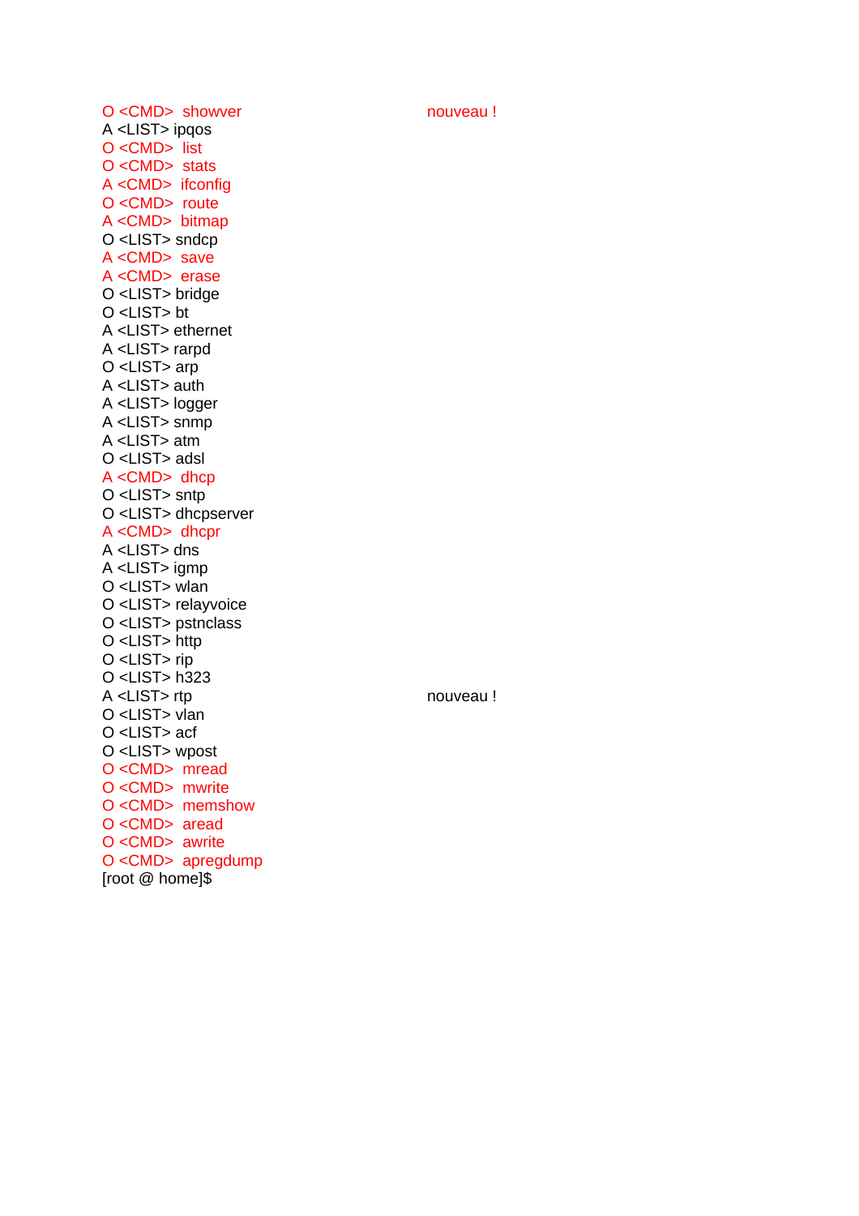```
O <CMD>  showver                              nouveau !
A <LIST> ipqos
O <CMD>  list
O <CMD>  stats
A <CMD>  ifconfig
O <CMD>  route
A <CMD>  bitmap
O <LIST> sndcp
A <CMD>  save
A <CMD>  erase
O <LIST> bridge
O <LIST> bt
A <LIST> ethernet
A <LIST> rarpd
O <LIST> arp
A <LIST> auth
A <LIST> logger
A <LIST> snmp
A <LIST> atm
O <LIST> adsl
A <CMD>  dhcp
O <LIST> sntp
O <LIST> dhcpserver
A <CMD>  dhcpr
A <LIST> dns
A <LIST> igmp
O <LIST> wlan
O <LIST> relayvoice
O <LIST> pstnclass
O <LIST> http
O <LIST> rip
O <LIST> h323
A <LIST> rtp                                  nouveau !
O <LIST> vlan
O <LIST> acf
O <LIST> wpost
O <CMD>  mread
O <CMD>  mwrite
O <CMD>  memshow
O <CMD>  aread
O <CMD>  awrite
O <CMD>  apregdump
[root @ home]$
```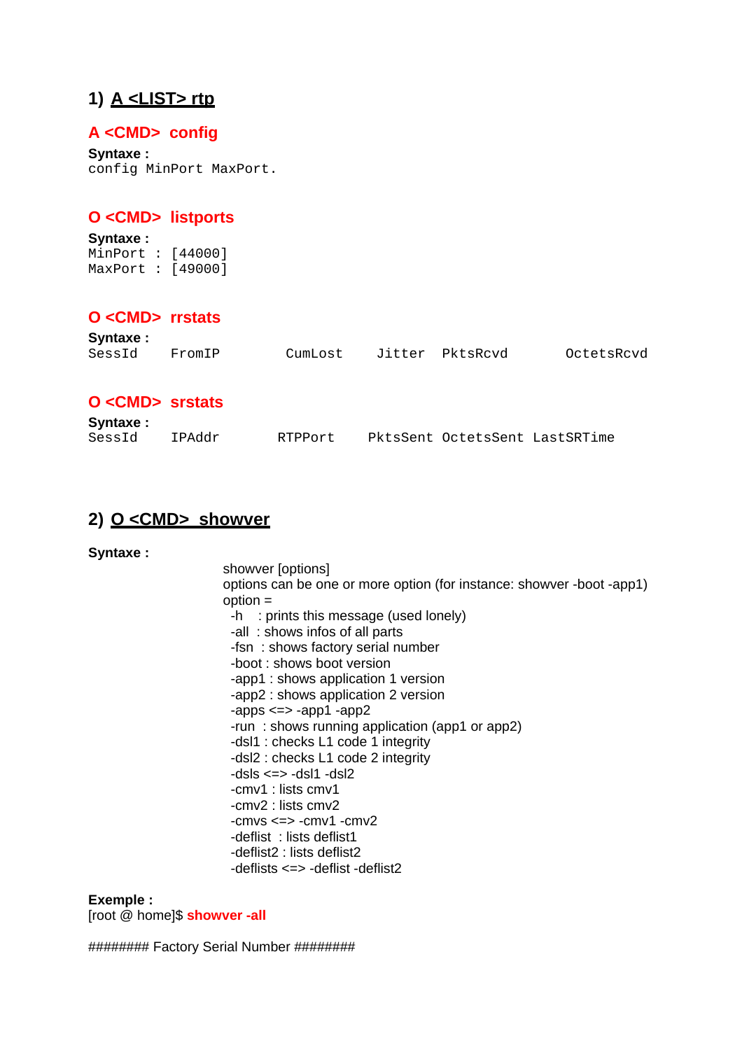## 1) A <LIST> rtp

### A <CMD> config

**Syntaxe :**

```
config MinPort MaxPort.
```

### O <CMD> listports

**Syntaxe :**

```
MinPort : [44000]
MaxPort : [49000]
```

### O <CMD> rrstats

**Syntaxe :**

```
SessId    FromIP        CumLost    Jitter  PktsRcvd       OctetsRcvd
```

### O <CMD> srstats

**Syntaxe :**

```
SessId    IPAddr       RTPPort    PktsSent OctetsSent LastSRTime
```

## 2) O <CMD> showver

**Syntaxe :**

showver [options]
options can be one or more option (for instance: showver -boot -app1)
option =
 -h   : prints this message (used lonely)
 -all  : shows infos of all parts
 -fsn  : shows factory serial number
 -boot : shows boot version
 -app1 : shows application 1 version
 -app2 : shows application 2 version
 -apps <=> -app1 -app2
 -run  : shows running application (app1 or app2)
 -dsl1 : checks L1 code 1 integrity
 -dsl2 : checks L1 code 2 integrity
 -dsls <=> -dsl1 -dsl2
 -cmv1 : lists cmv1
 -cmv2 : lists cmv2
 -cmvs <=> -cmv1 -cmv2
 -deflist  : lists deflist1
 -deflist2 : lists deflist2
 -deflists <=> -deflist -deflist2

**Exemple :**

[root @ home]$ **showver -all**

######## Factory Serial Number ########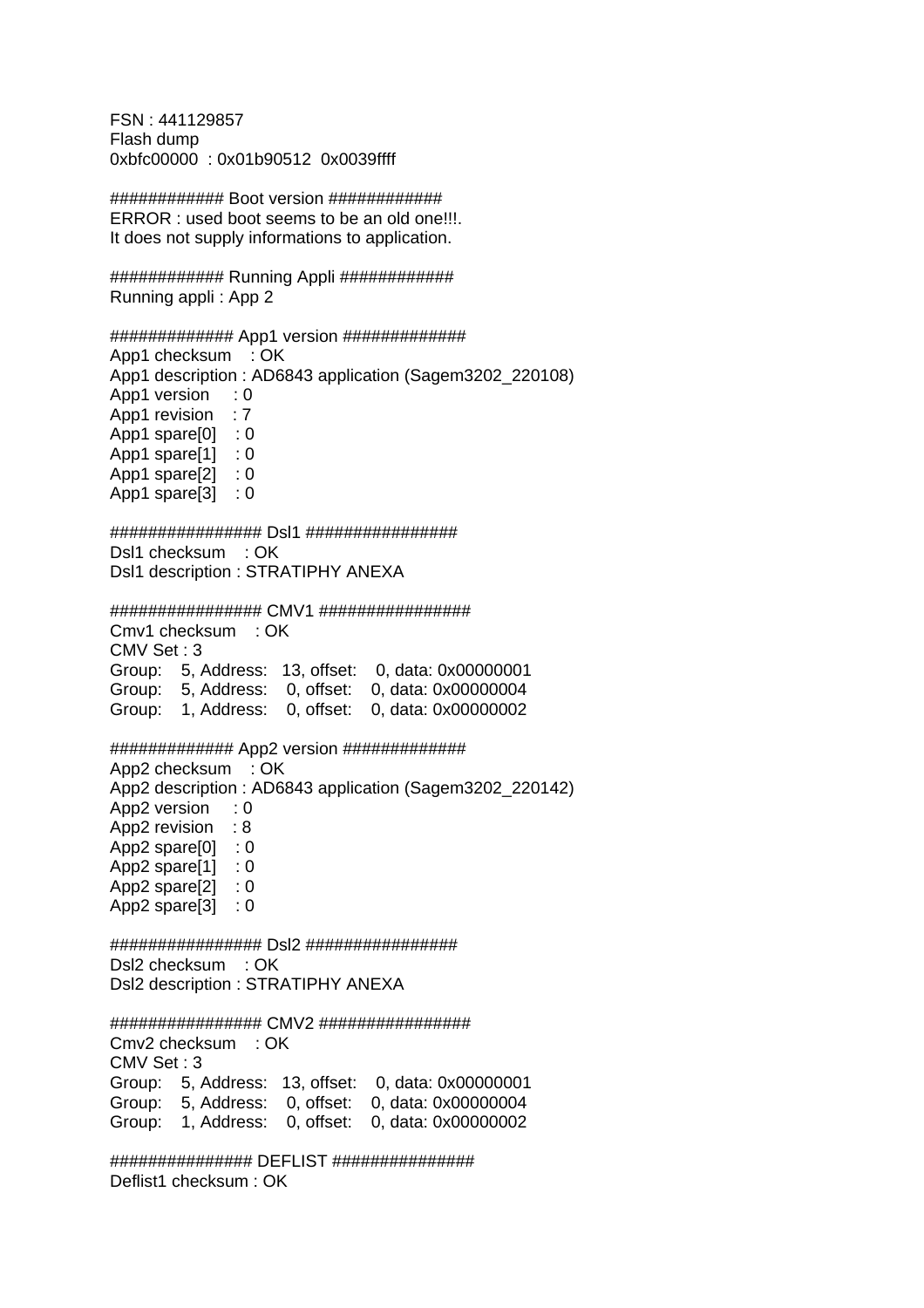FSN : 441129857
Flash dump
0xbfc00000 : 0x01b90512 0x0039ffff

############ Boot version ############
ERROR : used boot seems to be an old one!!!.
It does not supply informations to application.

############ Running Appli ############
Running appli : App 2

############# App1 version #############
App1 checksum : OK
App1 description : AD6843 application (Sagem3202_220108)
App1 version : 0
App1 revision : 7
App1 spare[0] : 0
App1 spare[1] : 0
App1 spare[2] : 0
App1 spare[3] : 0

################ Dsl1 ################
Dsl1 checksum : OK
Dsl1 description : STRATIPHY ANEXA

################ CMV1 ################
Cmv1 checksum : OK
CMV Set : 3
Group: 5, Address: 13, offset: 0, data: 0x00000001
Group: 5, Address: 0, offset: 0, data: 0x00000004
Group: 1, Address: 0, offset: 0, data: 0x00000002

############# App2 version #############
App2 checksum : OK
App2 description : AD6843 application (Sagem3202_220142)
App2 version : 0
App2 revision : 8
App2 spare[0] : 0
App2 spare[1] : 0
App2 spare[2] : 0
App2 spare[3] : 0

################ Dsl2 ################
Dsl2 checksum : OK
Dsl2 description : STRATIPHY ANEXA

################ CMV2 ################
Cmv2 checksum : OK
CMV Set : 3
Group: 5, Address: 13, offset: 0, data: 0x00000001
Group: 5, Address: 0, offset: 0, data: 0x00000004
Group: 1, Address: 0, offset: 0, data: 0x00000002

############### DEFLIST ###############
Deflist1 checksum : OK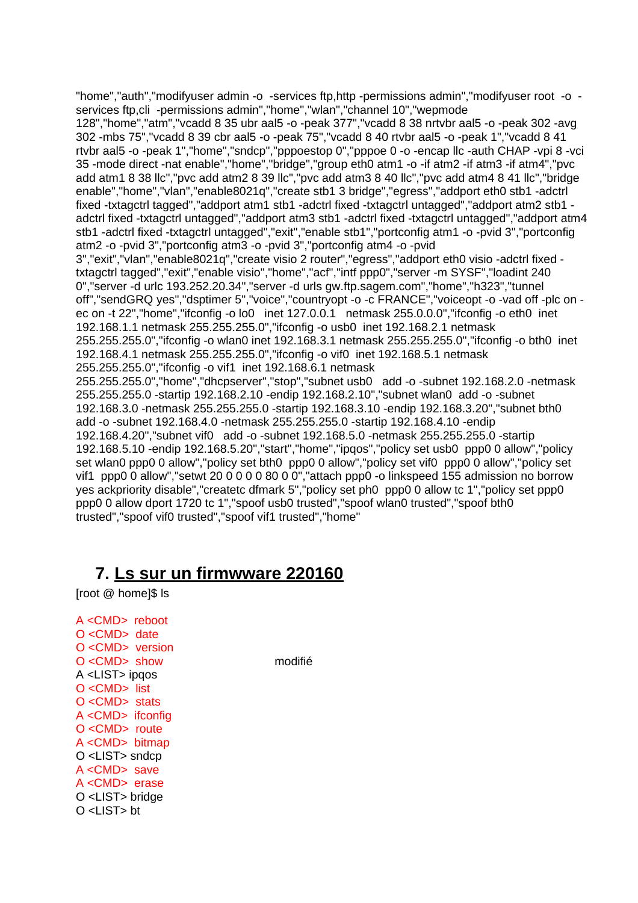"home","auth","modifyuser admin -o -services ftp,http -permissions admin","modifyuser root -o -services ftp,cli -permissions admin","home","wlan","channel 10","wepmode 128","home","atm","vcadd 8 35 ubr aal5 -o -peak 377","vcadd 8 38 nrtvbr aal5 -o -peak 302 -avg 302 -mbs 75","vcadd 8 39 cbr aal5 -o -peak 75","vcadd 8 40 rtvbr aal5 -o -peak 1","vcadd 8 41 rtvbr aal5 -o -peak 1","home","sndcp","pppoestop 0","pppoe 0 -o -encap llc -auth CHAP -vpi 8 -vci 35 -mode direct -nat enable","home","bridge","group eth0 atm1 -o -if atm2 -if atm3 -if atm4","pvc add atm1 8 38 llc","pvc add atm2 8 39 llc","pvc add atm3 8 40 llc","pvc add atm4 8 41 llc","bridge enable","home","vlan","enable8021q","create stb1 3 bridge","egress","addport eth0 stb1 -adctrl fixed -txtagctrl tagged","addport atm1 stb1 -adctrl fixed -txtagctrl untagged","addport atm2 stb1 -adctrl fixed -txtagctrl untagged","addport atm3 stb1 -adctrl fixed -txtagctrl untagged","addport atm4 stb1 -adctrl fixed -txtagctrl untagged","exit","enable stb1","portconfig atm1 -o -pvid 3","portconfig atm2 -o -pvid 3","portconfig atm3 -o -pvid 3","portconfig atm4 -o -pvid 3","exit","vlan","enable8021q","create visio 2 router","egress","addport eth0 visio -adctrl fixed -txtagctrl tagged","exit","enable visio","home","acf","intf ppp0","server -m SYSF","loadint 240 0","server -d urlc 193.252.20.34","server -d urls gw.ftp.sagem.com","home","h323","tunnel off","sendGRQ yes","dsptimer 5","voice","countryopt -o -c FRANCE","voiceopt -o -vad off -plc on -ec on -t 22","home","ifconfig -o lo0 inet 127.0.0.1 netmask 255.0.0.0","ifconfig -o eth0 inet 192.168.1.1 netmask 255.255.255.0","ifconfig -o usb0 inet 192.168.2.1 netmask 255.255.255.0","ifconfig -o wlan0 inet 192.168.3.1 netmask 255.255.255.0","ifconfig -o bth0 inet 192.168.4.1 netmask 255.255.255.0","ifconfig -o vif0 inet 192.168.5.1 netmask 255.255.255.0","ifconfig -o vif1 inet 192.168.6.1 netmask 255.255.255.0","home","dhcpserver","stop","subnet usb0 add -o -subnet 192.168.2.0 -netmask 255.255.255.0 -startip 192.168.2.10 -endip 192.168.2.10","subnet wlan0 add -o -subnet 192.168.3.0 -netmask 255.255.255.0 -startip 192.168.3.10 -endip 192.168.3.20","subnet bth0 add -o -subnet 192.168.4.0 -netmask 255.255.255.0 -startip 192.168.4.10 -endip 192.168.4.20","subnet vif0 add -o -subnet 192.168.5.0 -netmask 255.255.255.0 -startip 192.168.5.10 -endip 192.168.5.20","start","home","ipqos","policy set usb0 ppp0 0 allow","policy set wlan0 ppp0 0 allow","policy set bth0 ppp0 0 allow","policy set vif0 ppp0 0 allow","policy set vif1 ppp0 0 allow","setwt 20 0 0 0 0 80 0 0","attach ppp0 -o linkspeed 155 admission no borrow yes ackpriority disable","createtc dfmark 5","policy set ph0 ppp0 0 allow tc 1","policy set ppp0 ppp0 0 allow dport 1720 tc 1","spoof usb0 trusted","spoof wlan0 trusted","spoof bth0 trusted","spoof vif0 trusted","spoof vif1 trusted","home"

## 7. Ls sur un firmwware 220160

[root @ home]$ ls

A <CMD> reboot
O <CMD> date
O <CMD> version
O <CMD> show modifié
A <LIST> ipqos
O <CMD> list
O <CMD> stats
A <CMD> ifconfig
O <CMD> route
A <CMD> bitmap
O <LIST> sndcp
A <CMD> save
A <CMD> erase
O <LIST> bridge
O <LIST> bt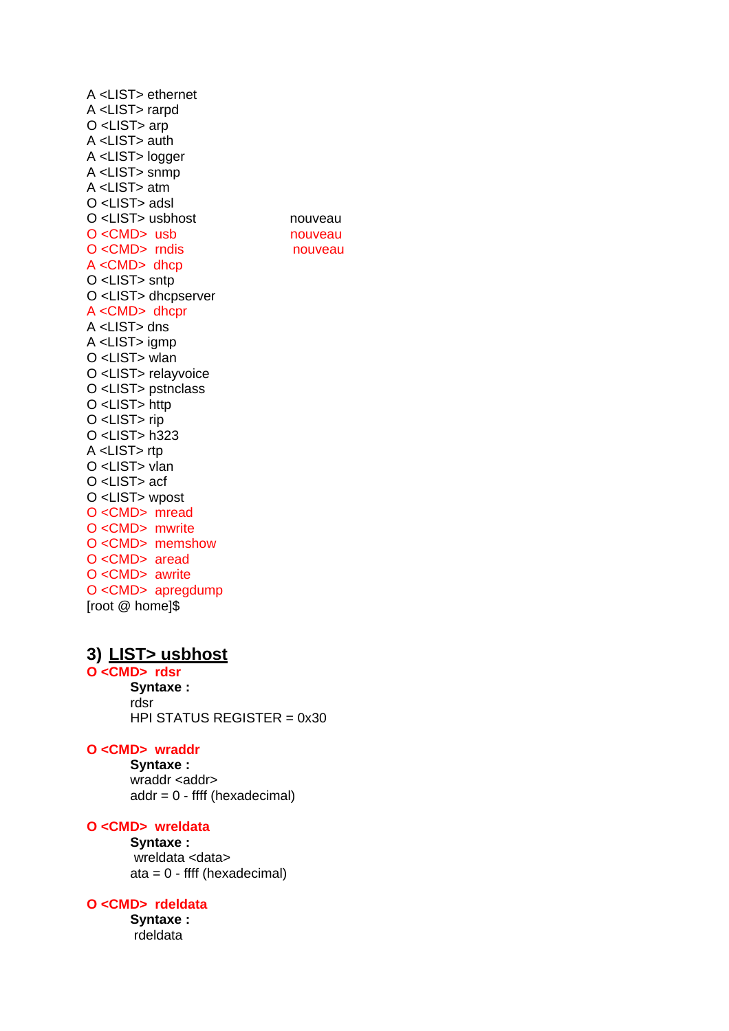A <LIST> ethernet
A <LIST> rarpd
O <LIST> arp
A <LIST> auth
A <LIST> logger
A <LIST> snmp
A <LIST> atm
O <LIST> adsl
O <LIST> usbhost nouveau
O <CMD> usb nouveau
O <CMD> rndis nouveau
A <CMD> dhcp
O <LIST> sntp
O <LIST> dhcpserver
A <CMD> dhcpr
A <LIST> dns
A <LIST> igmp
O <LIST> wlan
O <LIST> relayvoice
O <LIST> pstnclass
O <LIST> http
O <LIST> rip
O <LIST> h323
A <LIST> rtp
O <LIST> vlan
O <LIST> acf
O <LIST> wpost
O <CMD> mread
O <CMD> mwrite
O <CMD> memshow
O <CMD> aread
O <CMD> awrite
O <CMD> apregdump
[root @ home]$

## 3) LIST> usbhost

**O <CMD> rdsr**

**Syntaxe :**
rdsr
HPI STATUS REGISTER = 0x30

**O <CMD> wraddr**

**Syntaxe :**
wraddr <addr>
addr = 0 - ffff (hexadecimal)

**O <CMD> wreldata**

**Syntaxe :**
wreldata <data>
ata = 0 - ffff (hexadecimal)

**O <CMD> rdeldata**

**Syntaxe :**
rdeldata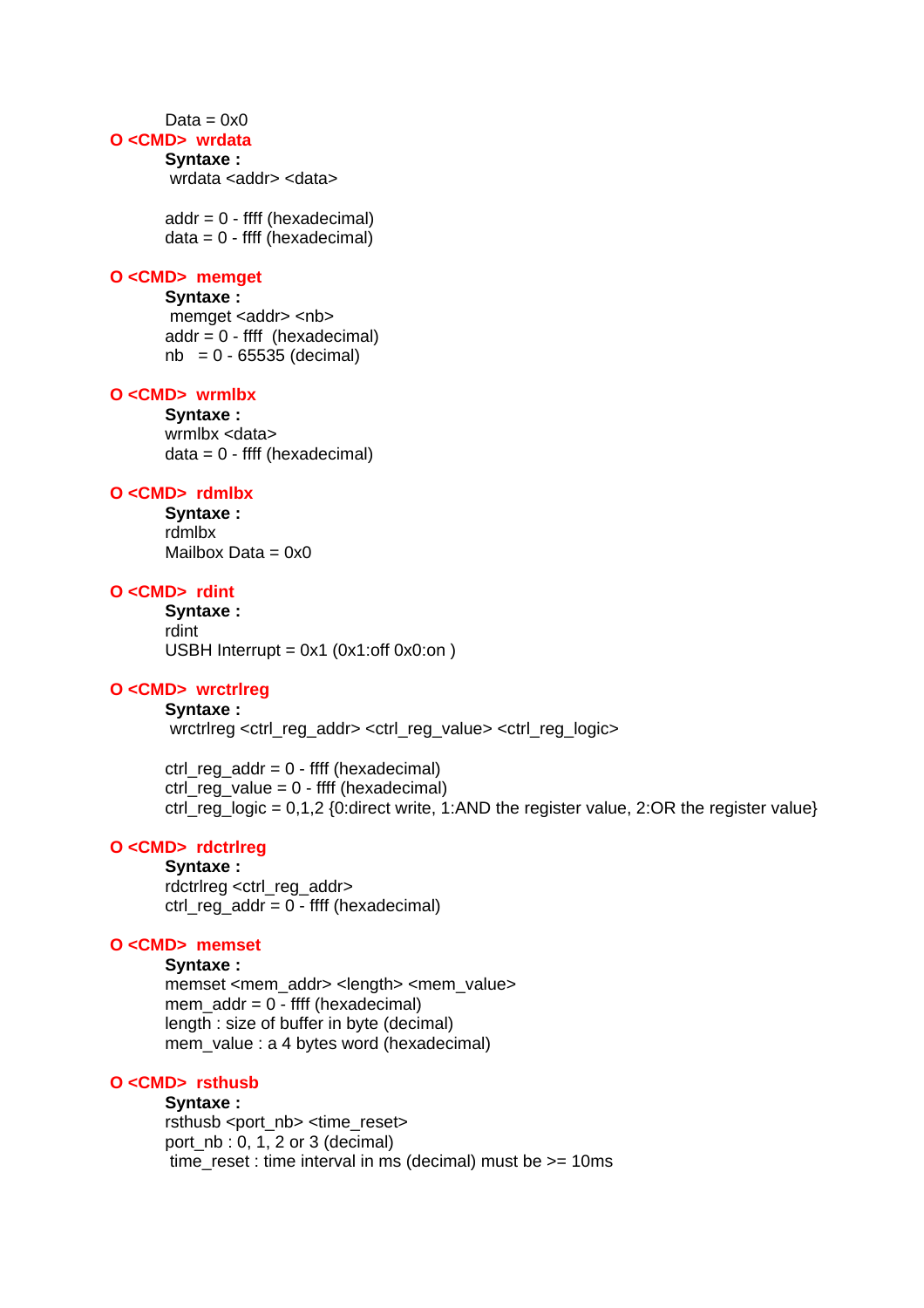Data = 0x0

**O <CMD> wrdata**

**Syntaxe :**

wrdata <addr> <data>

addr = 0 - ffff (hexadecimal)
data = 0 - ffff (hexadecimal)

**O <CMD> memget**

**Syntaxe :**

memget <addr> <nb>
addr = 0 - ffff (hexadecimal)
nb = 0 - 65535 (decimal)

**O <CMD> wrmlbx**

**Syntaxe :**

wrmlbx <data>
data = 0 - ffff (hexadecimal)

**O <CMD> rdmlbx**

**Syntaxe :**

rdmlbx
Mailbox Data = 0x0

**O <CMD> rdint**

**Syntaxe :**

rdint
USBH Interrupt = 0x1 (0x1:off 0x0:on )

**O <CMD> wrctrlreg**

**Syntaxe :**

wrctrlreg <ctrl_reg_addr> <ctrl_reg_value> <ctrl_reg_logic>

ctrl_reg_addr = 0 - ffff (hexadecimal)
ctrl_reg_value = 0 - ffff (hexadecimal)
ctrl_reg_logic = 0,1,2 {0:direct write, 1:AND the register value, 2:OR the register value}

**O <CMD> rdctrlreg**

**Syntaxe :**

rdctrlreg <ctrl_reg_addr>
ctrl_reg_addr = 0 - ffff (hexadecimal)

**O <CMD> memset**

**Syntaxe :**

memset <mem_addr> <length> <mem_value>
mem_addr = 0 - ffff (hexadecimal)
length : size of buffer in byte (decimal)
mem_value : a 4 bytes word (hexadecimal)

**O <CMD> rsthusb**

**Syntaxe :**

rsthusb <port_nb> <time_reset>
port_nb : 0, 1, 2 or 3 (decimal)
time_reset : time interval in ms (decimal) must be >= 10ms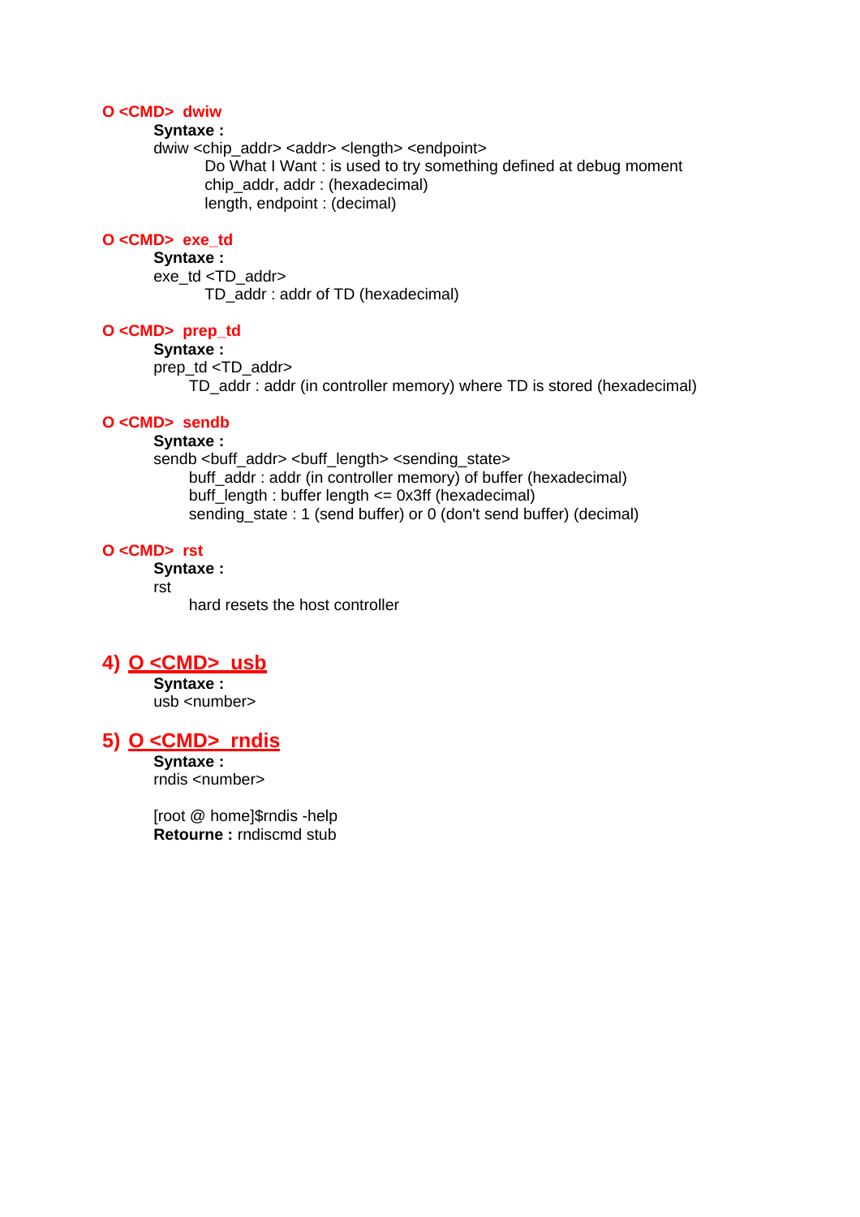**O <CMD> dwiw**

**Syntaxe :**

dwiw <chip_addr> <addr> <length> <endpoint>

Do What I Want : is used to try something defined at debug moment
chip_addr, addr : (hexadecimal)
length, endpoint : (decimal)

**O <CMD> exe_td**

**Syntaxe :**

exe_td <TD_addr>

TD_addr : addr of TD (hexadecimal)

**O <CMD> prep_td**

**Syntaxe :**

prep_td <TD_addr>

TD_addr : addr (in controller memory) where TD is stored (hexadecimal)

**O <CMD> sendb**

**Syntaxe :**

sendb <buff_addr> <buff_length> <sending_state>

buff_addr : addr (in controller memory) of buffer (hexadecimal)
buff_length : buffer length <= 0x3ff (hexadecimal)
sending_state : 1 (send buffer) or 0 (don't send buffer) (decimal)

**O <CMD> rst**

**Syntaxe :**

rst

hard resets the host controller

## 4) O <CMD> usb

**Syntaxe :**

usb <number>

## 5) O <CMD> rndis

**Syntaxe :**

rndis <number>

[root @ home]$rndis -help

**Retourne :** rndiscmd stub